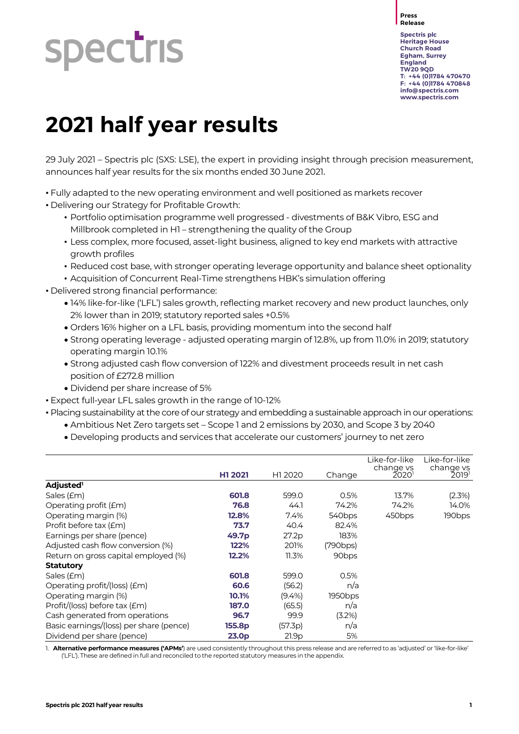spectris

**Press Release**

**Spectris plc**
**Heritage House**
**Church Road**
**Egham, Surrey**
**England**
**TW20 9QD**
**T: +44 (0)1784 470470**
**F: +44 (0)1784 470848**
**info@spectris.com**
**www.spectris.com**

# 2021 half year results

29 July 2021 – Spectris plc (SXS: LSE), the expert in providing insight through precision measurement, announces half year results for the six months ended 30 June 2021.

- Fully adapted to the new operating environment and well positioned as markets recover
- Delivering our Strategy for Profitable Growth:
  - Portfolio optimisation programme well progressed - divestments of B&K Vibro, ESG and Millbrook completed in H1 – strengthening the quality of the Group
  - Less complex, more focused, asset-light business, aligned to key end markets with attractive growth profiles
  - Reduced cost base, with stronger operating leverage opportunity and balance sheet optionality
  - Acquisition of Concurrent Real-Time strengthens HBK's simulation offering
- Delivered strong financial performance:
  - 14% like-for-like ('LFL') sales growth, reflecting market recovery and new product launches, only 2% lower than in 2019; statutory reported sales +0.5%
  - Orders 16% higher on a LFL basis, providing momentum into the second half
  - Strong operating leverage - adjusted operating margin of 12.8%, up from 11.0% in 2019; statutory operating margin 10.1%
  - Strong adjusted cash flow conversion of 122% and divestment proceeds result in net cash position of £272.8 million
  - Dividend per share increase of 5%
- Expect full-year LFL sales growth in the range of 10-12%
- Placing sustainability at the core of our strategy and embedding a sustainable approach in our operations:
  - Ambitious Net Zero targets set – Scope 1 and 2 emissions by 2030, and Scope 3 by 2040
  - Developing products and services that accelerate our customers' journey to net zero

| | **H1 2021** | H1 2020 | Change | Like-for-like change vs 2020[1] | Like-for-like change vs 2019[1] |
|---|---|---|---|---|---|
| **Adjusted[1]** | | | | | |
| Sales (£m) | **601.8** | 599.0 | 0.5% | 13.7% | (2.3%) |
| Operating profit (£m) | **76.8** | 44.1 | 74.2% | 74.2% | 14.0% |
| Operating margin (%) | **12.8%** | 7.4% | 540bps | 450bps | 190bps |
| Profit before tax (£m) | **73.7** | 40.4 | 82.4% | | |
| Earnings per share (pence) | **49.7p** | 27.2p | 183% | | |
| Adjusted cash flow conversion (%) | **122%** | 201% | (790bps) | | |
| Return on gross capital employed (%) | **12.2%** | 11.3% | 90bps | | |
| **Statutory** | | | | | |
| Sales (£m) | **601.8** | 599.0 | 0.5% | | |
| Operating profit/(loss) (£m) | **60.6** | (56.2) | n/a | | |
| Operating margin (%) | **10.1%** | (9.4%) | 1950bps | | |
| Profit/(loss) before tax (£m) | **187.0** | (65.5) | n/a | | |
| Cash generated from operations | **96.7** | 99.9 | (3.2%) | | |
| Basic earnings/(loss) per share (pence) | **155.8p** | (57.3p) | n/a | | |
| Dividend per share (pence) | **23.0p** | 21.9p | 5% | | |

1. **Alternative performance measures ('APMs'**) are used consistently throughout this press release and are referred to as 'adjusted' or 'like-for-like' ('LFL'). These are defined in full and reconciled to the reported statutory measures in the appendix.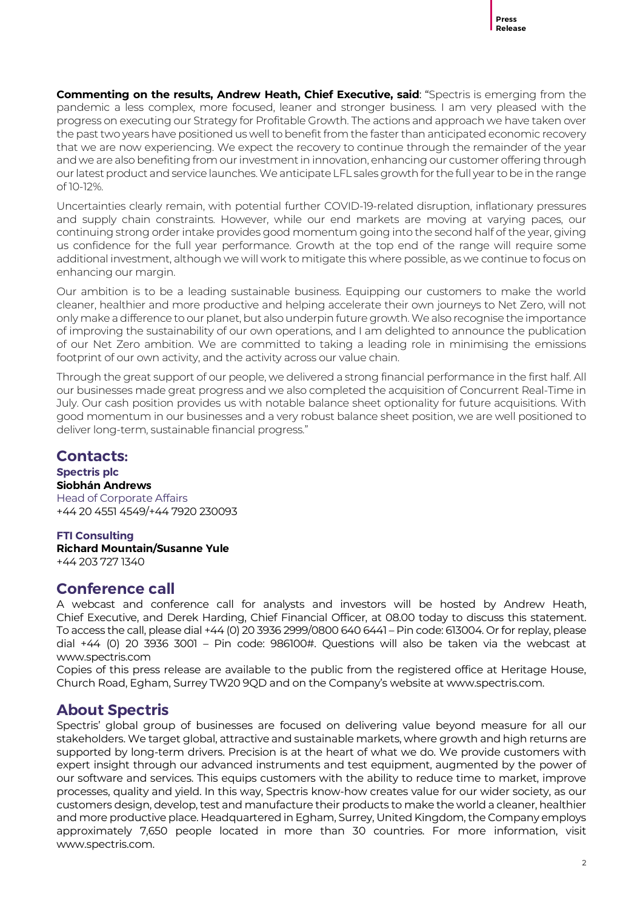**Commenting on the results, Andrew Heath, Chief Executive, said**: "Spectris is emerging from the pandemic a less complex, more focused, leaner and stronger business. I am very pleased with the progress on executing our Strategy for Profitable Growth. The actions and approach we have taken over the past two years have positioned us well to benefit from the faster than anticipated economic recovery that we are now experiencing. We expect the recovery to continue through the remainder of the year and we are also benefiting from our investment in innovation, enhancing our customer offering through our latest product and service launches. We anticipate LFL sales growth for the full year to be in the range of 10-12%.

Uncertainties clearly remain, with potential further COVID-19-related disruption, inflationary pressures and supply chain constraints. However, while our end markets are moving at varying paces, our continuing strong order intake provides good momentum going into the second half of the year, giving us confidence for the full year performance. Growth at the top end of the range will require some additional investment, although we will work to mitigate this where possible, as we continue to focus on enhancing our margin.

Our ambition is to be a leading sustainable business. Equipping our customers to make the world cleaner, healthier and more productive and helping accelerate their own journeys to Net Zero, will not only make a difference to our planet, but also underpin future growth. We also recognise the importance of improving the sustainability of our own operations, and I am delighted to announce the publication of our Net Zero ambition. We are committed to taking a leading role in minimising the emissions footprint of our own activity, and the activity across our value chain.

Through the great support of our people, we delivered a strong financial performance in the first half. All our businesses made great progress and we also completed the acquisition of Concurrent Real-Time in July. Our cash position provides us with notable balance sheet optionality for future acquisitions. With good momentum in our businesses and a very robust balance sheet position, we are well positioned to deliver long-term, sustainable financial progress."

## Contacts:

**Spectris plc**
**Siobhán Andrews**
Head of Corporate Affairs
+44 20 4551 4549/+44 7920 230093

**FTI Consulting**
**Richard Mountain/Susanne Yule**
+44 203 727 1340

## Conference call

A webcast and conference call for analysts and investors will be hosted by Andrew Heath, Chief Executive, and Derek Harding, Chief Financial Officer, at 08.00 today to discuss this statement. To access the call, please dial +44 (0) 20 3936 2999/0800 640 6441 – Pin code: 613004. Or for replay, please dial +44 (0) 20 3936 3001 – Pin code: 986100#. Questions will also be taken via the webcast at www.spectris.com

Copies of this press release are available to the public from the registered office at Heritage House, Church Road, Egham, Surrey TW20 9QD and on the Company's website at www.spectris.com.

## About Spectris

Spectris' global group of businesses are focused on delivering value beyond measure for all our stakeholders. We target global, attractive and sustainable markets, where growth and high returns are supported by long-term drivers. Precision is at the heart of what we do. We provide customers with expert insight through our advanced instruments and test equipment, augmented by the power of our software and services. This equips customers with the ability to reduce time to market, improve processes, quality and yield. In this way, Spectris know-how creates value for our wider society, as our customers design, develop, test and manufacture their products to make the world a cleaner, healthier and more productive place. Headquartered in Egham, Surrey, United Kingdom, the Company employs approximately 7,650 people located in more than 30 countries. For more information, visit www.spectris.com.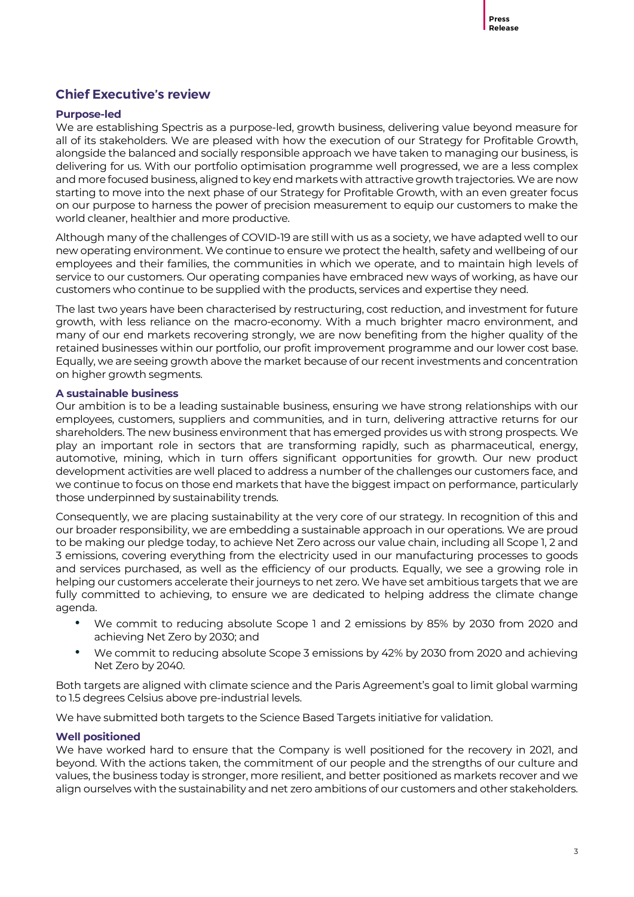## Chief Executive's review

### Purpose-led

We are establishing Spectris as a purpose-led, growth business, delivering value beyond measure for all of its stakeholders. We are pleased with how the execution of our Strategy for Profitable Growth, alongside the balanced and socially responsible approach we have taken to managing our business, is delivering for us. With our portfolio optimisation programme well progressed, we are a less complex and more focused business, aligned to key end markets with attractive growth trajectories. We are now starting to move into the next phase of our Strategy for Profitable Growth, with an even greater focus on our purpose to harness the power of precision measurement to equip our customers to make the world cleaner, healthier and more productive.

Although many of the challenges of COVID-19 are still with us as a society, we have adapted well to our new operating environment. We continue to ensure we protect the health, safety and wellbeing of our employees and their families, the communities in which we operate, and to maintain high levels of service to our customers. Our operating companies have embraced new ways of working, as have our customers who continue to be supplied with the products, services and expertise they need.

The last two years have been characterised by restructuring, cost reduction, and investment for future growth, with less reliance on the macro-economy. With a much brighter macro environment, and many of our end markets recovering strongly, we are now benefiting from the higher quality of the retained businesses within our portfolio, our profit improvement programme and our lower cost base. Equally, we are seeing growth above the market because of our recent investments and concentration on higher growth segments.

### A sustainable business

Our ambition is to be a leading sustainable business, ensuring we have strong relationships with our employees, customers, suppliers and communities, and in turn, delivering attractive returns for our shareholders. The new business environment that has emerged provides us with strong prospects. We play an important role in sectors that are transforming rapidly, such as pharmaceutical, energy, automotive, mining, which in turn offers significant opportunities for growth. Our new product development activities are well placed to address a number of the challenges our customers face, and we continue to focus on those end markets that have the biggest impact on performance, particularly those underpinned by sustainability trends.

Consequently, we are placing sustainability at the very core of our strategy. In recognition of this and our broader responsibility, we are embedding a sustainable approach in our operations. We are proud to be making our pledge today, to achieve Net Zero across our value chain, including all Scope 1, 2 and 3 emissions, covering everything from the electricity used in our manufacturing processes to goods and services purchased, as well as the efficiency of our products. Equally, we see a growing role in helping our customers accelerate their journeys to net zero. We have set ambitious targets that we are fully committed to achieving, to ensure we are dedicated to helping address the climate change agenda.

- We commit to reducing absolute Scope 1 and 2 emissions by 85% by 2030 from 2020 and achieving Net Zero by 2030; and
- We commit to reducing absolute Scope 3 emissions by 42% by 2030 from 2020 and achieving Net Zero by 2040.

Both targets are aligned with climate science and the Paris Agreement's goal to limit global warming to 1.5 degrees Celsius above pre-industrial levels.

We have submitted both targets to the Science Based Targets initiative for validation.

### Well positioned

We have worked hard to ensure that the Company is well positioned for the recovery in 2021, and beyond. With the actions taken, the commitment of our people and the strengths of our culture and values, the business today is stronger, more resilient, and better positioned as markets recover and we align ourselves with the sustainability and net zero ambitions of our customers and other stakeholders.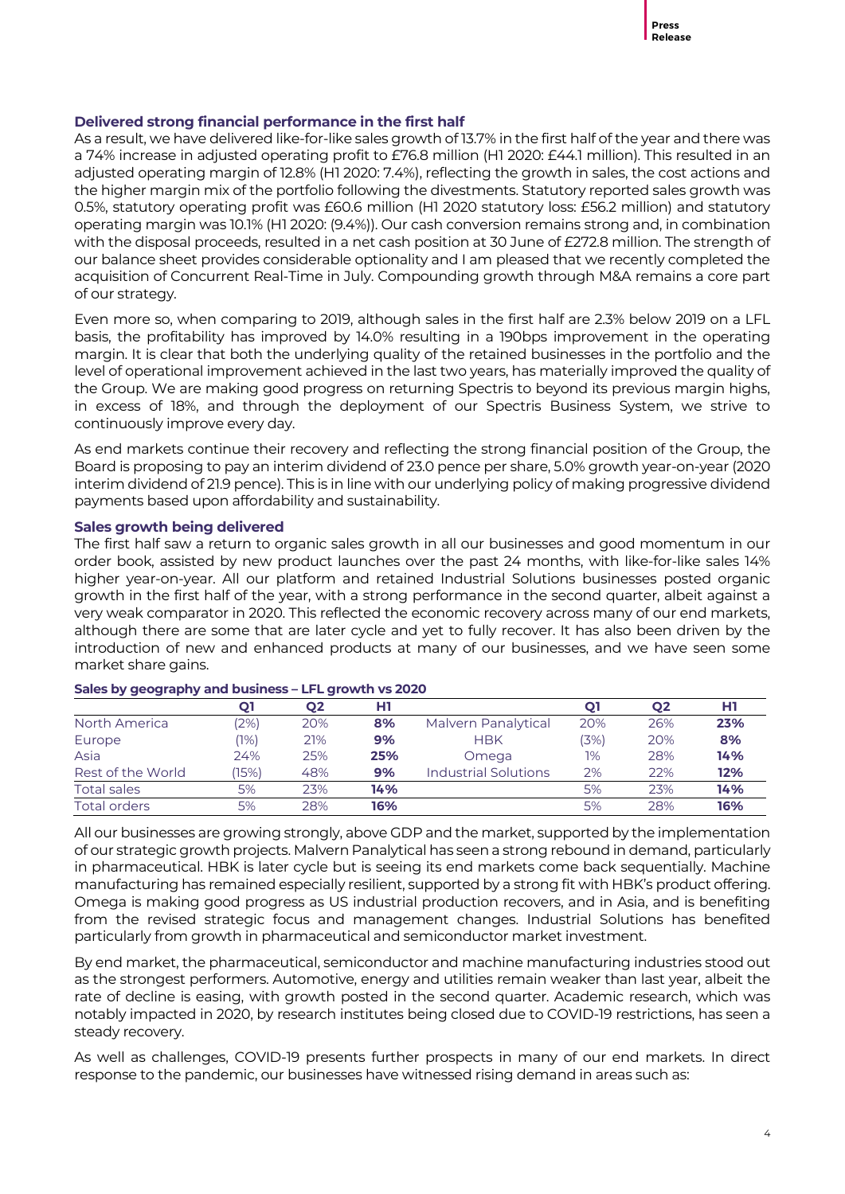### Delivered strong financial performance in the first half

As a result, we have delivered like-for-like sales growth of 13.7% in the first half of the year and there was a 74% increase in adjusted operating profit to £76.8 million (H1 2020: £44.1 million). This resulted in an adjusted operating margin of 12.8% (H1 2020: 7.4%), reflecting the growth in sales, the cost actions and the higher margin mix of the portfolio following the divestments. Statutory reported sales growth was 0.5%, statutory operating profit was £60.6 million (H1 2020 statutory loss: £56.2 million) and statutory operating margin was 10.1% (H1 2020: (9.4%)). Our cash conversion remains strong and, in combination with the disposal proceeds, resulted in a net cash position at 30 June of £272.8 million. The strength of our balance sheet provides considerable optionality and I am pleased that we recently completed the acquisition of Concurrent Real-Time in July. Compounding growth through M&A remains a core part of our strategy.

Even more so, when comparing to 2019, although sales in the first half are 2.3% below 2019 on a LFL basis, the profitability has improved by 14.0% resulting in a 190bps improvement in the operating margin. It is clear that both the underlying quality of the retained businesses in the portfolio and the level of operational improvement achieved in the last two years, has materially improved the quality of the Group. We are making good progress on returning Spectris to beyond its previous margin highs, in excess of 18%, and through the deployment of our Spectris Business System, we strive to continuously improve every day.

As end markets continue their recovery and reflecting the strong financial position of the Group, the Board is proposing to pay an interim dividend of 23.0 pence per share, 5.0% growth year-on-year (2020 interim dividend of 21.9 pence). This is in line with our underlying policy of making progressive dividend payments based upon affordability and sustainability.

### Sales growth being delivered

The first half saw a return to organic sales growth in all our businesses and good momentum in our order book, assisted by new product launches over the past 24 months, with like-for-like sales 14% higher year-on-year. All our platform and retained Industrial Solutions businesses posted organic growth in the first half of the year, with a strong performance in the second quarter, albeit against a very weak comparator in 2020. This reflected the economic recovery across many of our end markets, although there are some that are later cycle and yet to fully recover. It has also been driven by the introduction of new and enhanced products at many of our businesses, and we have seen some market share gains.

**Sales by geography and business – LFL growth vs 2020**

| | Q1 | Q2 | H1 | | Q1 | Q2 | H1 |
|---|---|---|---|---|---|---|---|
| North America | (2%) | 20% | **8%** | Malvern Panalytical | 20% | 26% | **23%** |
| Europe | (1%) | 21% | **9%** | HBK | (3%) | 20% | **8%** |
| Asia | 24% | 25% | **25%** | Omega | 1% | 28% | **14%** |
| Rest of the World | (15%) | 48% | **9%** | Industrial Solutions | 2% | 22% | **12%** |
| Total sales | 5% | 23% | **14%** | | 5% | 23% | **14%** |
| Total orders | 5% | 28% | **16%** | | 5% | 28% | **16%** |

All our businesses are growing strongly, above GDP and the market, supported by the implementation of our strategic growth projects. Malvern Panalytical has seen a strong rebound in demand, particularly in pharmaceutical. HBK is later cycle but is seeing its end markets come back sequentially. Machine manufacturing has remained especially resilient, supported by a strong fit with HBK's product offering. Omega is making good progress as US industrial production recovers, and in Asia, and is benefiting from the revised strategic focus and management changes. Industrial Solutions has benefited particularly from growth in pharmaceutical and semiconductor market investment.

By end market, the pharmaceutical, semiconductor and machine manufacturing industries stood out as the strongest performers. Automotive, energy and utilities remain weaker than last year, albeit the rate of decline is easing, with growth posted in the second quarter. Academic research, which was notably impacted in 2020, by research institutes being closed due to COVID-19 restrictions, has seen a steady recovery.

As well as challenges, COVID-19 presents further prospects in many of our end markets. In direct response to the pandemic, our businesses have witnessed rising demand in areas such as: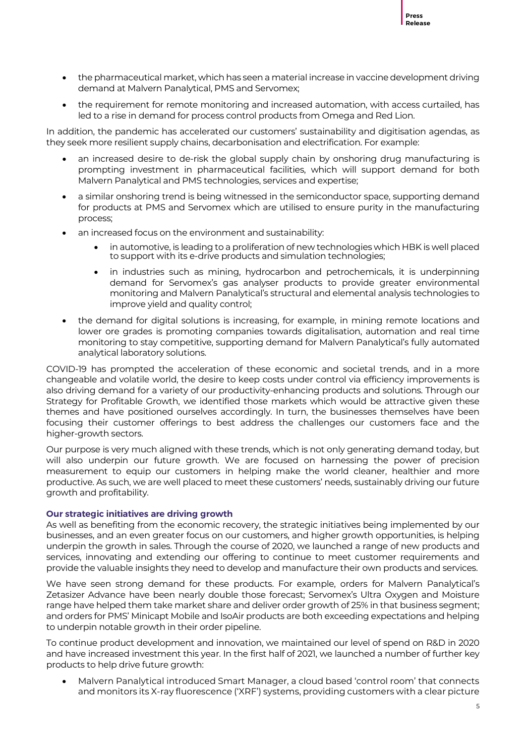- the pharmaceutical market, which has seen a material increase in vaccine development driving demand at Malvern Panalytical, PMS and Servomex;
- the requirement for remote monitoring and increased automation, with access curtailed, has led to a rise in demand for process control products from Omega and Red Lion.

In addition, the pandemic has accelerated our customers' sustainability and digitisation agendas, as they seek more resilient supply chains, decarbonisation and electrification. For example:

- an increased desire to de-risk the global supply chain by onshoring drug manufacturing is prompting investment in pharmaceutical facilities, which will support demand for both Malvern Panalytical and PMS technologies, services and expertise;
- a similar onshoring trend is being witnessed in the semiconductor space, supporting demand for products at PMS and Servomex which are utilised to ensure purity in the manufacturing process;
- an increased focus on the environment and sustainability:
  - in automotive, is leading to a proliferation of new technologies which HBK is well placed to support with its e-drive products and simulation technologies;
  - in industries such as mining, hydrocarbon and petrochemicals, it is underpinning demand for Servomex's gas analyser products to provide greater environmental monitoring and Malvern Panalytical's structural and elemental analysis technologies to improve yield and quality control;
- the demand for digital solutions is increasing, for example, in mining remote locations and lower ore grades is promoting companies towards digitalisation, automation and real time monitoring to stay competitive, supporting demand for Malvern Panalytical's fully automated analytical laboratory solutions.

COVID-19 has prompted the acceleration of these economic and societal trends, and in a more changeable and volatile world, the desire to keep costs under control via efficiency improvements is also driving demand for a variety of our productivity-enhancing products and solutions. Through our Strategy for Profitable Growth, we identified those markets which would be attractive given these themes and have positioned ourselves accordingly. In turn, the businesses themselves have been focusing their customer offerings to best address the challenges our customers face and the higher-growth sectors.

Our purpose is very much aligned with these trends, which is not only generating demand today, but will also underpin our future growth. We are focused on harnessing the power of precision measurement to equip our customers in helping make the world cleaner, healthier and more productive. As such, we are well placed to meet these customers' needs, sustainably driving our future growth and profitability.

### Our strategic initiatives are driving growth

As well as benefiting from the economic recovery, the strategic initiatives being implemented by our businesses, and an even greater focus on our customers, and higher growth opportunities, is helping underpin the growth in sales. Through the course of 2020, we launched a range of new products and services, innovating and extending our offering to continue to meet customer requirements and provide the valuable insights they need to develop and manufacture their own products and services.

We have seen strong demand for these products. For example, orders for Malvern Panalytical's Zetasizer Advance have been nearly double those forecast; Servomex's Ultra Oxygen and Moisture range have helped them take market share and deliver order growth of 25% in that business segment; and orders for PMS' Minicapt Mobile and IsoAir products are both exceeding expectations and helping to underpin notable growth in their order pipeline.

To continue product development and innovation, we maintained our level of spend on R&D in 2020 and have increased investment this year. In the first half of 2021, we launched a number of further key products to help drive future growth:

- Malvern Panalytical introduced Smart Manager, a cloud based 'control room' that connects and monitors its X-ray fluorescence ('XRF') systems, providing customers with a clear picture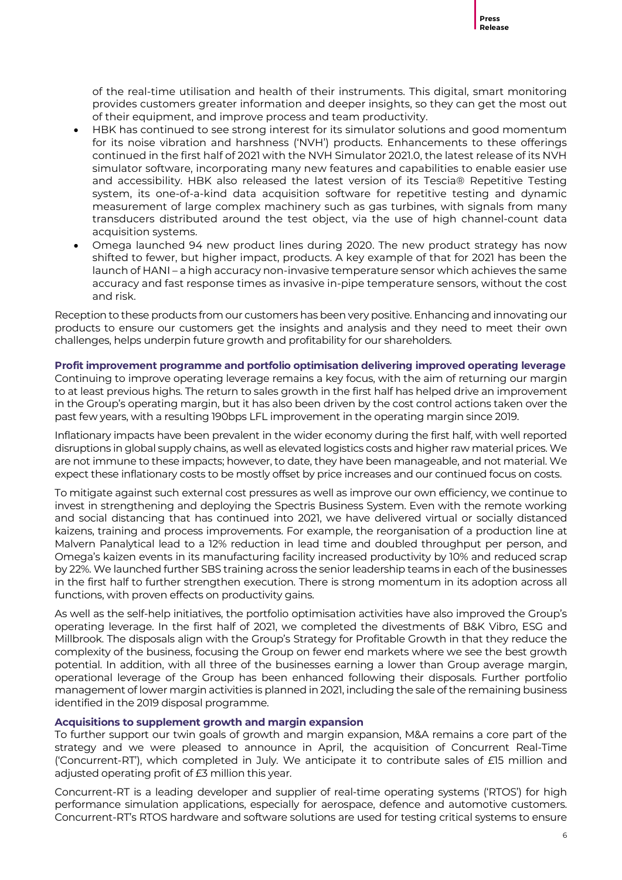of the real-time utilisation and health of their instruments. This digital, smart monitoring provides customers greater information and deeper insights, so they can get the most out of their equipment, and improve process and team productivity.

- HBK has continued to see strong interest for its simulator solutions and good momentum for its noise vibration and harshness ('NVH') products. Enhancements to these offerings continued in the first half of 2021 with the NVH Simulator 2021.0, the latest release of its NVH simulator software, incorporating many new features and capabilities to enable easier use and accessibility. HBK also released the latest version of its Tescia® Repetitive Testing system, its one-of-a-kind data acquisition software for repetitive testing and dynamic measurement of large complex machinery such as gas turbines, with signals from many transducers distributed around the test object, via the use of high channel-count data acquisition systems.
- Omega launched 94 new product lines during 2020. The new product strategy has now shifted to fewer, but higher impact, products. A key example of that for 2021 has been the launch of HANI – a high accuracy non-invasive temperature sensor which achieves the same accuracy and fast response times as invasive in-pipe temperature sensors, without the cost and risk.

Reception to these products from our customers has been very positive. Enhancing and innovating our products to ensure our customers get the insights and analysis and they need to meet their own challenges, helps underpin future growth and profitability for our shareholders.

### Profit improvement programme and portfolio optimisation delivering improved operating leverage

Continuing to improve operating leverage remains a key focus, with the aim of returning our margin to at least previous highs. The return to sales growth in the first half has helped drive an improvement in the Group's operating margin, but it has also been driven by the cost control actions taken over the past few years, with a resulting 190bps LFL improvement in the operating margin since 2019.

Inflationary impacts have been prevalent in the wider economy during the first half, with well reported disruptions in global supply chains, as well as elevated logistics costs and higher raw material prices. We are not immune to these impacts; however, to date, they have been manageable, and not material. We expect these inflationary costs to be mostly offset by price increases and our continued focus on costs.

To mitigate against such external cost pressures as well as improve our own efficiency, we continue to invest in strengthening and deploying the Spectris Business System. Even with the remote working and social distancing that has continued into 2021, we have delivered virtual or socially distanced kaizens, training and process improvements. For example, the reorganisation of a production line at Malvern Panalytical lead to a 12% reduction in lead time and doubled throughput per person, and Omega's kaizen events in its manufacturing facility increased productivity by 10% and reduced scrap by 22%. We launched further SBS training across the senior leadership teams in each of the businesses in the first half to further strengthen execution. There is strong momentum in its adoption across all functions, with proven effects on productivity gains.

As well as the self-help initiatives, the portfolio optimisation activities have also improved the Group's operating leverage. In the first half of 2021, we completed the divestments of B&K Vibro, ESG and Millbrook. The disposals align with the Group's Strategy for Profitable Growth in that they reduce the complexity of the business, focusing the Group on fewer end markets where we see the best growth potential. In addition, with all three of the businesses earning a lower than Group average margin, operational leverage of the Group has been enhanced following their disposals. Further portfolio management of lower margin activities is planned in 2021, including the sale of the remaining business identified in the 2019 disposal programme.

### Acquisitions to supplement growth and margin expansion

To further support our twin goals of growth and margin expansion, M&A remains a core part of the strategy and we were pleased to announce in April, the acquisition of Concurrent Real-Time ('Concurrent-RT'), which completed in July. We anticipate it to contribute sales of £15 million and adjusted operating profit of £3 million this year.

Concurrent-RT is a leading developer and supplier of real-time operating systems ('RTOS') for high performance simulation applications, especially for aerospace, defence and automotive customers. Concurrent-RT's RTOS hardware and software solutions are used for testing critical systems to ensure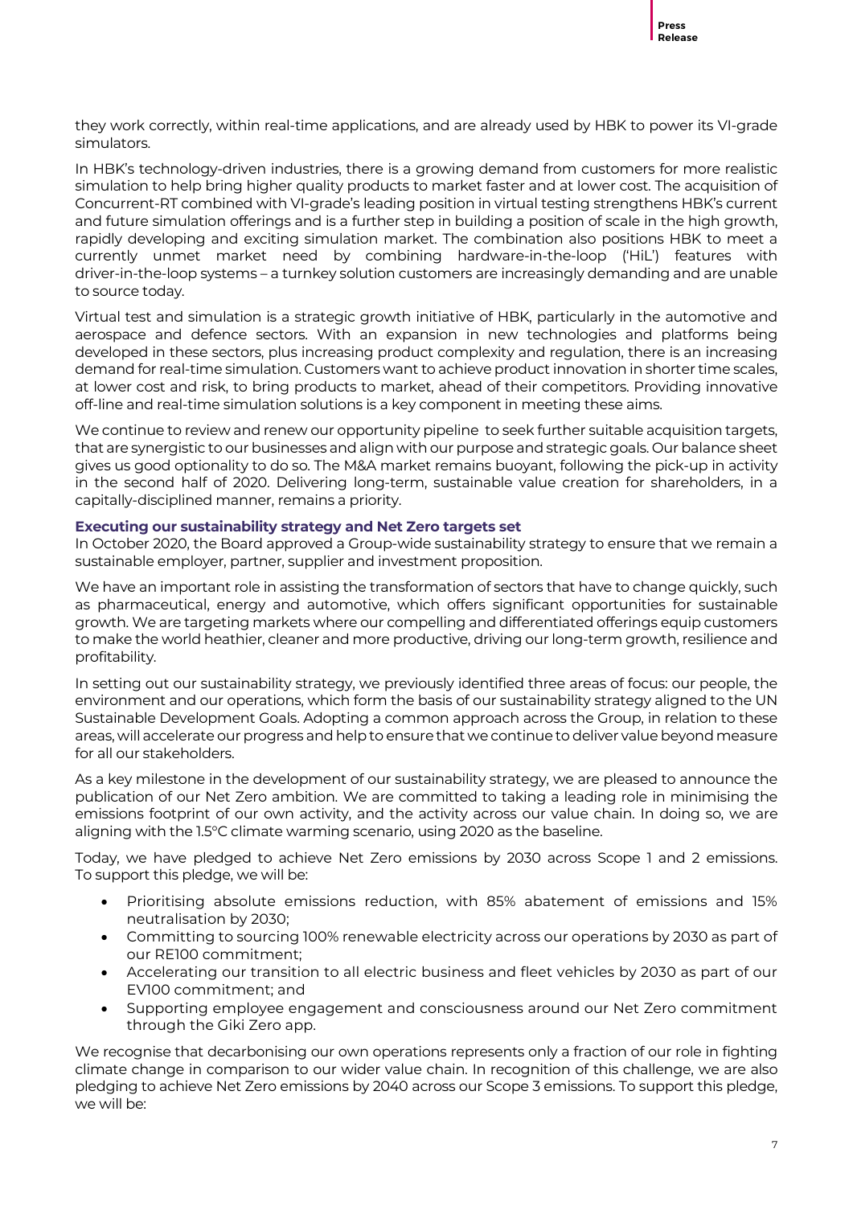they work correctly, within real-time applications, and are already used by HBK to power its VI-grade simulators.

In HBK's technology-driven industries, there is a growing demand from customers for more realistic simulation to help bring higher quality products to market faster and at lower cost. The acquisition of Concurrent-RT combined with VI-grade's leading position in virtual testing strengthens HBK's current and future simulation offerings and is a further step in building a position of scale in the high growth, rapidly developing and exciting simulation market. The combination also positions HBK to meet a currently unmet market need by combining hardware-in-the-loop ('HiL') features with driver-in-the-loop systems – a turnkey solution customers are increasingly demanding and are unable to source today.

Virtual test and simulation is a strategic growth initiative of HBK, particularly in the automotive and aerospace and defence sectors. With an expansion in new technologies and platforms being developed in these sectors, plus increasing product complexity and regulation, there is an increasing demand for real-time simulation. Customers want to achieve product innovation in shorter time scales, at lower cost and risk, to bring products to market, ahead of their competitors. Providing innovative off-line and real-time simulation solutions is a key component in meeting these aims.

We continue to review and renew our opportunity pipeline to seek further suitable acquisition targets, that are synergistic to our businesses and align with our purpose and strategic goals. Our balance sheet gives us good optionality to do so. The M&A market remains buoyant, following the pick-up in activity in the second half of 2020. Delivering long-term, sustainable value creation for shareholders, in a capitally-disciplined manner, remains a priority.

**Executing our sustainability strategy and Net Zero targets set**

In October 2020, the Board approved a Group-wide sustainability strategy to ensure that we remain a sustainable employer, partner, supplier and investment proposition.

We have an important role in assisting the transformation of sectors that have to change quickly, such as pharmaceutical, energy and automotive, which offers significant opportunities for sustainable growth. We are targeting markets where our compelling and differentiated offerings equip customers to make the world heathier, cleaner and more productive, driving our long-term growth, resilience and profitability.

In setting out our sustainability strategy, we previously identified three areas of focus: our people, the environment and our operations, which form the basis of our sustainability strategy aligned to the UN Sustainable Development Goals. Adopting a common approach across the Group, in relation to these areas, will accelerate our progress and help to ensure that we continue to deliver value beyond measure for all our stakeholders.

As a key milestone in the development of our sustainability strategy, we are pleased to announce the publication of our Net Zero ambition. We are committed to taking a leading role in minimising the emissions footprint of our own activity, and the activity across our value chain. In doing so, we are aligning with the 1.5°C climate warming scenario, using 2020 as the baseline.

Today, we have pledged to achieve Net Zero emissions by 2030 across Scope 1 and 2 emissions. To support this pledge, we will be:

- Prioritising absolute emissions reduction, with 85% abatement of emissions and 15% neutralisation by 2030;
- Committing to sourcing 100% renewable electricity across our operations by 2030 as part of our RE100 commitment;
- Accelerating our transition to all electric business and fleet vehicles by 2030 as part of our EV100 commitment; and
- Supporting employee engagement and consciousness around our Net Zero commitment through the Giki Zero app.

We recognise that decarbonising our own operations represents only a fraction of our role in fighting climate change in comparison to our wider value chain. In recognition of this challenge, we are also pledging to achieve Net Zero emissions by 2040 across our Scope 3 emissions. To support this pledge, we will be: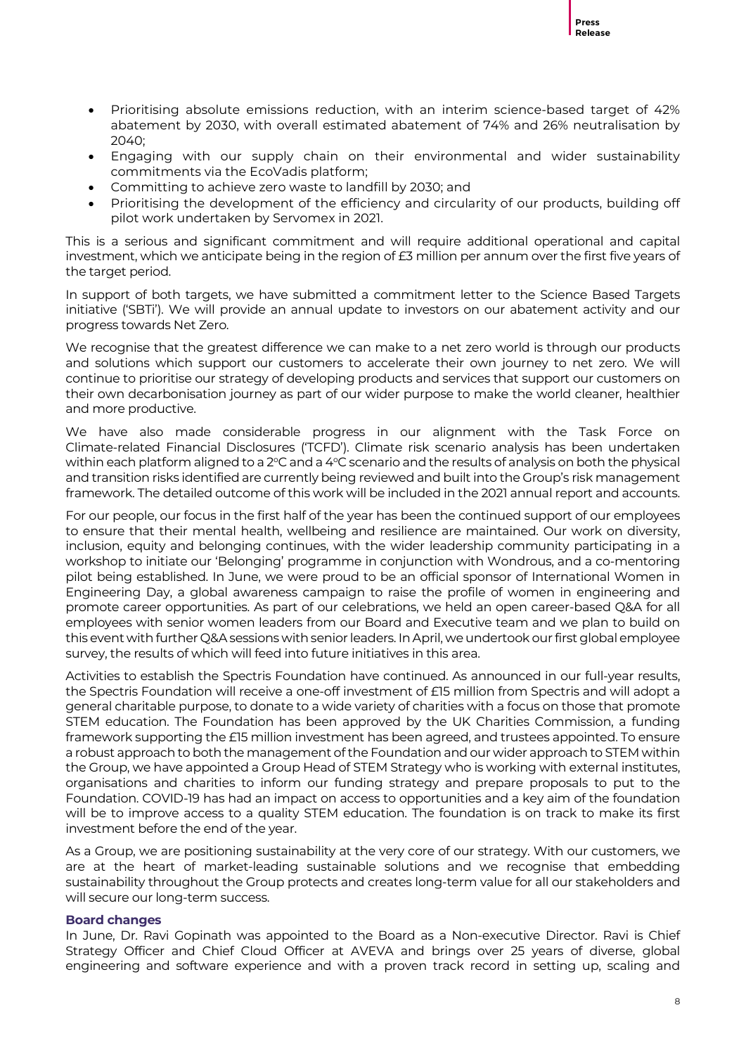- Prioritising absolute emissions reduction, with an interim science-based target of 42% abatement by 2030, with overall estimated abatement of 74% and 26% neutralisation by 2040;
- Engaging with our supply chain on their environmental and wider sustainability commitments via the EcoVadis platform;
- Committing to achieve zero waste to landfill by 2030; and
- Prioritising the development of the efficiency and circularity of our products, building off pilot work undertaken by Servomex in 2021.

This is a serious and significant commitment and will require additional operational and capital investment, which we anticipate being in the region of £3 million per annum over the first five years of the target period.

In support of both targets, we have submitted a commitment letter to the Science Based Targets initiative ('SBTi'). We will provide an annual update to investors on our abatement activity and our progress towards Net Zero.

We recognise that the greatest difference we can make to a net zero world is through our products and solutions which support our customers to accelerate their own journey to net zero. We will continue to prioritise our strategy of developing products and services that support our customers on their own decarbonisation journey as part of our wider purpose to make the world cleaner, healthier and more productive.

We have also made considerable progress in our alignment with the Task Force on Climate-related Financial Disclosures ('TCFD'). Climate risk scenario analysis has been undertaken within each platform aligned to a 2°C and a 4°C scenario and the results of analysis on both the physical and transition risks identified are currently being reviewed and built into the Group's risk management framework. The detailed outcome of this work will be included in the 2021 annual report and accounts.

For our people, our focus in the first half of the year has been the continued support of our employees to ensure that their mental health, wellbeing and resilience are maintained. Our work on diversity, inclusion, equity and belonging continues, with the wider leadership community participating in a workshop to initiate our 'Belonging' programme in conjunction with Wondrous, and a co-mentoring pilot being established. In June, we were proud to be an official sponsor of International Women in Engineering Day, a global awareness campaign to raise the profile of women in engineering and promote career opportunities. As part of our celebrations, we held an open career-based Q&A for all employees with senior women leaders from our Board and Executive team and we plan to build on this event with further Q&A sessions with senior leaders. In April, we undertook our first global employee survey, the results of which will feed into future initiatives in this area.

Activities to establish the Spectris Foundation have continued. As announced in our full-year results, the Spectris Foundation will receive a one-off investment of £15 million from Spectris and will adopt a general charitable purpose, to donate to a wide variety of charities with a focus on those that promote STEM education. The Foundation has been approved by the UK Charities Commission, a funding framework supporting the £15 million investment has been agreed, and trustees appointed. To ensure a robust approach to both the management of the Foundation and our wider approach to STEM within the Group, we have appointed a Group Head of STEM Strategy who is working with external institutes, organisations and charities to inform our funding strategy and prepare proposals to put to the Foundation. COVID-19 has had an impact on access to opportunities and a key aim of the foundation will be to improve access to a quality STEM education. The foundation is on track to make its first investment before the end of the year.

As a Group, we are positioning sustainability at the very core of our strategy. With our customers, we are at the heart of market-leading sustainable solutions and we recognise that embedding sustainability throughout the Group protects and creates long-term value for all our stakeholders and will secure our long-term success.

### Board changes

In June, Dr. Ravi Gopinath was appointed to the Board as a Non-executive Director. Ravi is Chief Strategy Officer and Chief Cloud Officer at AVEVA and brings over 25 years of diverse, global engineering and software experience and with a proven track record in setting up, scaling and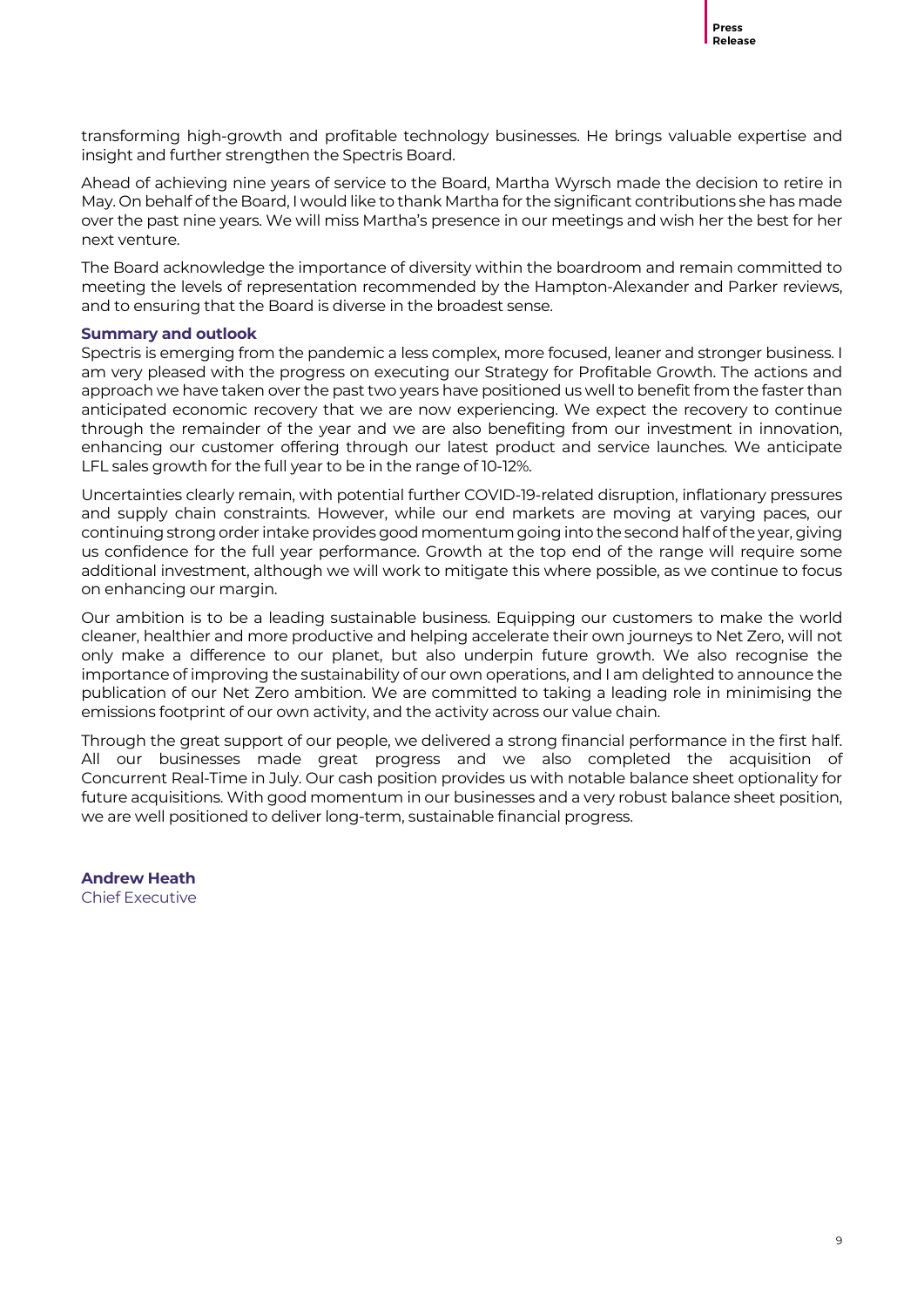transforming high-growth and profitable technology businesses. He brings valuable expertise and insight and further strengthen the Spectris Board.

Ahead of achieving nine years of service to the Board, Martha Wyrsch made the decision to retire in May. On behalf of the Board, I would like to thank Martha for the significant contributions she has made over the past nine years. We will miss Martha's presence in our meetings and wish her the best for her next venture.

The Board acknowledge the importance of diversity within the boardroom and remain committed to meeting the levels of representation recommended by the Hampton-Alexander and Parker reviews, and to ensuring that the Board is diverse in the broadest sense.

**Summary and outlook**

Spectris is emerging from the pandemic a less complex, more focused, leaner and stronger business. I am very pleased with the progress on executing our Strategy for Profitable Growth. The actions and approach we have taken over the past two years have positioned us well to benefit from the faster than anticipated economic recovery that we are now experiencing. We expect the recovery to continue through the remainder of the year and we are also benefiting from our investment in innovation, enhancing our customer offering through our latest product and service launches. We anticipate LFL sales growth for the full year to be in the range of 10-12%.

Uncertainties clearly remain, with potential further COVID-19-related disruption, inflationary pressures and supply chain constraints. However, while our end markets are moving at varying paces, our continuing strong order intake provides good momentum going into the second half of the year, giving us confidence for the full year performance. Growth at the top end of the range will require some additional investment, although we will work to mitigate this where possible, as we continue to focus on enhancing our margin.

Our ambition is to be a leading sustainable business. Equipping our customers to make the world cleaner, healthier and more productive and helping accelerate their own journeys to Net Zero, will not only make a difference to our planet, but also underpin future growth. We also recognise the importance of improving the sustainability of our own operations, and I am delighted to announce the publication of our Net Zero ambition. We are committed to taking a leading role in minimising the emissions footprint of our own activity, and the activity across our value chain.

Through the great support of our people, we delivered a strong financial performance in the first half. All our businesses made great progress and we also completed the acquisition of Concurrent Real-Time in July. Our cash position provides us with notable balance sheet optionality for future acquisitions. With good momentum in our businesses and a very robust balance sheet position, we are well positioned to deliver long-term, sustainable financial progress.

**Andrew Heath**
Chief Executive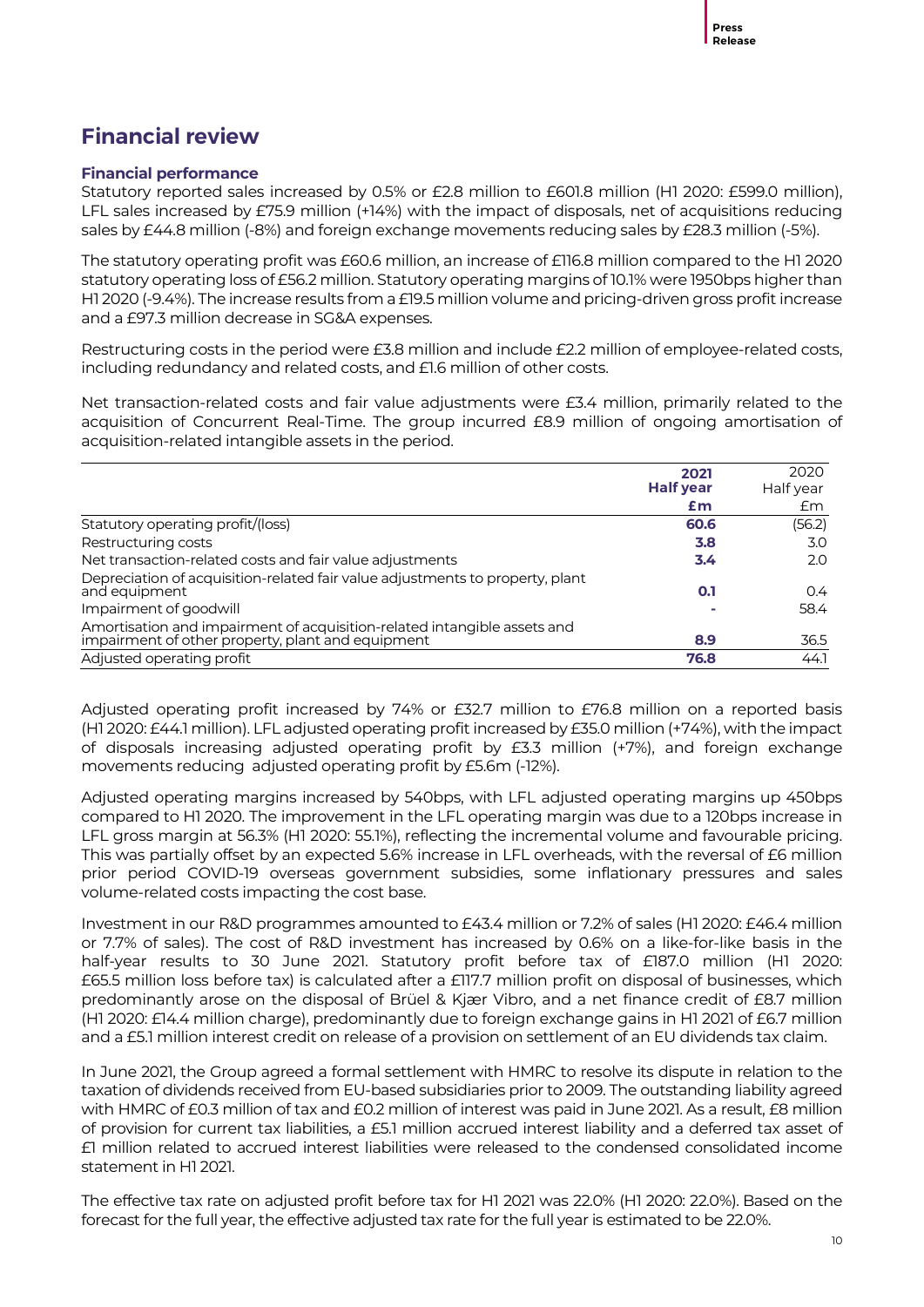# Financial review

### Financial performance

Statutory reported sales increased by 0.5% or £2.8 million to £601.8 million (H1 2020: £599.0 million), LFL sales increased by £75.9 million (+14%) with the impact of disposals, net of acquisitions reducing sales by £44.8 million (-8%) and foreign exchange movements reducing sales by £28.3 million (-5%).

The statutory operating profit was £60.6 million, an increase of £116.8 million compared to the H1 2020 statutory operating loss of £56.2 million. Statutory operating margins of 10.1% were 1950bps higher than H1 2020 (-9.4%). The increase results from a £19.5 million volume and pricing-driven gross profit increase and a £97.3 million decrease in SG&A expenses.

Restructuring costs in the period were £3.8 million and include £2.2 million of employee-related costs, including redundancy and related costs, and £1.6 million of other costs.

Net transaction-related costs and fair value adjustments were £3.4 million, primarily related to the acquisition of Concurrent Real-Time. The group incurred £8.9 million of ongoing amortisation of acquisition-related intangible assets in the period.

| | **2021 Half year £m** | 2020 Half year £m |
|---|---|---|
| Statutory operating profit/(loss) | **60.6** | (56.2) |
| Restructuring costs | **3.8** | 3.0 |
| Net transaction-related costs and fair value adjustments | **3.4** | 2.0 |
| Depreciation of acquisition-related fair value adjustments to property, plant and equipment | **0.1** | 0.4 |
| Impairment of goodwill | **-** | 58.4 |
| Amortisation and impairment of acquisition-related intangible assets and impairment of other property, plant and equipment | **8.9** | 36.5 |
| Adjusted operating profit | **76.8** | 44.1 |

Adjusted operating profit increased by 74% or £32.7 million to £76.8 million on a reported basis (H1 2020: £44.1 million). LFL adjusted operating profit increased by £35.0 million (+74%), with the impact of disposals increasing adjusted operating profit by £3.3 million (+7%), and foreign exchange movements reducing adjusted operating profit by £5.6m (-12%).

Adjusted operating margins increased by 540bps, with LFL adjusted operating margins up 450bps compared to H1 2020. The improvement in the LFL operating margin was due to a 120bps increase in LFL gross margin at 56.3% (H1 2020: 55.1%), reflecting the incremental volume and favourable pricing. This was partially offset by an expected 5.6% increase in LFL overheads, with the reversal of £6 million prior period COVID-19 overseas government subsidies, some inflationary pressures and sales volume-related costs impacting the cost base.

Investment in our R&D programmes amounted to £43.4 million or 7.2% of sales (H1 2020: £46.4 million or 7.7% of sales). The cost of R&D investment has increased by 0.6% on a like-for-like basis in the half-year results to 30 June 2021. Statutory profit before tax of £187.0 million (H1 2020: £65.5 million loss before tax) is calculated after a £117.7 million profit on disposal of businesses, which predominantly arose on the disposal of Brüel & Kjær Vibro, and a net finance credit of £8.7 million (H1 2020: £14.4 million charge), predominantly due to foreign exchange gains in H1 2021 of £6.7 million and a £5.1 million interest credit on release of a provision on settlement of an EU dividends tax claim.

In June 2021, the Group agreed a formal settlement with HMRC to resolve its dispute in relation to the taxation of dividends received from EU-based subsidiaries prior to 2009. The outstanding liability agreed with HMRC of £0.3 million of tax and £0.2 million of interest was paid in June 2021. As a result, £8 million of provision for current tax liabilities, a £5.1 million accrued interest liability and a deferred tax asset of £1 million related to accrued interest liabilities were released to the condensed consolidated income statement in H1 2021.

The effective tax rate on adjusted profit before tax for H1 2021 was 22.0% (H1 2020: 22.0%). Based on the forecast for the full year, the effective adjusted tax rate for the full year is estimated to be 22.0%.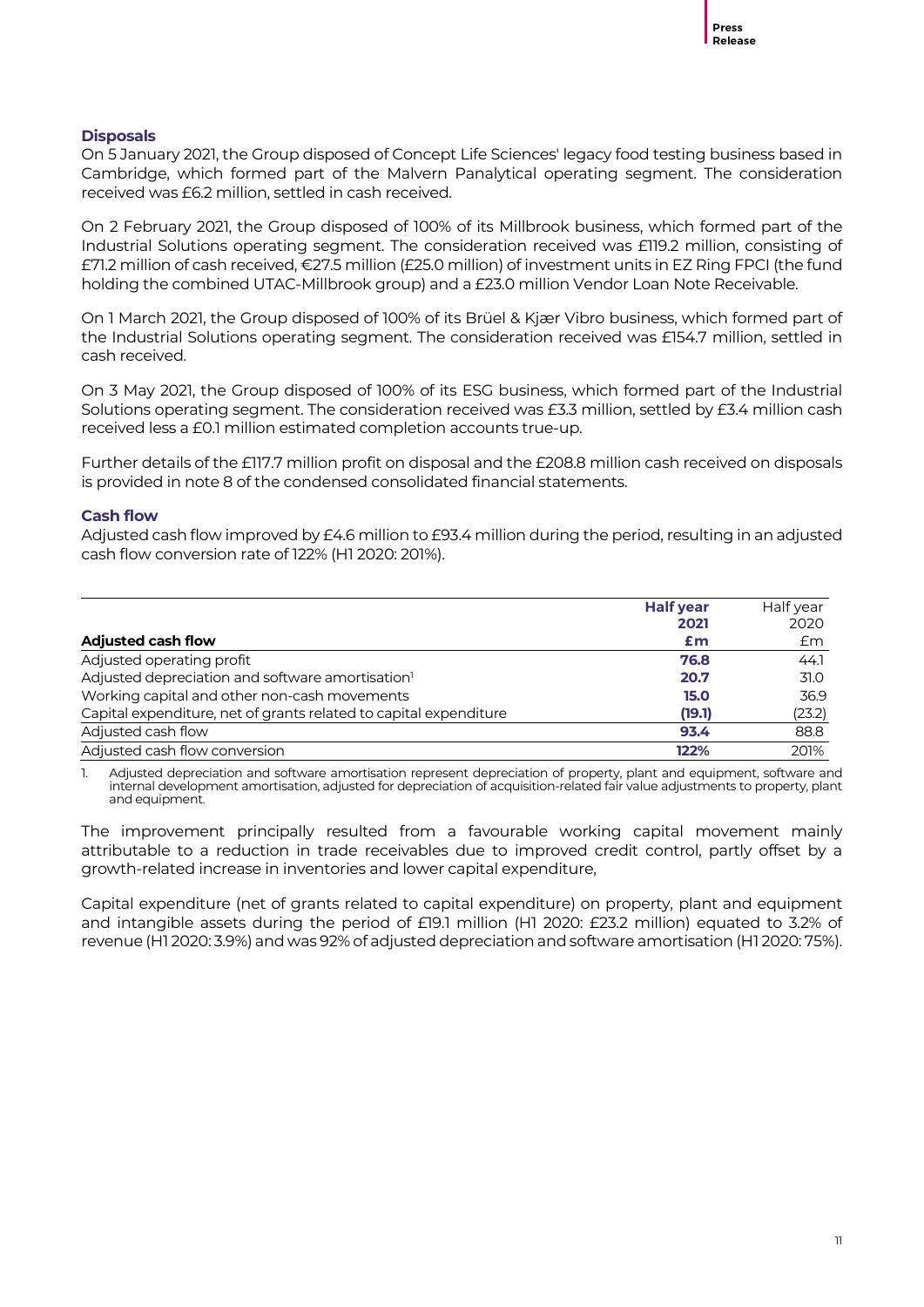### Disposals

On 5 January 2021, the Group disposed of Concept Life Sciences' legacy food testing business based in Cambridge, which formed part of the Malvern Panalytical operating segment. The consideration received was £6.2 million, settled in cash received.

On 2 February 2021, the Group disposed of 100% of its Millbrook business, which formed part of the Industrial Solutions operating segment. The consideration received was £119.2 million, consisting of £71.2 million of cash received, €27.5 million (£25.0 million) of investment units in EZ Ring FPCI (the fund holding the combined UTAC-Millbrook group) and a £23.0 million Vendor Loan Note Receivable.

On 1 March 2021, the Group disposed of 100% of its Brüel & Kjær Vibro business, which formed part of the Industrial Solutions operating segment. The consideration received was £154.7 million, settled in cash received.

On 3 May 2021, the Group disposed of 100% of its ESG business, which formed part of the Industrial Solutions operating segment. The consideration received was £3.3 million, settled by £3.4 million cash received less a £0.1 million estimated completion accounts true-up.

Further details of the £117.7 million profit on disposal and the £208.8 million cash received on disposals is provided in note 8 of the condensed consolidated financial statements.

### Cash flow

Adjusted cash flow improved by £4.6 million to £93.4 million during the period, resulting in an adjusted cash flow conversion rate of 122% (H1 2020: 201%).

| Adjusted cash flow | **Half year 2021 £m** | Half year 2020 £m |
|---|---|---|
| Adjusted operating profit | **76.8** | 44.1 |
| Adjusted depreciation and software amortisation[1] | **20.7** | 31.0 |
| Working capital and other non-cash movements | **15.0** | 36.9 |
| Capital expenditure, net of grants related to capital expenditure | **(19.1)** | (23.2) |
| Adjusted cash flow | **93.4** | 88.8 |
| Adjusted cash flow conversion | **122%** | 201% |

1. Adjusted depreciation and software amortisation represent depreciation of property, plant and equipment, software and internal development amortisation, adjusted for depreciation of acquisition-related fair value adjustments to property, plant and equipment.

The improvement principally resulted from a favourable working capital movement mainly attributable to a reduction in trade receivables due to improved credit control, partly offset by a growth-related increase in inventories and lower capital expenditure,

Capital expenditure (net of grants related to capital expenditure) on property, plant and equipment and intangible assets during the period of £19.1 million (H1 2020: £23.2 million) equated to 3.2% of revenue (H1 2020: 3.9%) and was 92% of adjusted depreciation and software amortisation (H1 2020: 75%).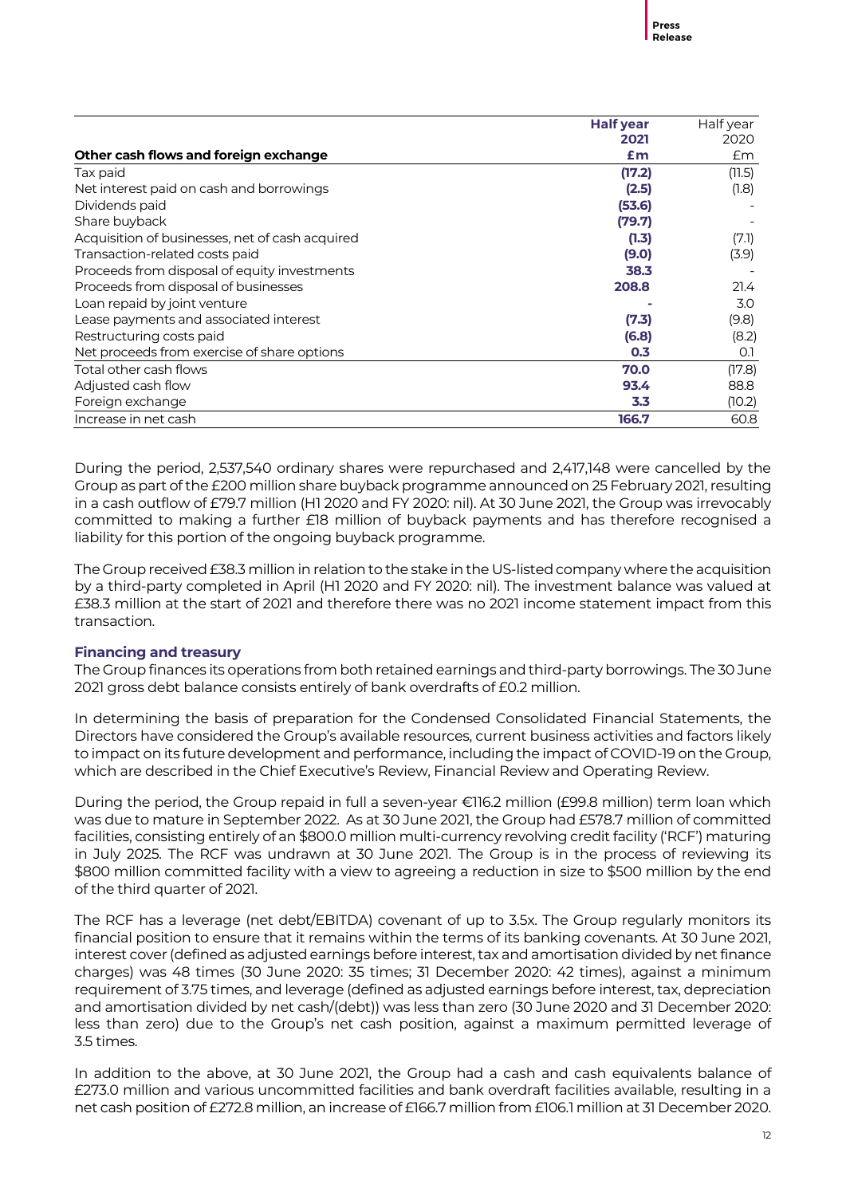| Other cash flows and foreign exchange | **Half year 2021 £m** | Half year 2020 £m |
|---|---|---|
| Tax paid | **(17.2)** | (11.5) |
| Net interest paid on cash and borrowings | **(2.5)** | (1.8) |
| Dividends paid | **(53.6)** | - |
| Share buyback | **(79.7)** | - |
| Acquisition of businesses, net of cash acquired | **(1.3)** | (7.1) |
| Transaction-related costs paid | **(9.0)** | (3.9) |
| Proceeds from disposal of equity investments | **38.3** | - |
| Proceeds from disposal of businesses | **208.8** | 21.4 |
| Loan repaid by joint venture | **-** | 3.0 |
| Lease payments and associated interest | **(7.3)** | (9.8) |
| Restructuring costs paid | **(6.8)** | (8.2) |
| Net proceeds from exercise of share options | **0.3** | 0.1 |
| Total other cash flows | **70.0** | (17.8) |
| Adjusted cash flow | **93.4** | 88.8 |
| Foreign exchange | **3.3** | (10.2) |
| Increase in net cash | **166.7** | 60.8 |

During the period, 2,537,540 ordinary shares were repurchased and 2,417,148 were cancelled by the Group as part of the £200 million share buyback programme announced on 25 February 2021, resulting in a cash outflow of £79.7 million (H1 2020 and FY 2020: nil). At 30 June 2021, the Group was irrevocably committed to making a further £18 million of buyback payments and has therefore recognised a liability for this portion of the ongoing buyback programme.

The Group received £38.3 million in relation to the stake in the US-listed company where the acquisition by a third-party completed in April (H1 2020 and FY 2020: nil). The investment balance was valued at £38.3 million at the start of 2021 and therefore there was no 2021 income statement impact from this transaction.

### Financing and treasury

The Group finances its operations from both retained earnings and third-party borrowings. The 30 June 2021 gross debt balance consists entirely of bank overdrafts of £0.2 million.

In determining the basis of preparation for the Condensed Consolidated Financial Statements, the Directors have considered the Group's available resources, current business activities and factors likely to impact on its future development and performance, including the impact of COVID-19 on the Group, which are described in the Chief Executive's Review, Financial Review and Operating Review.

During the period, the Group repaid in full a seven-year €116.2 million (£99.8 million) term loan which was due to mature in September 2022. As at 30 June 2021, the Group had £578.7 million of committed facilities, consisting entirely of an $800.0 million multi-currency revolving credit facility ('RCF') maturing in July 2025. The RCF was undrawn at 30 June 2021. The Group is in the process of reviewing its $800 million committed facility with a view to agreeing a reduction in size to $500 million by the end of the third quarter of 2021.

The RCF has a leverage (net debt/EBITDA) covenant of up to 3.5x. The Group regularly monitors its financial position to ensure that it remains within the terms of its banking covenants. At 30 June 2021, interest cover (defined as adjusted earnings before interest, tax and amortisation divided by net finance charges) was 48 times (30 June 2020: 35 times; 31 December 2020: 42 times), against a minimum requirement of 3.75 times, and leverage (defined as adjusted earnings before interest, tax, depreciation and amortisation divided by net cash/(debt)) was less than zero (30 June 2020 and 31 December 2020: less than zero) due to the Group's net cash position, against a maximum permitted leverage of 3.5 times.

In addition to the above, at 30 June 2021, the Group had a cash and cash equivalents balance of £273.0 million and various uncommitted facilities and bank overdraft facilities available, resulting in a net cash position of £272.8 million, an increase of £166.7 million from £106.1 million at 31 December 2020.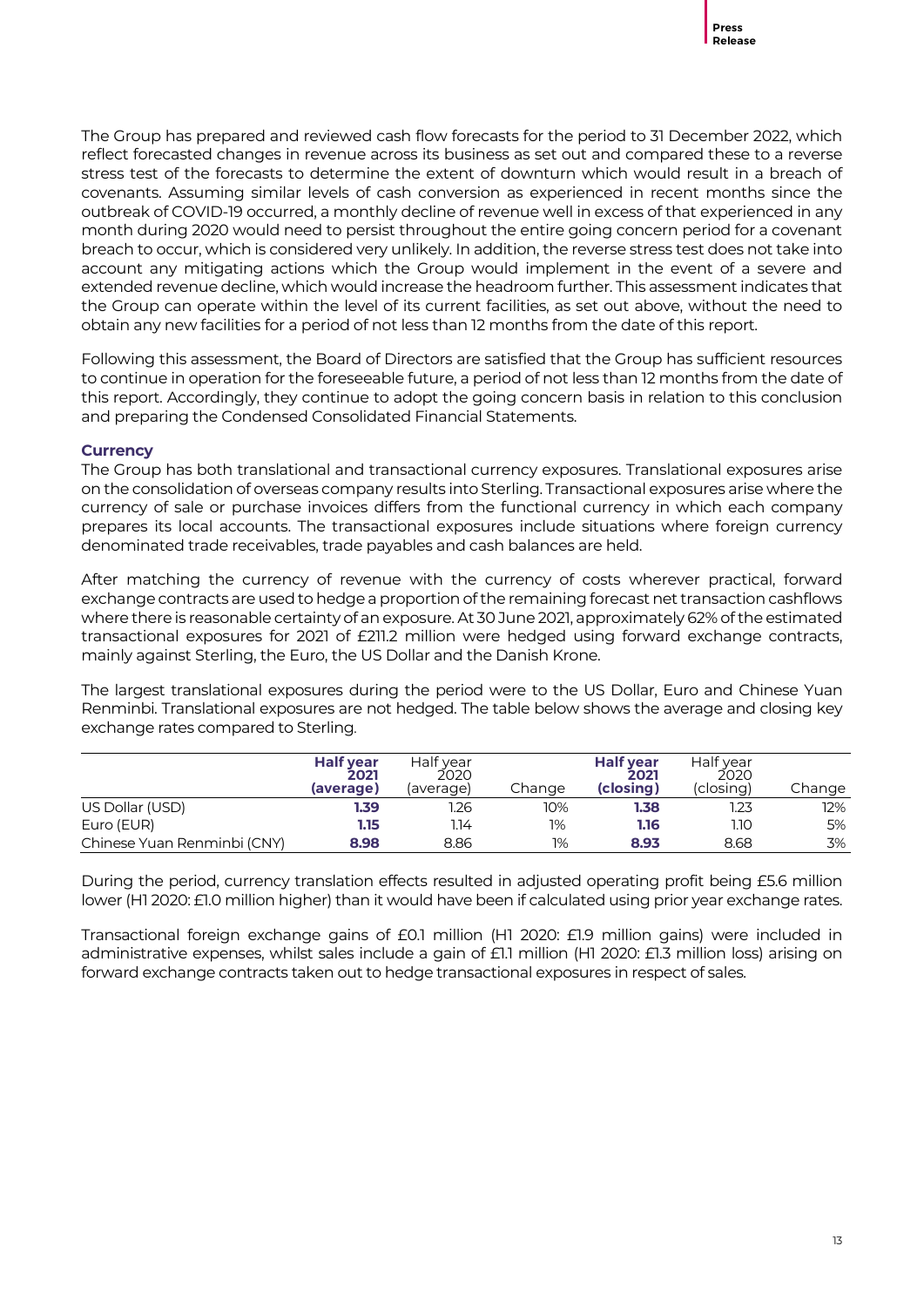The Group has prepared and reviewed cash flow forecasts for the period to 31 December 2022, which reflect forecasted changes in revenue across its business as set out and compared these to a reverse stress test of the forecasts to determine the extent of downturn which would result in a breach of covenants. Assuming similar levels of cash conversion as experienced in recent months since the outbreak of COVID-19 occurred, a monthly decline of revenue well in excess of that experienced in any month during 2020 would need to persist throughout the entire going concern period for a covenant breach to occur, which is considered very unlikely. In addition, the reverse stress test does not take into account any mitigating actions which the Group would implement in the event of a severe and extended revenue decline, which would increase the headroom further. This assessment indicates that the Group can operate within the level of its current facilities, as set out above, without the need to obtain any new facilities for a period of not less than 12 months from the date of this report.

Following this assessment, the Board of Directors are satisfied that the Group has sufficient resources to continue in operation for the foreseeable future, a period of not less than 12 months from the date of this report. Accordingly, they continue to adopt the going concern basis in relation to this conclusion and preparing the Condensed Consolidated Financial Statements.

**Currency**

The Group has both translational and transactional currency exposures. Translational exposures arise on the consolidation of overseas company results into Sterling. Transactional exposures arise where the currency of sale or purchase invoices differs from the functional currency in which each company prepares its local accounts. The transactional exposures include situations where foreign currency denominated trade receivables, trade payables and cash balances are held.

After matching the currency of revenue with the currency of costs wherever practical, forward exchange contracts are used to hedge a proportion of the remaining forecast net transaction cashflows where there is reasonable certainty of an exposure. At 30 June 2021, approximately 62% of the estimated transactional exposures for 2021 of £211.2 million were hedged using forward exchange contracts, mainly against Sterling, the Euro, the US Dollar and the Danish Krone.

The largest translational exposures during the period were to the US Dollar, Euro and Chinese Yuan Renminbi. Translational exposures are not hedged. The table below shows the average and closing key exchange rates compared to Sterling.

| | **Half year 2021 (average)** | Half year 2020 (average) | Change | **Half year 2021 (closing)** | Half year 2020 (closing) | Change |
|---|---|---|---|---|---|---|
| US Dollar (USD) | **1.39** | 1.26 | 10% | **1.38** | 1.23 | 12% |
| Euro (EUR) | **1.15** | 1.14 | 1% | **1.16** | 1.10 | 5% |
| Chinese Yuan Renminbi (CNY) | **8.98** | 8.86 | 1% | **8.93** | 8.68 | 3% |

During the period, currency translation effects resulted in adjusted operating profit being £5.6 million lower (H1 2020: £1.0 million higher) than it would have been if calculated using prior year exchange rates.

Transactional foreign exchange gains of £0.1 million (H1 2020: £1.9 million gains) were included in administrative expenses, whilst sales include a gain of £1.1 million (H1 2020: £1.3 million loss) arising on forward exchange contracts taken out to hedge transactional exposures in respect of sales.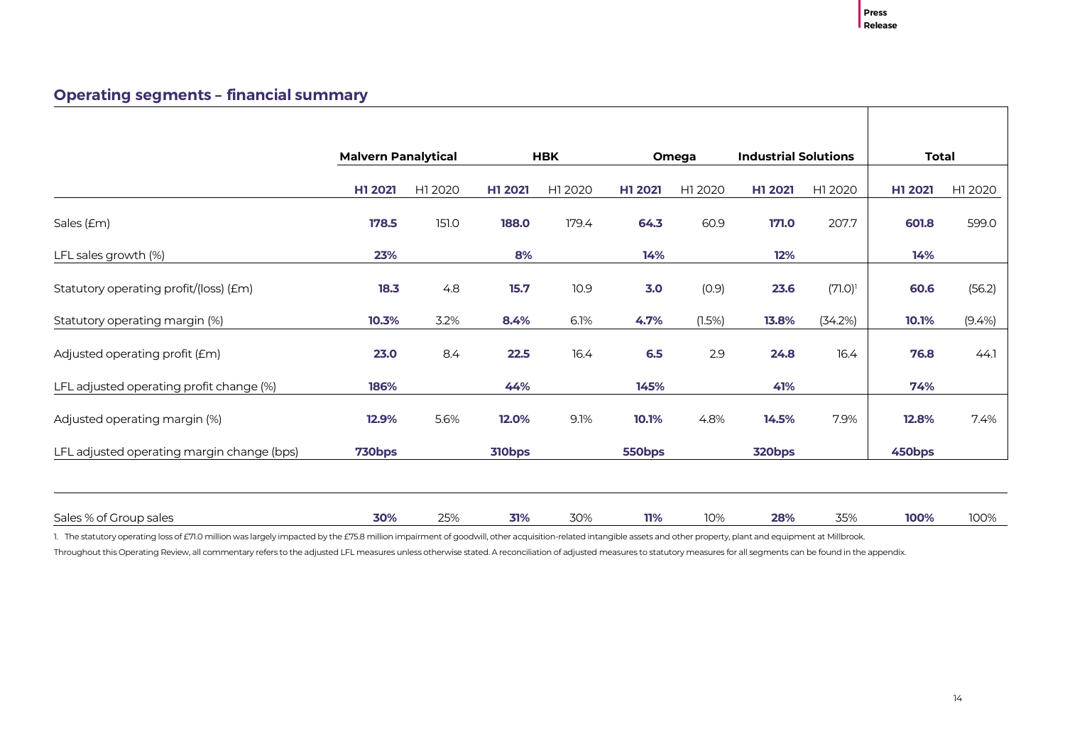## Operating segments – financial summary

| | Malvern Panalytical | | HBK | | Omega | | Industrial Solutions | | Total | |
|---|---|---|---|---|---|---|---|---|---|---|
| | **H1 2021** | H1 2020 | **H1 2021** | H1 2020 | **H1 2021** | H1 2020 | **H1 2021** | H1 2020 | **H1 2021** | H1 2020 |
| Sales (£m) | **178.5** | 151.0 | **188.0** | 179.4 | **64.3** | 60.9 | **171.0** | 207.7 | **601.8** | 599.0 |
| LFL sales growth (%) | **23%** | | **8%** | | **14%** | | **12%** | | **14%** | |
| Statutory operating profit/(loss) (£m) | **18.3** | 4.8 | **15.7** | 10.9 | **3.0** | (0.9) | **23.6** | (71.0)[1] | **60.6** | (56.2) |
| Statutory operating margin (%) | **10.3%** | 3.2% | **8.4%** | 6.1% | **4.7%** | (1.5%) | **13.8%** | (34.2%) | **10.1%** | (9.4%) |
| Adjusted operating profit (£m) | **23.0** | 8.4 | **22.5** | 16.4 | **6.5** | 2.9 | **24.8** | 16.4 | **76.8** | 44.1 |
| LFL adjusted operating profit change (%) | **186%** | | **44%** | | **145%** | | **41%** | | **74%** | |
| Adjusted operating margin (%) | **12.9%** | 5.6% | **12.0%** | 9.1% | **10.1%** | 4.8% | **14.5%** | 7.9% | **12.8%** | 7.4% |
| LFL adjusted operating margin change (bps) | **730bps** | | **310bps** | | **550bps** | | **320bps** | | **450bps** | |
| Sales % of Group sales | **30%** | 25% | **31%** | 30% | **11%** | 10% | **28%** | 35% | **100%** | 100% |

1. The statutory operating loss of £71.0 million was largely impacted by the £75.8 million impairment of goodwill, other acquisition-related intangible assets and other property, plant and equipment at Millbrook.

Throughout this Operating Review, all commentary refers to the adjusted LFL measures unless otherwise stated. A reconciliation of adjusted measures to statutory measures for all segments can be found in the appendix.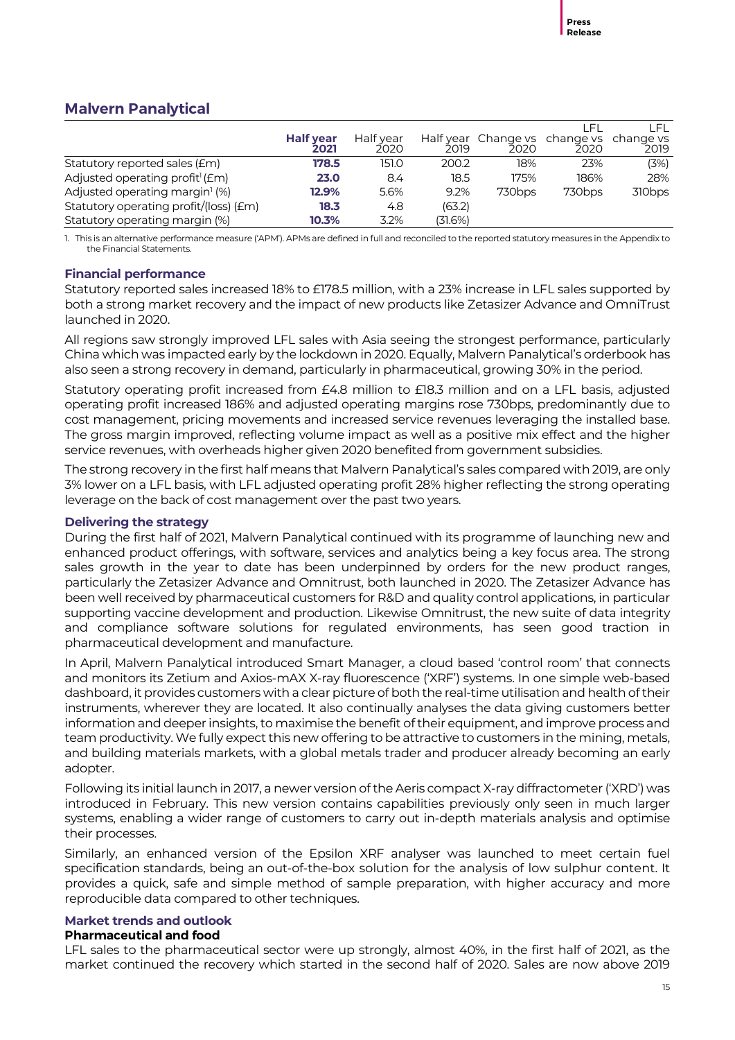## Malvern Panalytical

| | Half year 2021 | Half year 2020 | Half year 2019 | Change vs 2020 | LFL change vs 2020 | LFL change vs 2019 |
|---|---|---|---|---|---|---|
| Statutory reported sales (£m) | **178.5** | 151.0 | 200.2 | 18% | 23% | (3%) |
| Adjusted operating profit[1] (£m) | **23.0** | 8.4 | 18.5 | 175% | 186% | 28% |
| Adjusted operating margin[1] (%) | **12.9%** | 5.6% | 9.2% | 730bps | 730bps | 310bps |
| Statutory operating profit/(loss) (£m) | **18.3** | 4.8 | (63.2) | | | |
| Statutory operating margin (%) | **10.3%** | 3.2% | (31.6%) | | | |

1. This is an alternative performance measure ('APM'). APMs are defined in full and reconciled to the reported statutory measures in the Appendix to the Financial Statements.

### Financial performance

Statutory reported sales increased 18% to £178.5 million, with a 23% increase in LFL sales supported by both a strong market recovery and the impact of new products like Zetasizer Advance and OmniTrust launched in 2020.

All regions saw strongly improved LFL sales with Asia seeing the strongest performance, particularly China which was impacted early by the lockdown in 2020. Equally, Malvern Panalytical's orderbook has also seen a strong recovery in demand, particularly in pharmaceutical, growing 30% in the period.

Statutory operating profit increased from £4.8 million to £18.3 million and on a LFL basis, adjusted operating profit increased 186% and adjusted operating margins rose 730bps, predominantly due to cost management, pricing movements and increased service revenues leveraging the installed base. The gross margin improved, reflecting volume impact as well as a positive mix effect and the higher service revenues, with overheads higher given 2020 benefited from government subsidies.

The strong recovery in the first half means that Malvern Panalytical's sales compared with 2019, are only 3% lower on a LFL basis, with LFL adjusted operating profit 28% higher reflecting the strong operating leverage on the back of cost management over the past two years.

### Delivering the strategy

During the first half of 2021, Malvern Panalytical continued with its programme of launching new and enhanced product offerings, with software, services and analytics being a key focus area. The strong sales growth in the year to date has been underpinned by orders for the new product ranges, particularly the Zetasizer Advance and Omnitrust, both launched in 2020. The Zetasizer Advance has been well received by pharmaceutical customers for R&D and quality control applications, in particular supporting vaccine development and production. Likewise Omnitrust, the new suite of data integrity and compliance software solutions for regulated environments, has seen good traction in pharmaceutical development and manufacture.

In April, Malvern Panalytical introduced Smart Manager, a cloud based 'control room' that connects and monitors its Zetium and Axios-mAX X-ray fluorescence ('XRF') systems. In one simple web-based dashboard, it provides customers with a clear picture of both the real-time utilisation and health of their instruments, wherever they are located. It also continually analyses the data giving customers better information and deeper insights, to maximise the benefit of their equipment, and improve process and team productivity. We fully expect this new offering to be attractive to customers in the mining, metals, and building materials markets, with a global metals trader and producer already becoming an early adopter.

Following its initial launch in 2017, a newer version of the Aeris compact X-ray diffractometer ('XRD') was introduced in February. This new version contains capabilities previously only seen in much larger systems, enabling a wider range of customers to carry out in-depth materials analysis and optimise their processes.

Similarly, an enhanced version of the Epsilon XRF analyser was launched to meet certain fuel specification standards, being an out-of-the-box solution for the analysis of low sulphur content. It provides a quick, safe and simple method of sample preparation, with higher accuracy and more reproducible data compared to other techniques.

### Market trends and outlook

#### Pharmaceutical and food

LFL sales to the pharmaceutical sector were up strongly, almost 40%, in the first half of 2021, as the market continued the recovery which started in the second half of 2020. Sales are now above 2019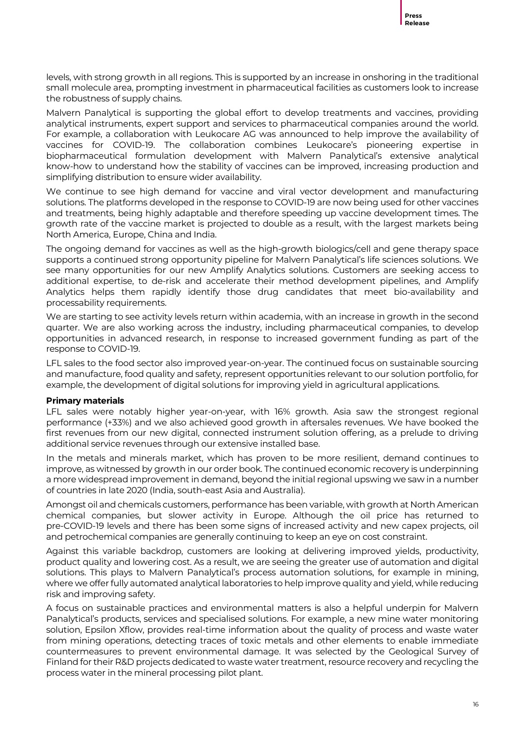levels, with strong growth in all regions. This is supported by an increase in onshoring in the traditional small molecule area, prompting investment in pharmaceutical facilities as customers look to increase the robustness of supply chains.

Malvern Panalytical is supporting the global effort to develop treatments and vaccines, providing analytical instruments, expert support and services to pharmaceutical companies around the world. For example, a collaboration with Leukocare AG was announced to help improve the availability of vaccines for COVID-19. The collaboration combines Leukocare's pioneering expertise in biopharmaceutical formulation development with Malvern Panalytical's extensive analytical know-how to understand how the stability of vaccines can be improved, increasing production and simplifying distribution to ensure wider availability.

We continue to see high demand for vaccine and viral vector development and manufacturing solutions. The platforms developed in the response to COVID-19 are now being used for other vaccines and treatments, being highly adaptable and therefore speeding up vaccine development times. The growth rate of the vaccine market is projected to double as a result, with the largest markets being North America, Europe, China and India.

The ongoing demand for vaccines as well as the high-growth biologics/cell and gene therapy space supports a continued strong opportunity pipeline for Malvern Panalytical's life sciences solutions. We see many opportunities for our new Amplify Analytics solutions. Customers are seeking access to additional expertise, to de-risk and accelerate their method development pipelines, and Amplify Analytics helps them rapidly identify those drug candidates that meet bio-availability and processability requirements.

We are starting to see activity levels return within academia, with an increase in growth in the second quarter. We are also working across the industry, including pharmaceutical companies, to develop opportunities in advanced research, in response to increased government funding as part of the response to COVID-19.

LFL sales to the food sector also improved year-on-year. The continued focus on sustainable sourcing and manufacture, food quality and safety, represent opportunities relevant to our solution portfolio, for example, the development of digital solutions for improving yield in agricultural applications.

**Primary materials**

LFL sales were notably higher year-on-year, with 16% growth. Asia saw the strongest regional performance (+33%) and we also achieved good growth in aftersales revenues. We have booked the first revenues from our new digital, connected instrument solution offering, as a prelude to driving additional service revenues through our extensive installed base.

In the metals and minerals market, which has proven to be more resilient, demand continues to improve, as witnessed by growth in our order book. The continued economic recovery is underpinning a more widespread improvement in demand, beyond the initial regional upswing we saw in a number of countries in late 2020 (India, south-east Asia and Australia).

Amongst oil and chemicals customers, performance has been variable, with growth at North American chemical companies, but slower activity in Europe. Although the oil price has returned to pre-COVID-19 levels and there has been some signs of increased activity and new capex projects, oil and petrochemical companies are generally continuing to keep an eye on cost constraint.

Against this variable backdrop, customers are looking at delivering improved yields, productivity, product quality and lowering cost. As a result, we are seeing the greater use of automation and digital solutions. This plays to Malvern Panalytical's process automation solutions, for example in mining, where we offer fully automated analytical laboratories to help improve quality and yield, while reducing risk and improving safety.

A focus on sustainable practices and environmental matters is also a helpful underpin for Malvern Panalytical's products, services and specialised solutions. For example, a new mine water monitoring solution, Epsilon Xflow, provides real-time information about the quality of process and waste water from mining operations, detecting traces of toxic metals and other elements to enable immediate countermeasures to prevent environmental damage. It was selected by the Geological Survey of Finland for their R&D projects dedicated to waste water treatment, resource recovery and recycling the process water in the mineral processing pilot plant.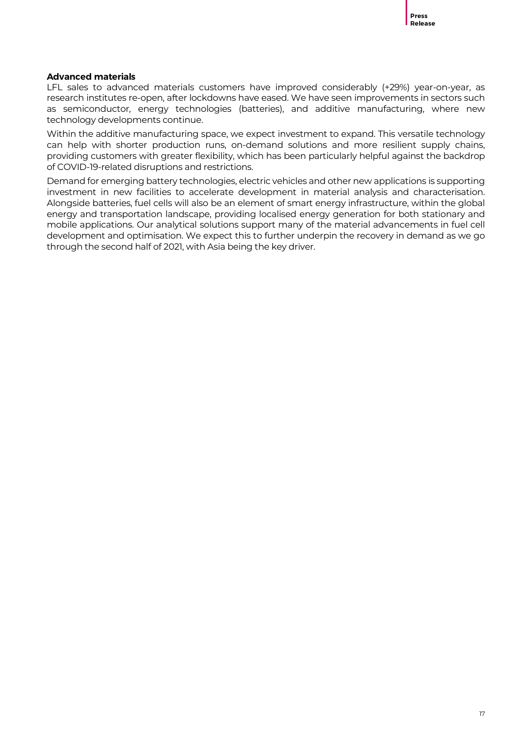**Advanced materials**

LFL sales to advanced materials customers have improved considerably (+29%) year-on-year, as research institutes re-open, after lockdowns have eased. We have seen improvements in sectors such as semiconductor, energy technologies (batteries), and additive manufacturing, where new technology developments continue.

Within the additive manufacturing space, we expect investment to expand. This versatile technology can help with shorter production runs, on-demand solutions and more resilient supply chains, providing customers with greater flexibility, which has been particularly helpful against the backdrop of COVID-19-related disruptions and restrictions.

Demand for emerging battery technologies, electric vehicles and other new applications is supporting investment in new facilities to accelerate development in material analysis and characterisation. Alongside batteries, fuel cells will also be an element of smart energy infrastructure, within the global energy and transportation landscape, providing localised energy generation for both stationary and mobile applications. Our analytical solutions support many of the material advancements in fuel cell development and optimisation. We expect this to further underpin the recovery in demand as we go through the second half of 2021, with Asia being the key driver.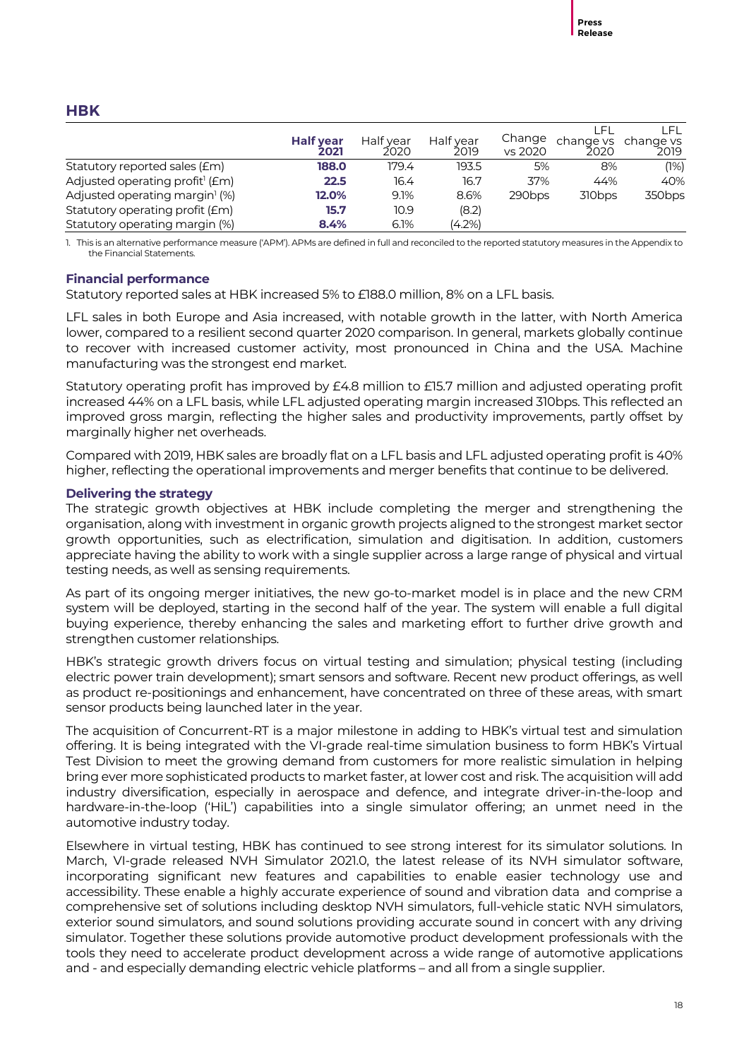## HBK

| | Half year 2021 | Half year 2020 | Half year 2019 | Change vs 2020 | LFL change vs 2020 | LFL change vs 2019 |
|---|---|---|---|---|---|---|
| Statutory reported sales (£m) | **188.0** | 179.4 | 193.5 | 5% | 8% | (1%) |
| Adjusted operating profit[1] (£m) | **22.5** | 16.4 | 16.7 | 37% | 44% | 40% |
| Adjusted operating margin[1] (%) | **12.0%** | 9.1% | 8.6% | 290bps | 310bps | 350bps |
| Statutory operating profit (£m) | **15.7** | 10.9 | (8.2) | | | |
| Statutory operating margin (%) | **8.4%** | 6.1% | (4.2%) | | | |

1. This is an alternative performance measure ('APM'). APMs are defined in full and reconciled to the reported statutory measures in the Appendix to the Financial Statements.

### Financial performance

Statutory reported sales at HBK increased 5% to £188.0 million, 8% on a LFL basis.

LFL sales in both Europe and Asia increased, with notable growth in the latter, with North America lower, compared to a resilient second quarter 2020 comparison. In general, markets globally continue to recover with increased customer activity, most pronounced in China and the USA. Machine manufacturing was the strongest end market.

Statutory operating profit has improved by £4.8 million to £15.7 million and adjusted operating profit increased 44% on a LFL basis, while LFL adjusted operating margin increased 310bps. This reflected an improved gross margin, reflecting the higher sales and productivity improvements, partly offset by marginally higher net overheads.

Compared with 2019, HBK sales are broadly flat on a LFL basis and LFL adjusted operating profit is 40% higher, reflecting the operational improvements and merger benefits that continue to be delivered.

### Delivering the strategy

The strategic growth objectives at HBK include completing the merger and strengthening the organisation, along with investment in organic growth projects aligned to the strongest market sector growth opportunities, such as electrification, simulation and digitisation. In addition, customers appreciate having the ability to work with a single supplier across a large range of physical and virtual testing needs, as well as sensing requirements.

As part of its ongoing merger initiatives, the new go-to-market model is in place and the new CRM system will be deployed, starting in the second half of the year. The system will enable a full digital buying experience, thereby enhancing the sales and marketing effort to further drive growth and strengthen customer relationships.

HBK's strategic growth drivers focus on virtual testing and simulation; physical testing (including electric power train development); smart sensors and software. Recent new product offerings, as well as product re-positionings and enhancement, have concentrated on three of these areas, with smart sensor products being launched later in the year.

The acquisition of Concurrent-RT is a major milestone in adding to HBK's virtual test and simulation offering. It is being integrated with the VI-grade real-time simulation business to form HBK's Virtual Test Division to meet the growing demand from customers for more realistic simulation in helping bring ever more sophisticated products to market faster, at lower cost and risk. The acquisition will add industry diversification, especially in aerospace and defence, and integrate driver-in-the-loop and hardware-in-the-loop ('HiL') capabilities into a single simulator offering; an unmet need in the automotive industry today.

Elsewhere in virtual testing, HBK has continued to see strong interest for its simulator solutions. In March, VI-grade released NVH Simulator 2021.0, the latest release of its NVH simulator software, incorporating significant new features and capabilities to enable easier technology use and accessibility. These enable a highly accurate experience of sound and vibration data and comprise a comprehensive set of solutions including desktop NVH simulators, full-vehicle static NVH simulators, exterior sound simulators, and sound solutions providing accurate sound in concert with any driving simulator. Together these solutions provide automotive product development professionals with the tools they need to accelerate product development across a wide range of automotive applications and - and especially demanding electric vehicle platforms – and all from a single supplier.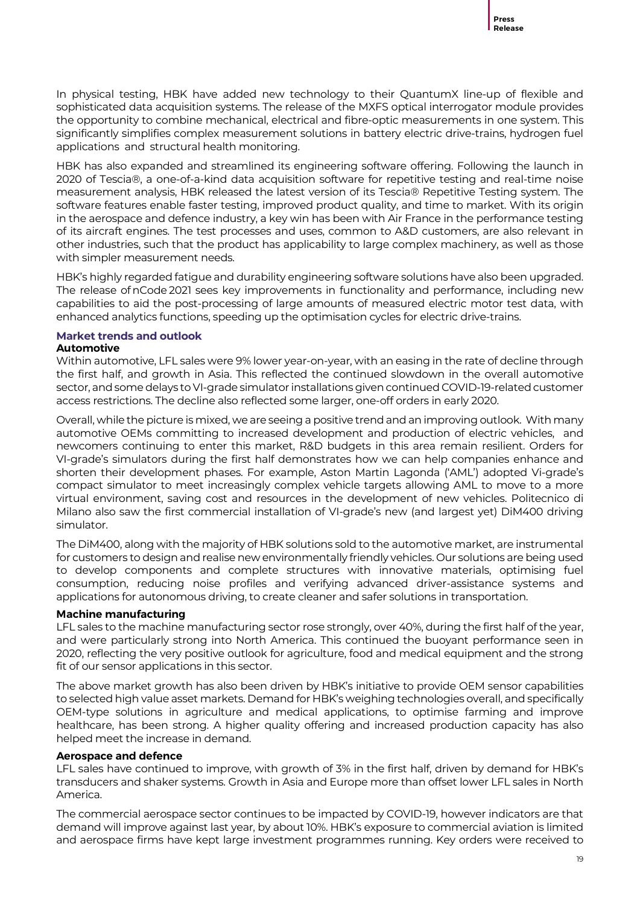In physical testing, HBK have added new technology to their QuantumX line-up of flexible and sophisticated data acquisition systems. The release of the MXFS optical interrogator module provides the opportunity to combine mechanical, electrical and fibre-optic measurements in one system. This significantly simplifies complex measurement solutions in battery electric drive-trains, hydrogen fuel applications and structural health monitoring.

HBK has also expanded and streamlined its engineering software offering. Following the launch in 2020 of Tescia®, a one-of-a-kind data acquisition software for repetitive testing and real-time noise measurement analysis, HBK released the latest version of its Tescia® Repetitive Testing system. The software features enable faster testing, improved product quality, and time to market. With its origin in the aerospace and defence industry, a key win has been with Air France in the performance testing of its aircraft engines. The test processes and uses, common to A&D customers, are also relevant in other industries, such that the product has applicability to large complex machinery, as well as those with simpler measurement needs.

HBK's highly regarded fatigue and durability engineering software solutions have also been upgraded. The release of nCode 2021 sees key improvements in functionality and performance, including new capabilities to aid the post-processing of large amounts of measured electric motor test data, with enhanced analytics functions, speeding up the optimisation cycles for electric drive-trains.

## Market trends and outlook

### Automotive

Within automotive, LFL sales were 9% lower year-on-year, with an easing in the rate of decline through the first half, and growth in Asia. This reflected the continued slowdown in the overall automotive sector, and some delays to VI-grade simulator installations given continued COVID-19-related customer access restrictions. The decline also reflected some larger, one-off orders in early 2020.

Overall, while the picture is mixed, we are seeing a positive trend and an improving outlook. With many automotive OEMs committing to increased development and production of electric vehicles, and newcomers continuing to enter this market, R&D budgets in this area remain resilient. Orders for VI-grade's simulators during the first half demonstrates how we can help companies enhance and shorten their development phases. For example, Aston Martin Lagonda ('AML') adopted Vi-grade's compact simulator to meet increasingly complex vehicle targets allowing AML to move to a more virtual environment, saving cost and resources in the development of new vehicles. Politecnico di Milano also saw the first commercial installation of VI-grade's new (and largest yet) DiM400 driving simulator.

The DiM400, along with the majority of HBK solutions sold to the automotive market, are instrumental for customers to design and realise new environmentally friendly vehicles. Our solutions are being used to develop components and complete structures with innovative materials, optimising fuel consumption, reducing noise profiles and verifying advanced driver-assistance systems and applications for autonomous driving, to create cleaner and safer solutions in transportation.

### Machine manufacturing

LFL sales to the machine manufacturing sector rose strongly, over 40%, during the first half of the year, and were particularly strong into North America. This continued the buoyant performance seen in 2020, reflecting the very positive outlook for agriculture, food and medical equipment and the strong fit of our sensor applications in this sector.

The above market growth has also been driven by HBK's initiative to provide OEM sensor capabilities to selected high value asset markets. Demand for HBK's weighing technologies overall, and specifically OEM-type solutions in agriculture and medical applications, to optimise farming and improve healthcare, has been strong. A higher quality offering and increased production capacity has also helped meet the increase in demand.

### Aerospace and defence

LFL sales have continued to improve, with growth of 3% in the first half, driven by demand for HBK's transducers and shaker systems. Growth in Asia and Europe more than offset lower LFL sales in North America.

The commercial aerospace sector continues to be impacted by COVID-19, however indicators are that demand will improve against last year, by about 10%. HBK's exposure to commercial aviation is limited and aerospace firms have kept large investment programmes running. Key orders were received to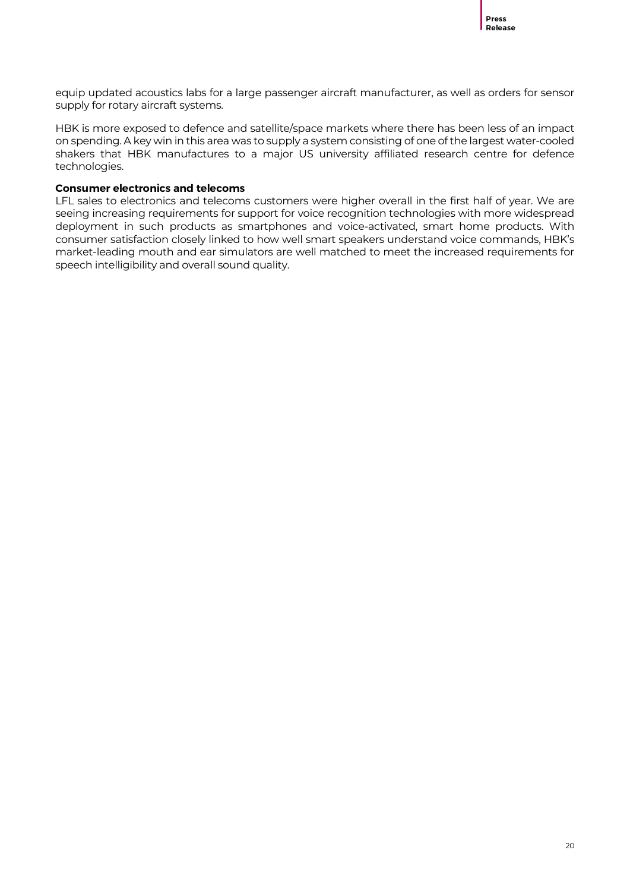equip updated acoustics labs for a large passenger aircraft manufacturer, as well as orders for sensor supply for rotary aircraft systems.

HBK is more exposed to defence and satellite/space markets where there has been less of an impact on spending. A key win in this area was to supply a system consisting of one of the largest water-cooled shakers that HBK manufactures to a major US university affiliated research centre for defence technologies.

**Consumer electronics and telecoms**

LFL sales to electronics and telecoms customers were higher overall in the first half of year. We are seeing increasing requirements for support for voice recognition technologies with more widespread deployment in such products as smartphones and voice-activated, smart home products. With consumer satisfaction closely linked to how well smart speakers understand voice commands, HBK's market-leading mouth and ear simulators are well matched to meet the increased requirements for speech intelligibility and overall sound quality.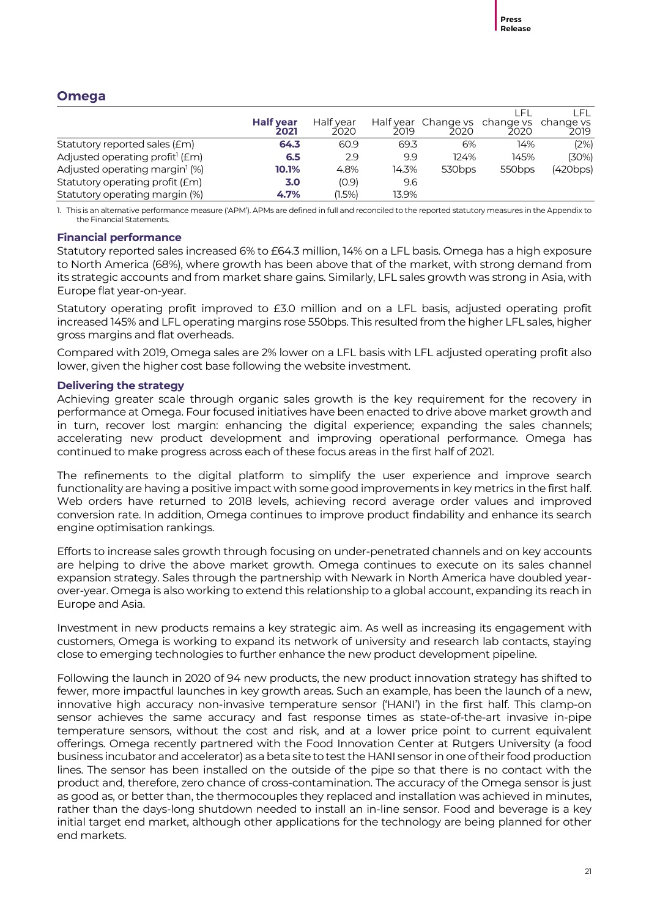## Omega

| | **Half year 2021** | Half year 2020 | Half year 2019 | Change vs 2020 | LFL change vs 2020 | LFL change vs 2019 |
|---|---|---|---|---|---|---|
| Statutory reported sales (£m) | **64.3** | 60.9 | 69.3 | 6% | 14% | (2%) |
| Adjusted operating profit[1] (£m) | **6.5** | 2.9 | 9.9 | 124% | 145% | (30%) |
| Adjusted operating margin[1] (%) | **10.1%** | 4.8% | 14.3% | 530bps | 550bps | (420bps) |
| Statutory operating profit (£m) | **3.0** | (0.9) | 9.6 | | | |
| Statutory operating margin (%) | **4.7%** | (1.5%) | 13.9% | | | |

1. This is an alternative performance measure ('APM'). APMs are defined in full and reconciled to the reported statutory measures in the Appendix to the Financial Statements.

### Financial performance

Statutory reported sales increased 6% to £64.3 million, 14% on a LFL basis. Omega has a high exposure to North America (68%), where growth has been above that of the market, with strong demand from its strategic accounts and from market share gains. Similarly, LFL sales growth was strong in Asia, with Europe flat year-on-year.

Statutory operating profit improved to £3.0 million and on a LFL basis, adjusted operating profit increased 145% and LFL operating margins rose 550bps. This resulted from the higher LFL sales, higher gross margins and flat overheads.

Compared with 2019, Omega sales are 2% lower on a LFL basis with LFL adjusted operating profit also lower, given the higher cost base following the website investment.

### Delivering the strategy

Achieving greater scale through organic sales growth is the key requirement for the recovery in performance at Omega. Four focused initiatives have been enacted to drive above market growth and in turn, recover lost margin: enhancing the digital experience; expanding the sales channels; accelerating new product development and improving operational performance. Omega has continued to make progress across each of these focus areas in the first half of 2021.

The refinements to the digital platform to simplify the user experience and improve search functionality are having a positive impact with some good improvements in key metrics in the first half. Web orders have returned to 2018 levels, achieving record average order values and improved conversion rate. In addition, Omega continues to improve product findability and enhance its search engine optimisation rankings.

Efforts to increase sales growth through focusing on under-penetrated channels and on key accounts are helping to drive the above market growth. Omega continues to execute on its sales channel expansion strategy. Sales through the partnership with Newark in North America have doubled year-over-year. Omega is also working to extend this relationship to a global account, expanding its reach in Europe and Asia.

Investment in new products remains a key strategic aim. As well as increasing its engagement with customers, Omega is working to expand its network of university and research lab contacts, staying close to emerging technologies to further enhance the new product development pipeline.

Following the launch in 2020 of 94 new products, the new product innovation strategy has shifted to fewer, more impactful launches in key growth areas. Such an example, has been the launch of a new, innovative high accuracy non-invasive temperature sensor ('HANI') in the first half. This clamp-on sensor achieves the same accuracy and fast response times as state-of-the-art invasive in-pipe temperature sensors, without the cost and risk, and at a lower price point to current equivalent offerings. Omega recently partnered with the Food Innovation Center at Rutgers University (a food business incubator and accelerator) as a beta site to test the HANI sensor in one of their food production lines. The sensor has been installed on the outside of the pipe so that there is no contact with the product and, therefore, zero chance of cross-contamination. The accuracy of the Omega sensor is just as good as, or better than, the thermocouples they replaced and installation was achieved in minutes, rather than the days-long shutdown needed to install an in-line sensor. Food and beverage is a key initial target end market, although other applications for the technology are being planned for other end markets.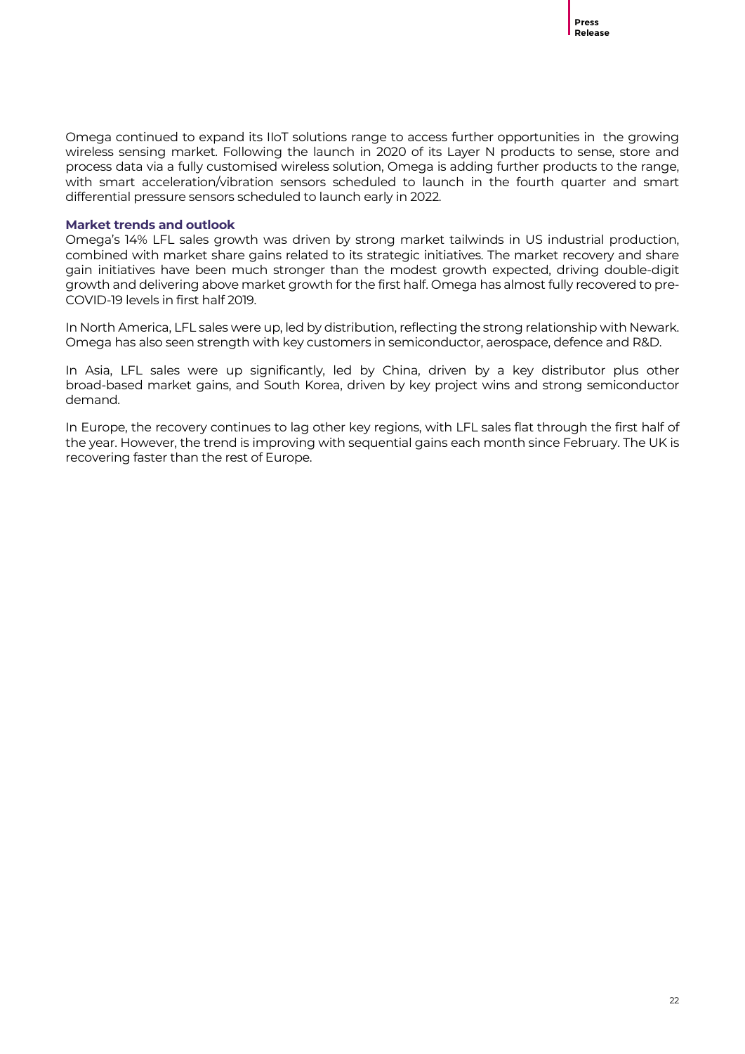Omega continued to expand its IIoT solutions range to access further opportunities in the growing wireless sensing market. Following the launch in 2020 of its Layer N products to sense, store and process data via a fully customised wireless solution, Omega is adding further products to the range, with smart acceleration/vibration sensors scheduled to launch in the fourth quarter and smart differential pressure sensors scheduled to launch early in 2022.

**Market trends and outlook**

Omega's 14% LFL sales growth was driven by strong market tailwinds in US industrial production, combined with market share gains related to its strategic initiatives. The market recovery and share gain initiatives have been much stronger than the modest growth expected, driving double-digit growth and delivering above market growth for the first half. Omega has almost fully recovered to pre-COVID-19 levels in first half 2019.

In North America, LFL sales were up, led by distribution, reflecting the strong relationship with Newark. Omega has also seen strength with key customers in semiconductor, aerospace, defence and R&D.

In Asia, LFL sales were up significantly, led by China, driven by a key distributor plus other broad-based market gains, and South Korea, driven by key project wins and strong semiconductor demand.

In Europe, the recovery continues to lag other key regions, with LFL sales flat through the first half of the year. However, the trend is improving with sequential gains each month since February. The UK is recovering faster than the rest of Europe.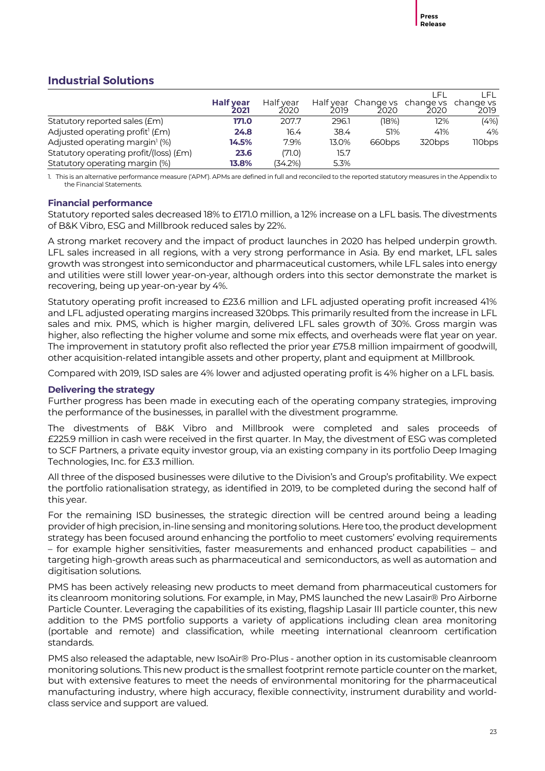## Industrial Solutions

| | **Half year 2021** | Half year 2020 | Half year 2019 | Change vs 2020 | LFL change vs 2020 | LFL change vs 2019 |
|---|---|---|---|---|---|---|
| Statutory reported sales (£m) | **171.0** | 207.7 | 296.1 | (18%) | 12% | (4%) |
| Adjusted operating profit[1] (£m) | **24.8** | 16.4 | 38.4 | 51% | 41% | 4% |
| Adjusted operating margin[1] (%) | **14.5%** | 7.9% | 13.0% | 660bps | 320bps | 110bps |
| Statutory operating profit/(loss) (£m) | **23.6** | (71.0) | 15.7 | | | |
| Statutory operating margin (%) | **13.8%** | (34.2%) | 5.3% | | | |

1. This is an alternative performance measure ('APM'). APMs are defined in full and reconciled to the reported statutory measures in the Appendix to the Financial Statements.

### Financial performance

Statutory reported sales decreased 18% to £171.0 million, a 12% increase on a LFL basis. The divestments of B&K Vibro, ESG and Millbrook reduced sales by 22%.

A strong market recovery and the impact of product launches in 2020 has helped underpin growth. LFL sales increased in all regions, with a very strong performance in Asia. By end market, LFL sales growth was strongest into semiconductor and pharmaceutical customers, while LFL sales into energy and utilities were still lower year-on-year, although orders into this sector demonstrate the market is recovering, being up year-on-year by 4%.

Statutory operating profit increased to £23.6 million and LFL adjusted operating profit increased 41% and LFL adjusted operating margins increased 320bps. This primarily resulted from the increase in LFL sales and mix. PMS, which is higher margin, delivered LFL sales growth of 30%. Gross margin was higher, also reflecting the higher volume and some mix effects, and overheads were flat year on year. The improvement in statutory profit also reflected the prior year £75.8 million impairment of goodwill, other acquisition-related intangible assets and other property, plant and equipment at Millbrook.

Compared with 2019, ISD sales are 4% lower and adjusted operating profit is 4% higher on a LFL basis.

### Delivering the strategy

Further progress has been made in executing each of the operating company strategies, improving the performance of the businesses, in parallel with the divestment programme.

The divestments of B&K Vibro and Millbrook were completed and sales proceeds of £225.9 million in cash were received in the first quarter. In May, the divestment of ESG was completed to SCF Partners, a private equity investor group, via an existing company in its portfolio Deep Imaging Technologies, Inc. for £3.3 million.

All three of the disposed businesses were dilutive to the Division's and Group's profitability. We expect the portfolio rationalisation strategy, as identified in 2019, to be completed during the second half of this year.

For the remaining ISD businesses, the strategic direction will be centred around being a leading provider of high precision, in-line sensing and monitoring solutions. Here too, the product development strategy has been focused around enhancing the portfolio to meet customers' evolving requirements – for example higher sensitivities, faster measurements and enhanced product capabilities – and targeting high-growth areas such as pharmaceutical and semiconductors, as well as automation and digitisation solutions.

PMS has been actively releasing new products to meet demand from pharmaceutical customers for its cleanroom monitoring solutions. For example, in May, PMS launched the new Lasair® Pro Airborne Particle Counter. Leveraging the capabilities of its existing, flagship Lasair III particle counter, this new addition to the PMS portfolio supports a variety of applications including clean area monitoring (portable and remote) and classification, while meeting international cleanroom certification standards.

PMS also released the adaptable, new IsoAir® Pro-Plus - another option in its customisable cleanroom monitoring solutions. This new product is the smallest footprint remote particle counter on the market, but with extensive features to meet the needs of environmental monitoring for the pharmaceutical manufacturing industry, where high accuracy, flexible connectivity, instrument durability and world-class service and support are valued.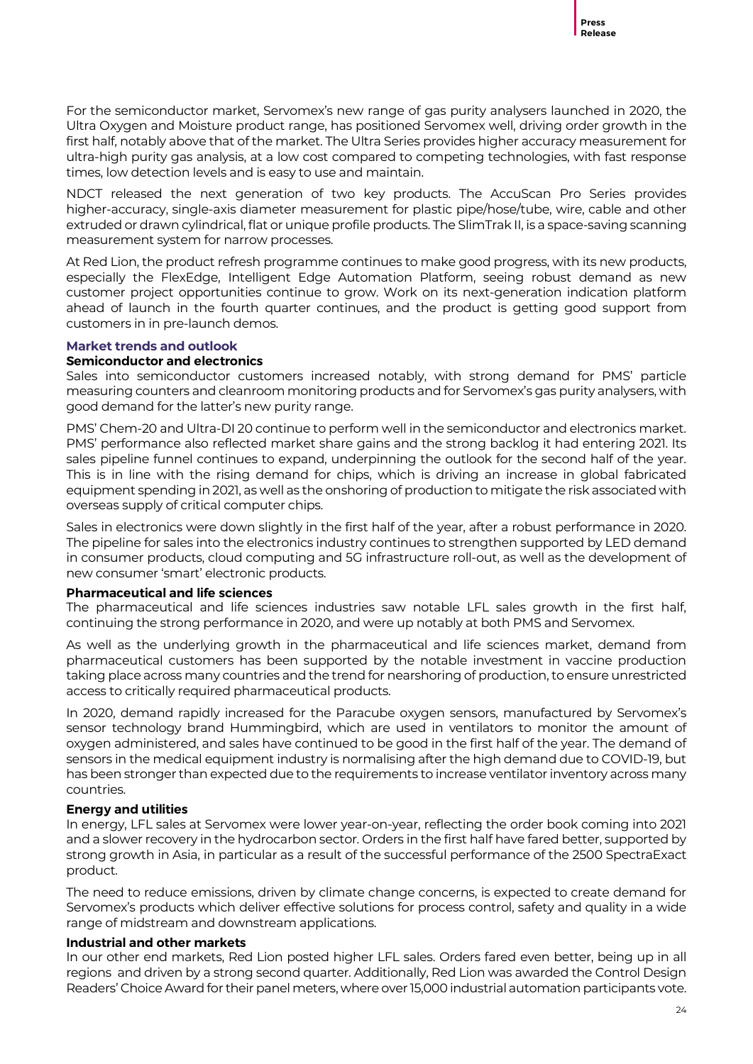For the semiconductor market, Servomex's new range of gas purity analysers launched in 2020, the Ultra Oxygen and Moisture product range, has positioned Servomex well, driving order growth in the first half, notably above that of the market. The Ultra Series provides higher accuracy measurement for ultra-high purity gas analysis, at a low cost compared to competing technologies, with fast response times, low detection levels and is easy to use and maintain.

NDCT released the next generation of two key products. The AccuScan Pro Series provides higher-accuracy, single-axis diameter measurement for plastic pipe/hose/tube, wire, cable and other extruded or drawn cylindrical, flat or unique profile products. The SlimTrak II, is a space-saving scanning measurement system for narrow processes.

At Red Lion, the product refresh programme continues to make good progress, with its new products, especially the FlexEdge, Intelligent Edge Automation Platform, seeing robust demand as new customer project opportunities continue to grow. Work on its next-generation indication platform ahead of launch in the fourth quarter continues, and the product is getting good support from customers in in pre-launch demos.

## Market trends and outlook

### Semiconductor and electronics

Sales into semiconductor customers increased notably, with strong demand for PMS' particle measuring counters and cleanroom monitoring products and for Servomex's gas purity analysers, with good demand for the latter's new purity range.

PMS' Chem-20 and Ultra-DI 20 continue to perform well in the semiconductor and electronics market. PMS' performance also reflected market share gains and the strong backlog it had entering 2021. Its sales pipeline funnel continues to expand, underpinning the outlook for the second half of the year. This is in line with the rising demand for chips, which is driving an increase in global fabricated equipment spending in 2021, as well as the onshoring of production to mitigate the risk associated with overseas supply of critical computer chips.

Sales in electronics were down slightly in the first half of the year, after a robust performance in 2020. The pipeline for sales into the electronics industry continues to strengthen supported by LED demand in consumer products, cloud computing and 5G infrastructure roll-out, as well as the development of new consumer 'smart' electronic products.

### Pharmaceutical and life sciences

The pharmaceutical and life sciences industries saw notable LFL sales growth in the first half, continuing the strong performance in 2020, and were up notably at both PMS and Servomex.

As well as the underlying growth in the pharmaceutical and life sciences market, demand from pharmaceutical customers has been supported by the notable investment in vaccine production taking place across many countries and the trend for nearshoring of production, to ensure unrestricted access to critically required pharmaceutical products.

In 2020, demand rapidly increased for the Paracube oxygen sensors, manufactured by Servomex's sensor technology brand Hummingbird, which are used in ventilators to monitor the amount of oxygen administered, and sales have continued to be good in the first half of the year. The demand of sensors in the medical equipment industry is normalising after the high demand due to COVID-19, but has been stronger than expected due to the requirements to increase ventilator inventory across many countries.

### Energy and utilities

In energy, LFL sales at Servomex were lower year-on-year, reflecting the order book coming into 2021 and a slower recovery in the hydrocarbon sector. Orders in the first half have fared better, supported by strong growth in Asia, in particular as a result of the successful performance of the 2500 SpectraExact product.

The need to reduce emissions, driven by climate change concerns, is expected to create demand for Servomex's products which deliver effective solutions for process control, safety and quality in a wide range of midstream and downstream applications.

### Industrial and other markets

In our other end markets, Red Lion posted higher LFL sales. Orders fared even better, being up in all regions and driven by a strong second quarter. Additionally, Red Lion was awarded the Control Design Readers' Choice Award for their panel meters, where over 15,000 industrial automation participants vote.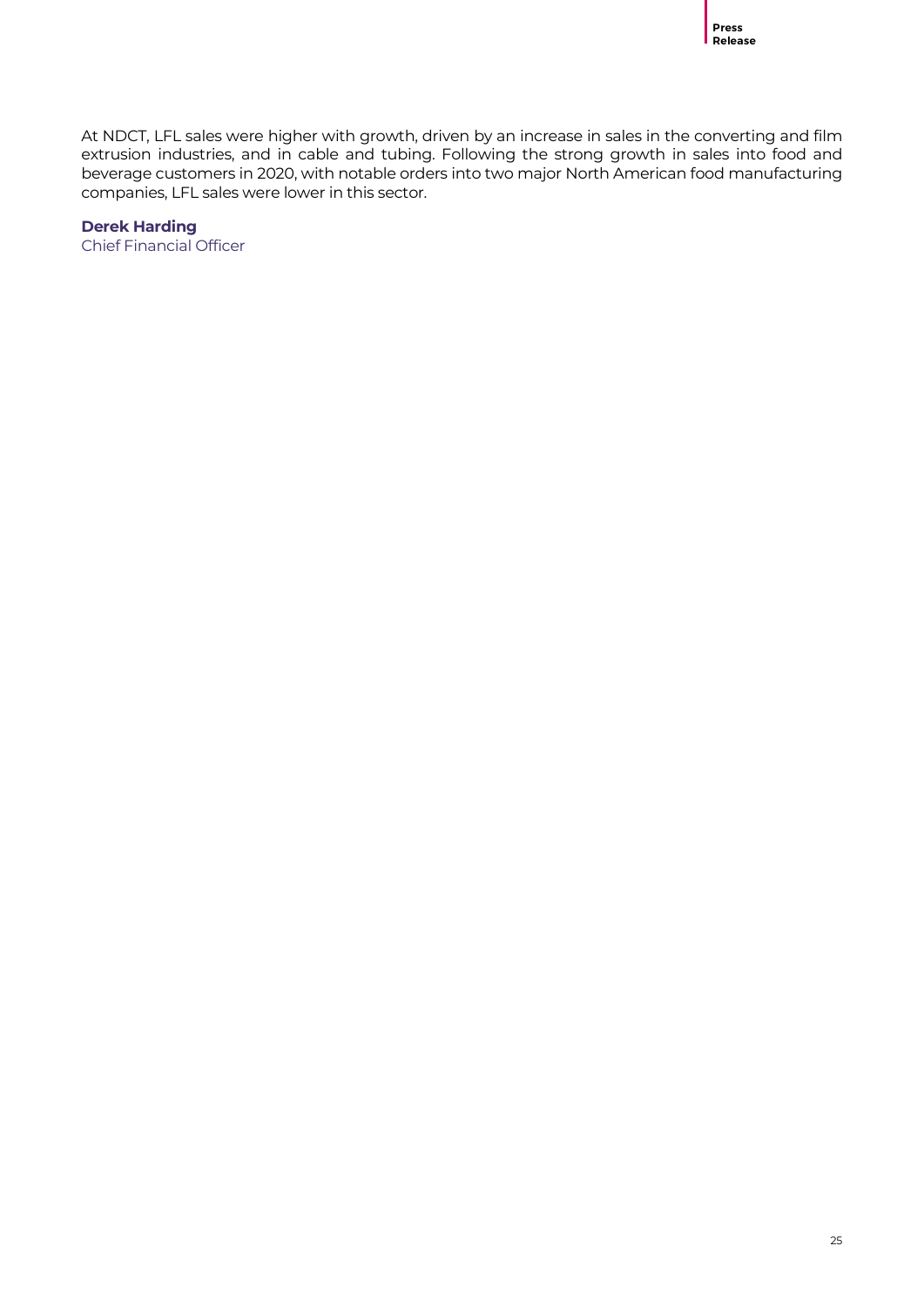At NDCT, LFL sales were higher with growth, driven by an increase in sales in the converting and film extrusion industries, and in cable and tubing. Following the strong growth in sales into food and beverage customers in 2020, with notable orders into two major North American food manufacturing companies, LFL sales were lower in this sector.

**Derek Harding**
Chief Financial Officer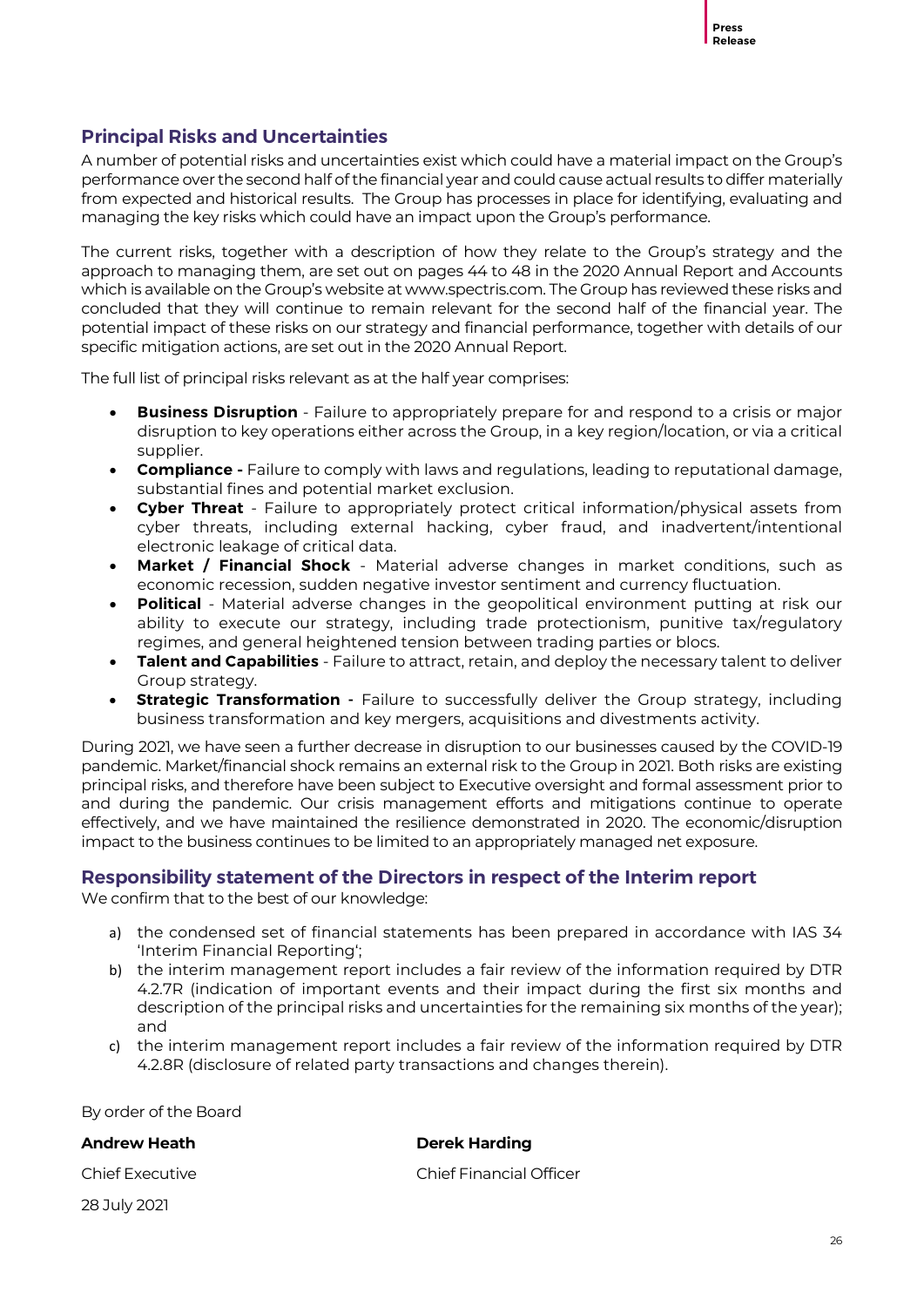## Principal Risks and Uncertainties

A number of potential risks and uncertainties exist which could have a material impact on the Group's performance over the second half of the financial year and could cause actual results to differ materially from expected and historical results. The Group has processes in place for identifying, evaluating and managing the key risks which could have an impact upon the Group's performance.

The current risks, together with a description of how they relate to the Group's strategy and the approach to managing them, are set out on pages 44 to 48 in the 2020 Annual Report and Accounts which is available on the Group's website at www.spectris.com. The Group has reviewed these risks and concluded that they will continue to remain relevant for the second half of the financial year. The potential impact of these risks on our strategy and financial performance, together with details of our specific mitigation actions, are set out in the 2020 Annual Report.

The full list of principal risks relevant as at the half year comprises:

- **Business Disruption** - Failure to appropriately prepare for and respond to a crisis or major disruption to key operations either across the Group, in a key region/location, or via a critical supplier.
- **Compliance -** Failure to comply with laws and regulations, leading to reputational damage, substantial fines and potential market exclusion.
- **Cyber Threat** - Failure to appropriately protect critical information/physical assets from cyber threats, including external hacking, cyber fraud, and inadvertent/intentional electronic leakage of critical data.
- **Market / Financial Shock** - Material adverse changes in market conditions, such as economic recession, sudden negative investor sentiment and currency fluctuation.
- **Political** - Material adverse changes in the geopolitical environment putting at risk our ability to execute our strategy, including trade protectionism, punitive tax/regulatory regimes, and general heightened tension between trading parties or blocs.
- **Talent and Capabilities** - Failure to attract, retain, and deploy the necessary talent to deliver Group strategy.
- **Strategic Transformation -** Failure to successfully deliver the Group strategy, including business transformation and key mergers, acquisitions and divestments activity.

During 2021, we have seen a further decrease in disruption to our businesses caused by the COVID-19 pandemic. Market/financial shock remains an external risk to the Group in 2021. Both risks are existing principal risks, and therefore have been subject to Executive oversight and formal assessment prior to and during the pandemic. Our crisis management efforts and mitigations continue to operate effectively, and we have maintained the resilience demonstrated in 2020. The economic/disruption impact to the business continues to be limited to an appropriately managed net exposure.

## Responsibility statement of the Directors in respect of the Interim report

We confirm that to the best of our knowledge:

a) the condensed set of financial statements has been prepared in accordance with IAS 34 'Interim Financial Reporting';

b) the interim management report includes a fair review of the information required by DTR 4.2.7R (indication of important events and their impact during the first six months and description of the principal risks and uncertainties for the remaining six months of the year); and

c) the interim management report includes a fair review of the information required by DTR 4.2.8R (disclosure of related party transactions and changes therein).

By order of the Board

| **Andrew Heath** | **Derek Harding** |
|---|---|
| Chief Executive | Chief Financial Officer |

28 July 2021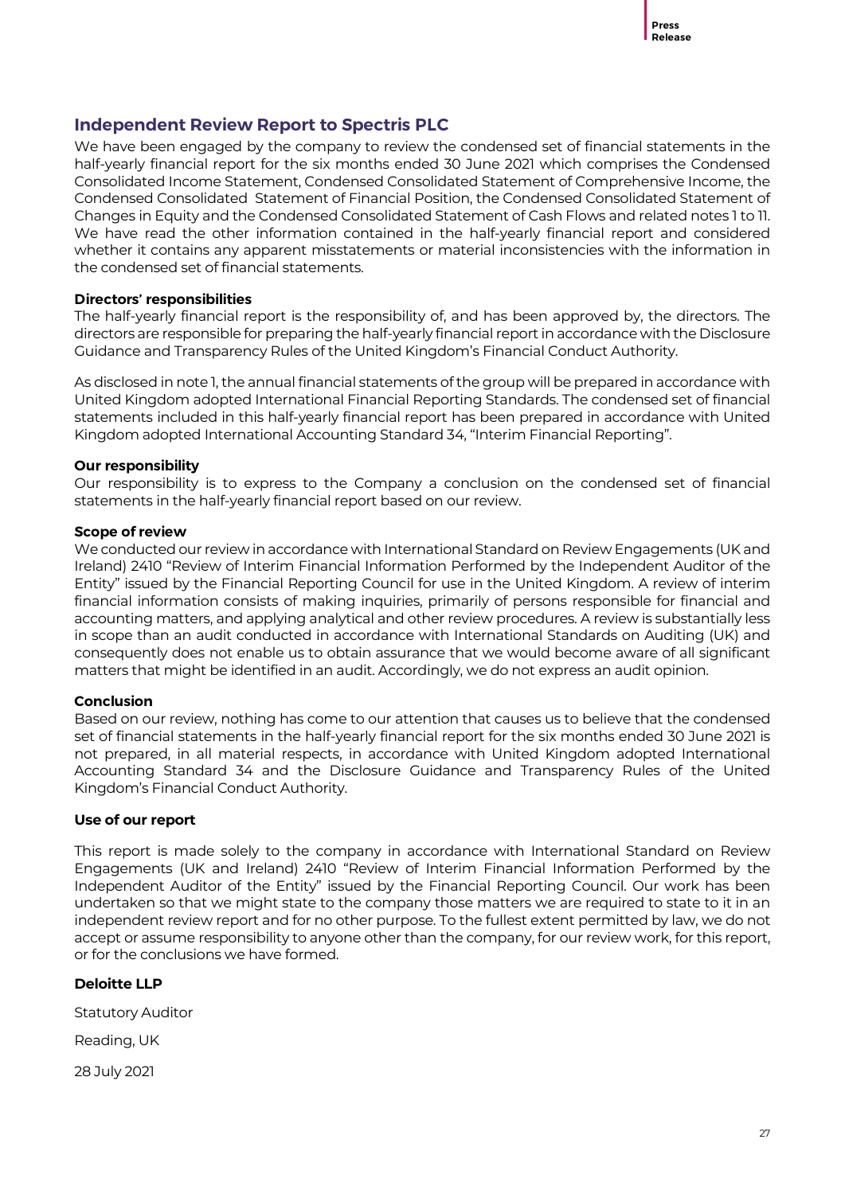## Independent Review Report to Spectris PLC

We have been engaged by the company to review the condensed set of financial statements in the half-yearly financial report for the six months ended 30 June 2021 which comprises the Condensed Consolidated Income Statement, Condensed Consolidated Statement of Comprehensive Income, the Condensed Consolidated Statement of Financial Position, the Condensed Consolidated Statement of Changes in Equity and the Condensed Consolidated Statement of Cash Flows and related notes 1 to 11. We have read the other information contained in the half-yearly financial report and considered whether it contains any apparent misstatements or material inconsistencies with the information in the condensed set of financial statements.

**Directors' responsibilities**

The half-yearly financial report is the responsibility of, and has been approved by, the directors. The directors are responsible for preparing the half-yearly financial report in accordance with the Disclosure Guidance and Transparency Rules of the United Kingdom's Financial Conduct Authority.

As disclosed in note 1, the annual financial statements of the group will be prepared in accordance with United Kingdom adopted International Financial Reporting Standards. The condensed set of financial statements included in this half-yearly financial report has been prepared in accordance with United Kingdom adopted International Accounting Standard 34, "Interim Financial Reporting".

**Our responsibility**

Our responsibility is to express to the Company a conclusion on the condensed set of financial statements in the half-yearly financial report based on our review.

**Scope of review**

We conducted our review in accordance with International Standard on Review Engagements (UK and Ireland) 2410 "Review of Interim Financial Information Performed by the Independent Auditor of the Entity" issued by the Financial Reporting Council for use in the United Kingdom. A review of interim financial information consists of making inquiries, primarily of persons responsible for financial and accounting matters, and applying analytical and other review procedures. A review is substantially less in scope than an audit conducted in accordance with International Standards on Auditing (UK) and consequently does not enable us to obtain assurance that we would become aware of all significant matters that might be identified in an audit. Accordingly, we do not express an audit opinion.

**Conclusion**

Based on our review, nothing has come to our attention that causes us to believe that the condensed set of financial statements in the half-yearly financial report for the six months ended 30 June 2021 is not prepared, in all material respects, in accordance with United Kingdom adopted International Accounting Standard 34 and the Disclosure Guidance and Transparency Rules of the United Kingdom's Financial Conduct Authority.

**Use of our report**

This report is made solely to the company in accordance with International Standard on Review Engagements (UK and Ireland) 2410 "Review of Interim Financial Information Performed by the Independent Auditor of the Entity" issued by the Financial Reporting Council. Our work has been undertaken so that we might state to the company those matters we are required to state to it in an independent review report and for no other purpose. To the fullest extent permitted by law, we do not accept or assume responsibility to anyone other than the company, for our review work, for this report, or for the conclusions we have formed.

**Deloitte LLP**

Statutory Auditor

Reading, UK

28 July 2021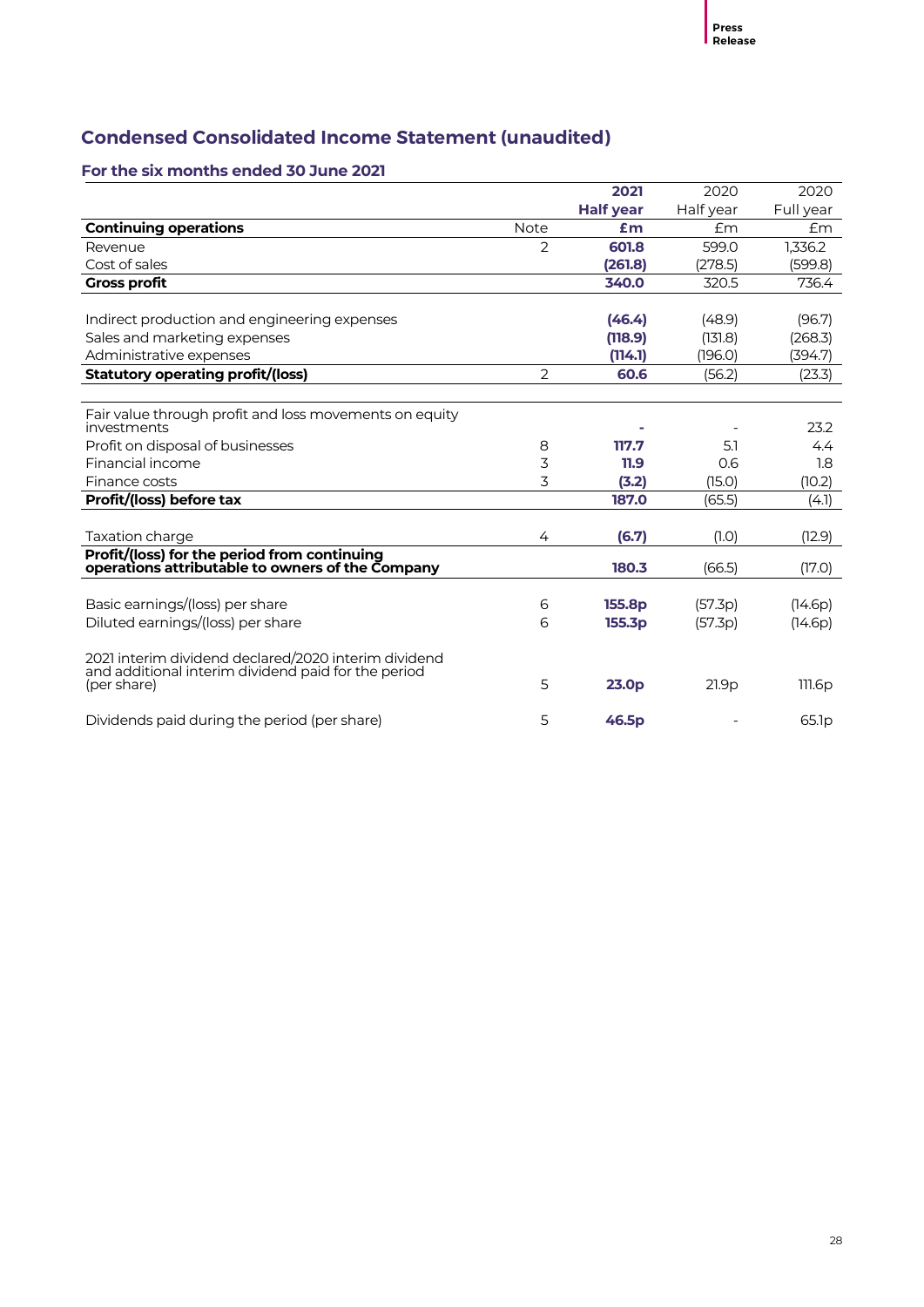## Condensed Consolidated Income Statement (unaudited)

### For the six months ended 30 June 2021

| | | **2021** | 2020 | 2020 |
|---|---|---|---|---|
| | | **Half year** | Half year | Full year |
| **Continuing operations** | Note | **£m** | £m | £m |
| Revenue | 2 | **601.8** | 599.0 | 1,336.2 |
| Cost of sales | | **(261.8)** | (278.5) | (599.8) |
| **Gross profit** | | **340.0** | 320.5 | 736.4 |
| | | | | |
| Indirect production and engineering expenses | | **(46.4)** | (48.9) | (96.7) |
| Sales and marketing expenses | | **(118.9)** | (131.8) | (268.3) |
| Administrative expenses | | **(114.1)** | (196.0) | (394.7) |
| **Statutory operating profit/(loss)** | 2 | **60.6** | (56.2) | (23.3) |
| | | | | |
| Fair value through profit and loss movements on equity investments | | **-** | - | 23.2 |
| Profit on disposal of businesses | 8 | **117.7** | 5.1 | 4.4 |
| Financial income | 3 | **11.9** | 0.6 | 1.8 |
| Finance costs | 3 | **(3.2)** | (15.0) | (10.2) |
| **Profit/(loss) before tax** | | **187.0** | (65.5) | (4.1) |
| | | | | |
| Taxation charge | 4 | **(6.7)** | (1.0) | (12.9) |
| **Profit/(loss) for the period from continuing operations attributable to owners of the Company** | | **180.3** | (66.5) | (17.0) |
| | | | | |
| Basic earnings/(loss) per share | 6 | **155.8p** | (57.3p) | (14.6p) |
| Diluted earnings/(loss) per share | 6 | **155.3p** | (57.3p) | (14.6p) |
| | | | | |
| 2021 interim dividend declared/2020 interim dividend and additional interim dividend paid for the period (per share) | 5 | **23.0p** | 21.9p | 111.6p |
| | | | | |
| Dividends paid during the period (per share) | 5 | **46.5p** | - | 65.1p |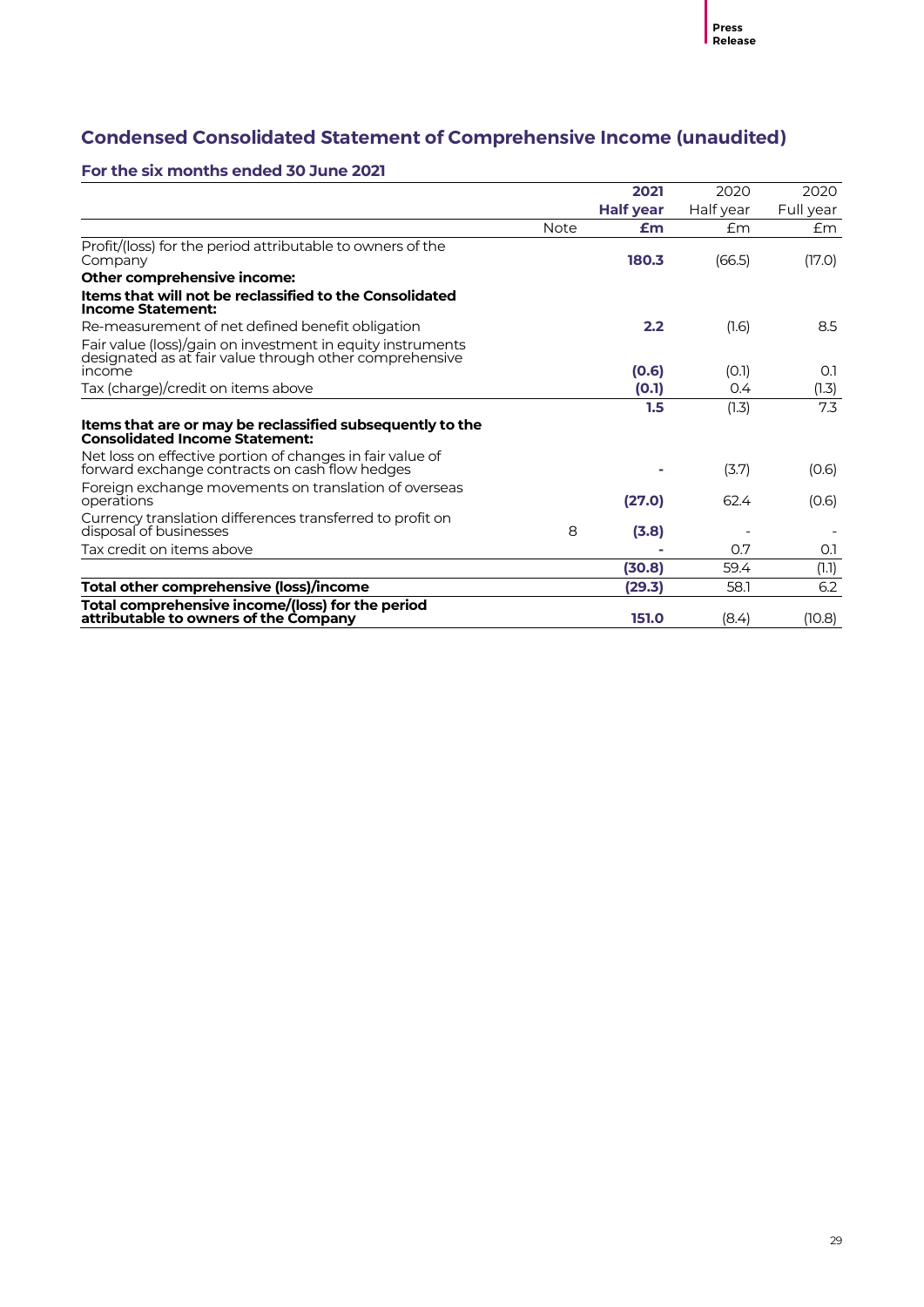## Condensed Consolidated Statement of Comprehensive Income (unaudited)

### For the six months ended 30 June 2021

| | Note | **2021 Half year £m** | 2020 Half year £m | 2020 Full year £m |
|---|---|---|---|---|
| Profit/(loss) for the period attributable to owners of the Company | | **180.3** | (66.5) | (17.0) |
| **Other comprehensive income:** | | | | |
| **Items that will not be reclassified to the Consolidated Income Statement:** | | | | |
| Re-measurement of net defined benefit obligation | | **2.2** | (1.6) | 8.5 |
| Fair value (loss)/gain on investment in equity instruments designated as at fair value through other comprehensive income | | **(0.6)** | (0.1) | 0.1 |
| Tax (charge)/credit on items above | | **(0.1)** | 0.4 | (1.3) |
| | | **1.5** | (1.3) | 7.3 |
| **Items that are or may be reclassified subsequently to the Consolidated Income Statement:** | | | | |
| Net loss on effective portion of changes in fair value of forward exchange contracts on cash flow hedges | | **-** | (3.7) | (0.6) |
| Foreign exchange movements on translation of overseas operations | | **(27.0)** | 62.4 | (0.6) |
| Currency translation differences transferred to profit on disposal of businesses | 8 | **(3.8)** | - | - |
| Tax credit on items above | | **-** | 0.7 | 0.1 |
| | | **(30.8)** | 59.4 | (1.1) |
| **Total other comprehensive (loss)/income** | | **(29.3)** | 58.1 | 6.2 |
| **Total comprehensive income/(loss) for the period attributable to owners of the Company** | | **151.0** | (8.4) | (10.8) |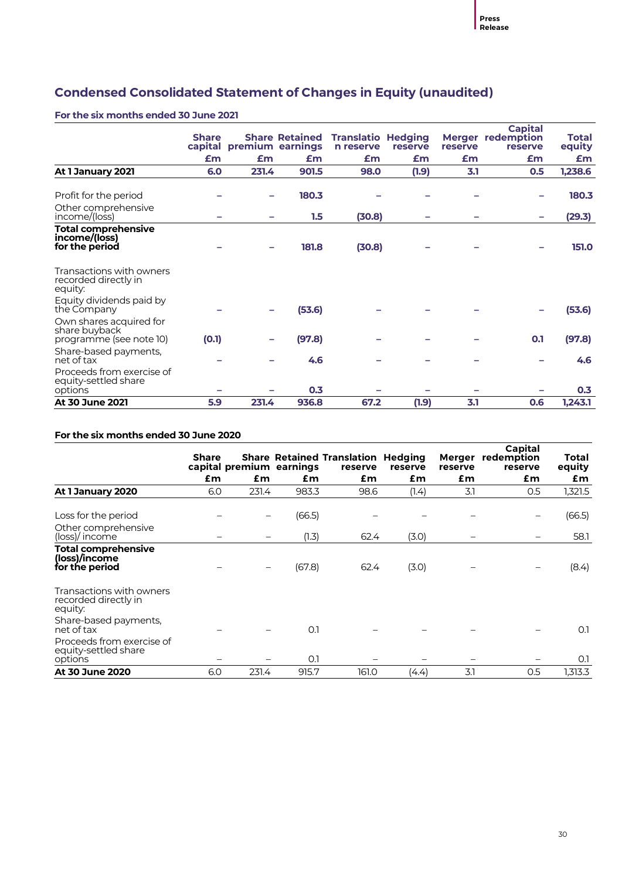## Condensed Consolidated Statement of Changes in Equity (unaudited)

### For the six months ended 30 June 2021

| | Share capital | Share premium | Retained earnings | Translation reserve | Hedging reserve | Merger reserve | Capital redemption reserve | Total equity |
|---|---|---|---|---|---|---|---|---|
| | £m | £m | £m | £m | £m | £m | £m | £m |
| **At 1 January 2021** | **6.0** | **231.4** | **901.5** | **98.0** | **(1.9)** | **3.1** | **0.5** | **1,238.6** |
| Profit for the period | – | – | 180.3 | – | – | – | – | 180.3 |
| Other comprehensive income/(loss) | – | – | 1.5 | (30.8) | – | – | – | (29.3) |
| **Total comprehensive income/(loss) for the period** | – | – | 181.8 | (30.8) | – | – | – | 151.0 |
| Transactions with owners recorded directly in equity: | | | | | | | | |
| Equity dividends paid by the Company | – | – | (53.6) | – | – | – | – | (53.6) |
| Own shares acquired for share buyback programme (see note 10) | (0.1) | – | (97.8) | – | – | – | 0.1 | (97.8) |
| Share-based payments, net of tax | – | – | 4.6 | – | – | – | – | 4.6 |
| Proceeds from exercise of equity-settled share options | – | – | 0.3 | – | – | – | – | 0.3 |
| **At 30 June 2021** | **5.9** | **231.4** | **936.8** | **67.2** | **(1.9)** | **3.1** | **0.6** | **1,243.1** |

### For the six months ended 30 June 2020

| | Share capital | Share premium | Retained earnings | Translation reserve | Hedging reserve | Merger reserve | Capital redemption reserve | Total equity |
|---|---|---|---|---|---|---|---|---|
| | £m | £m | £m | £m | £m | £m | £m | £m |
| **At 1 January 2020** | 6.0 | 231.4 | 983.3 | 98.6 | (1.4) | 3.1 | 0.5 | 1,321.5 |
| Loss for the period | – | – | (66.5) | – | – | – | – | (66.5) |
| Other comprehensive (loss)/ income | – | – | (1.3) | 62.4 | (3.0) | – | – | 58.1 |
| **Total comprehensive (loss)/income for the period** | – | – | (67.8) | 62.4 | (3.0) | – | – | (8.4) |
| Transactions with owners recorded directly in equity: | | | | | | | | |
| Share-based payments, net of tax | – | – | 0.1 | – | – | – | – | 0.1 |
| Proceeds from exercise of equity-settled share options | – | – | 0.1 | – | – | – | – | 0.1 |
| **At 30 June 2020** | 6.0 | 231.4 | 915.7 | 161.0 | (4.4) | 3.1 | 0.5 | 1,313.3 |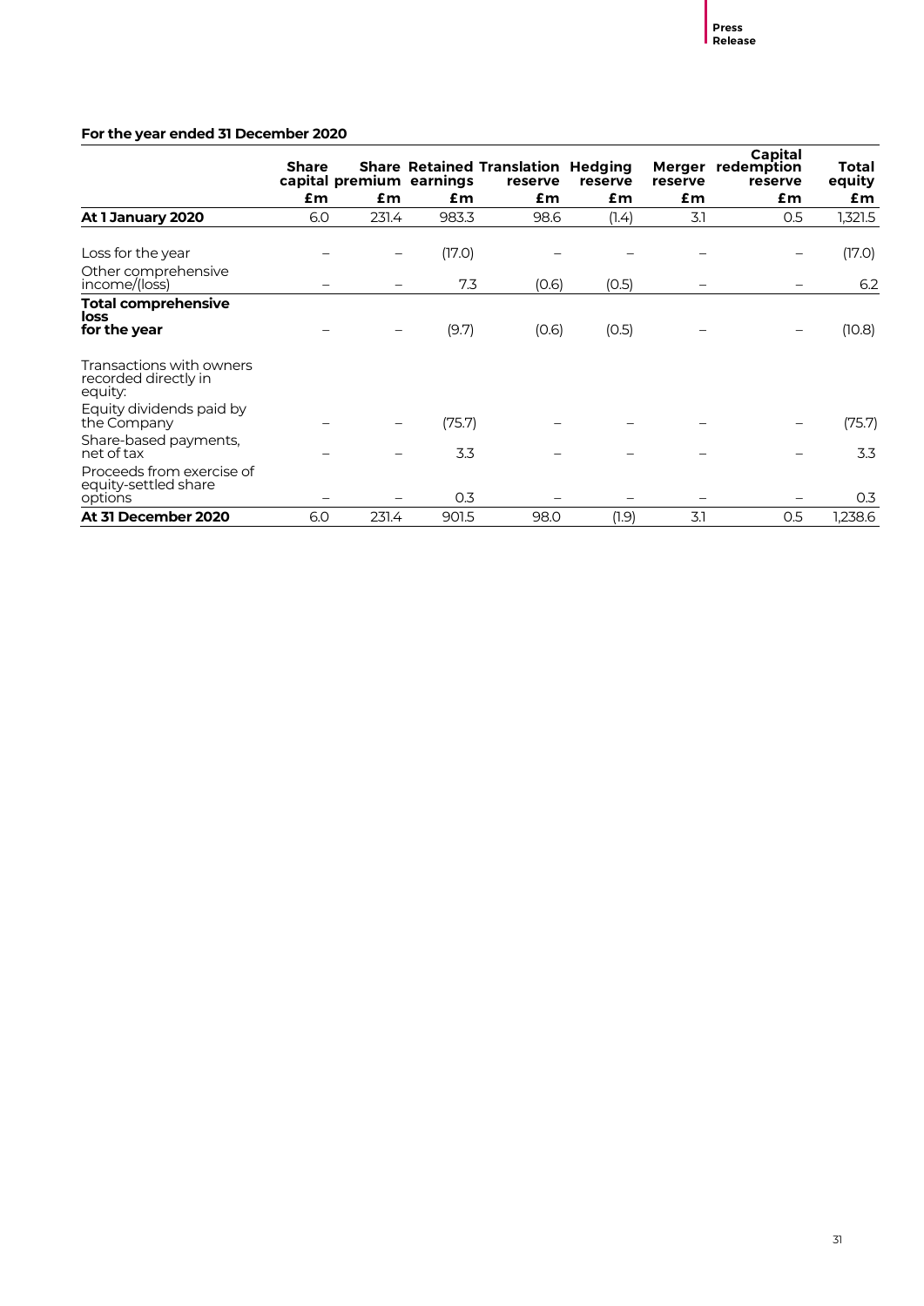**For the year ended 31 December 2020**

| | Share capital | Share premium | Retained earnings | Translation reserve | Hedging reserve | Merger reserve | Capital redemption reserve | Total equity |
|---|---|---|---|---|---|---|---|---|
| | £m | £m | £m | £m | £m | £m | £m | £m |
| **At 1 January 2020** | 6.0 | 231.4 | 983.3 | 98.6 | (1.4) | 3.1 | 0.5 | 1,321.5 |
| Loss for the year | – | – | (17.0) | – | – | – | – | (17.0) |
| Other comprehensive income/(loss) | – | – | 7.3 | (0.6) | (0.5) | – | – | 6.2 |
| **Total comprehensive loss for the year** | – | – | (9.7) | (0.6) | (0.5) | – | – | (10.8) |
| Transactions with owners recorded directly in equity: | | | | | | | | |
| Equity dividends paid by the Company | – | – | (75.7) | – | – | – | – | (75.7) |
| Share-based payments, net of tax | – | – | 3.3 | – | – | – | – | 3.3 |
| Proceeds from exercise of equity-settled share options | – | – | 0.3 | – | – | – | – | 0.3 |
| **At 31 December 2020** | 6.0 | 231.4 | 901.5 | 98.0 | (1.9) | 3.1 | 0.5 | 1,238.6 |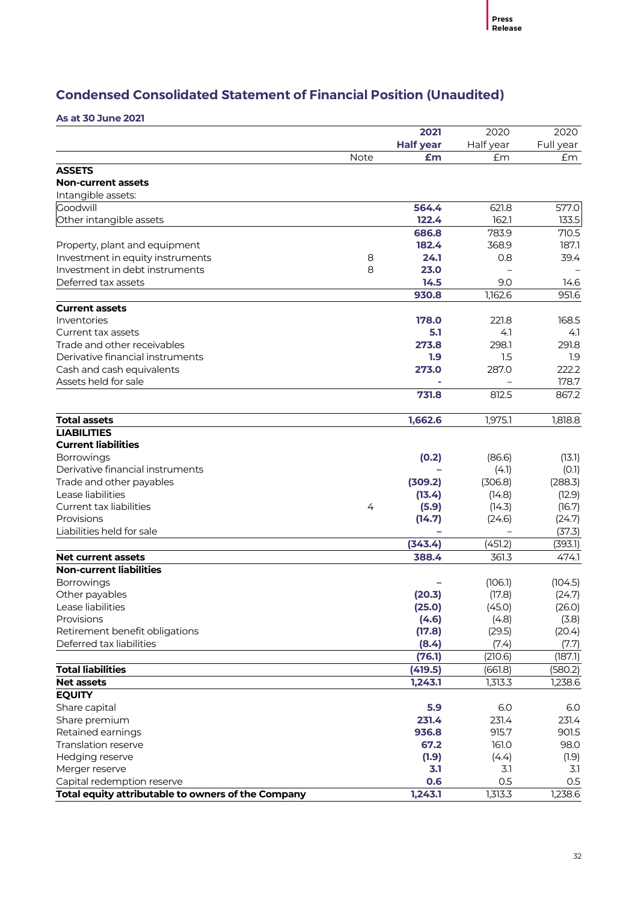## Condensed Consolidated Statement of Financial Position (Unaudited)

### As at 30 June 2021

| | Note | 2021 Half year £m | 2020 Half year £m | 2020 Full year £m |
|---|---|---|---|---|
| **ASSETS** | | | | |
| **Non-current assets** | | | | |
| Intangible assets: | | | | |
| Goodwill | | **564.4** | 621.8 | 577.0 |
| Other intangible assets | | **122.4** | 162.1 | 133.5 |
| | | **686.8** | 783.9 | 710.5 |
| Property, plant and equipment | | **182.4** | 368.9 | 187.1 |
| Investment in equity instruments | 8 | **24.1** | 0.8 | 39.4 |
| Investment in debt instruments | 8 | **23.0** | – | – |
| Deferred tax assets | | **14.5** | 9.0 | 14.6 |
| | | **930.8** | 1,162.6 | 951.6 |
| **Current assets** | | | | |
| Inventories | | **178.0** | 221.8 | 168.5 |
| Current tax assets | | **5.1** | 4.1 | 4.1 |
| Trade and other receivables | | **273.8** | 298.1 | 291.8 |
| Derivative financial instruments | | **1.9** | 1.5 | 1.9 |
| Cash and cash equivalents | | **273.0** | 287.0 | 222.2 |
| Assets held for sale | | **-** | – | 178.7 |
| | | **731.8** | 812.5 | 867.2 |
| **Total assets** | | **1,662.6** | 1,975.1 | 1,818.8 |
| **LIABILITIES** | | | | |
| **Current liabilities** | | | | |
| Borrowings | | **(0.2)** | (86.6) | (13.1) |
| Derivative financial instruments | | **–** | (4.1) | (0.1) |
| Trade and other payables | | **(309.2)** | (306.8) | (288.3) |
| Lease liabilities | | **(13.4)** | (14.8) | (12.9) |
| Current tax liabilities | 4 | **(5.9)** | (14.3) | (16.7) |
| Provisions | | **(14.7)** | (24.6) | (24.7) |
| Liabilities held for sale | | **–** | – | (37.3) |
| | | **(343.4)** | (451.2) | (393.1) |
| **Net current assets** | | **388.4** | 361.3 | 474.1 |
| **Non-current liabilities** | | | | |
| Borrowings | | **–** | (106.1) | (104.5) |
| Other payables | | **(20.3)** | (17.8) | (24.7) |
| Lease liabilities | | **(25.0)** | (45.0) | (26.0) |
| Provisions | | **(4.6)** | (4.8) | (3.8) |
| Retirement benefit obligations | | **(17.8)** | (29.5) | (20.4) |
| Deferred tax liabilities | | **(8.4)** | (7.4) | (7.7) |
| | | **(76.1)** | (210.6) | (187.1) |
| **Total liabilities** | | **(419.5)** | (661.8) | (580.2) |
| **Net assets** | | **1,243.1** | 1,313.3 | 1,238.6 |
| **EQUITY** | | | | |
| Share capital | | **5.9** | 6.0 | 6.0 |
| Share premium | | **231.4** | 231.4 | 231.4 |
| Retained earnings | | **936.8** | 915.7 | 901.5 |
| Translation reserve | | **67.2** | 161.0 | 98.0 |
| Hedging reserve | | **(1.9)** | (4.4) | (1.9) |
| Merger reserve | | **3.1** | 3.1 | 3.1 |
| Capital redemption reserve | | **0.6** | 0.5 | 0.5 |
| **Total equity attributable to owners of the Company** | | **1,243.1** | 1,313.3 | 1,238.6 |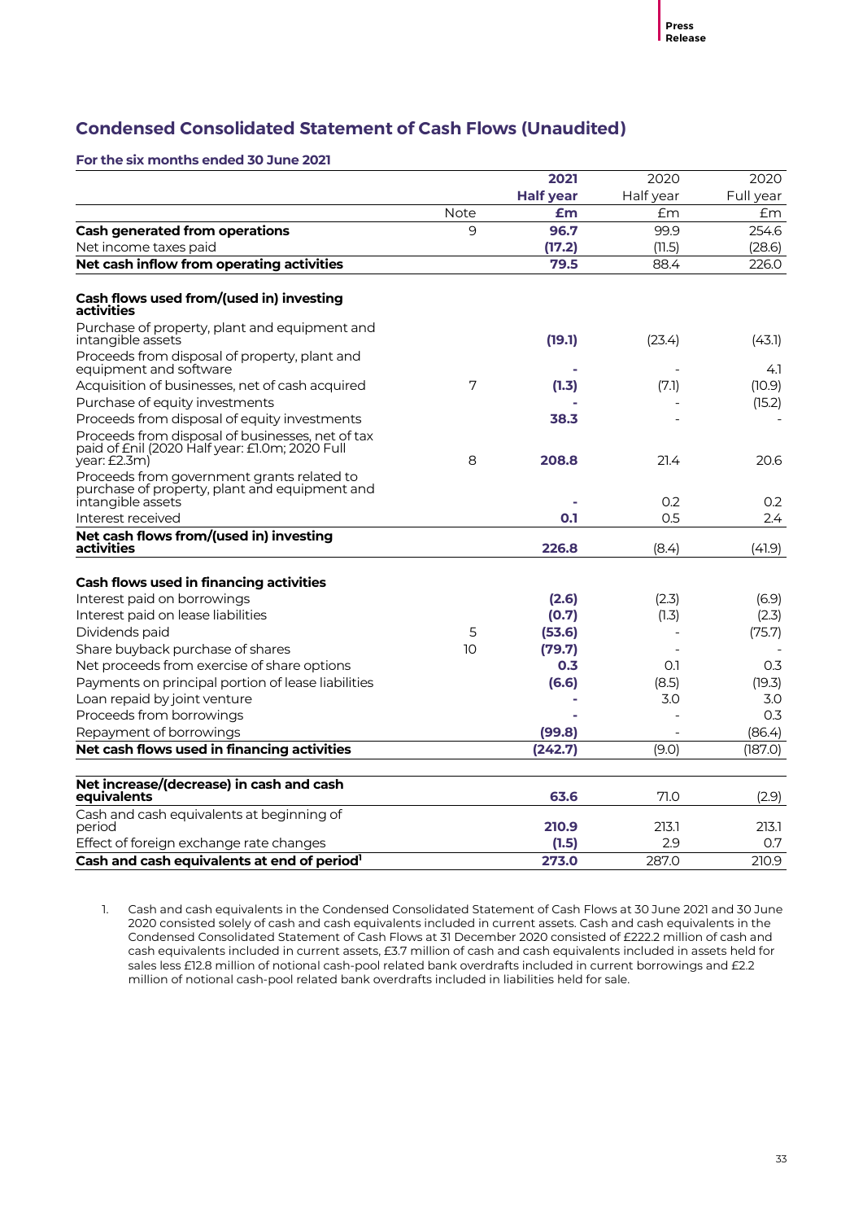## Condensed Consolidated Statement of Cash Flows (Unaudited)

### For the six months ended 30 June 2021

| | Note | **2021 Half year £m** | 2020 Half year £m | 2020 Full year £m |
|---|---|---|---|---|
| **Cash generated from operations** | 9 | **96.7** | 99.9 | 254.6 |
| Net income taxes paid | | **(17.2)** | (11.5) | (28.6) |
| **Net cash inflow from operating activities** | | **79.5** | 88.4 | 226.0 |
| | | | | |
| **Cash flows used from/(used in) investing activities** | | | | |
| Purchase of property, plant and equipment and intangible assets | | **(19.1)** | (23.4) | (43.1) |
| Proceeds from disposal of property, plant and equipment and software | | **-** | - | 4.1 |
| Acquisition of businesses, net of cash acquired | 7 | **(1.3)** | (7.1) | (10.9) |
| Purchase of equity investments | | **-** | - | (15.2) |
| Proceeds from disposal of equity investments | | **38.3** | - | - |
| Proceeds from disposal of businesses, net of tax paid of £nil (2020 Half year: £1.0m; 2020 Full year: £2.3m) | 8 | **208.8** | 21.4 | 20.6 |
| Proceeds from government grants related to purchase of property, plant and equipment and intangible assets | | **-** | 0.2 | 0.2 |
| Interest received | | **0.1** | 0.5 | 2.4 |
| **Net cash flows from/(used in) investing activities** | | **226.8** | (8.4) | (41.9) |
| | | | | |
| **Cash flows used in financing activities** | | | | |
| Interest paid on borrowings | | **(2.6)** | (2.3) | (6.9) |
| Interest paid on lease liabilities | | **(0.7)** | (1.3) | (2.3) |
| Dividends paid | 5 | **(53.6)** | - | (75.7) |
| Share buyback purchase of shares | 10 | **(79.7)** | - | - |
| Net proceeds from exercise of share options | | **0.3** | 0.1 | 0.3 |
| Payments on principal portion of lease liabilities | | **(6.6)** | (8.5) | (19.3) |
| Loan repaid by joint venture | | **-** | 3.0 | 3.0 |
| Proceeds from borrowings | | **-** | - | 0.3 |
| Repayment of borrowings | | **(99.8)** | - | (86.4) |
| **Net cash flows used in financing activities** | | **(242.7)** | (9.0) | (187.0) |
| | | | | |
| **Net increase/(decrease) in cash and cash equivalents** | | **63.6** | 71.0 | (2.9) |
| Cash and cash equivalents at beginning of period | | **210.9** | 213.1 | 213.1 |
| Effect of foreign exchange rate changes | | **(1.5)** | 2.9 | 0.7 |
| **Cash and cash equivalents at end of period[1]** | | **273.0** | 287.0 | 210.9 |

1. Cash and cash equivalents in the Condensed Consolidated Statement of Cash Flows at 30 June 2021 and 30 June 2020 consisted solely of cash and cash equivalents included in current assets. Cash and cash equivalents in the Condensed Consolidated Statement of Cash Flows at 31 December 2020 consisted of £222.2 million of cash and cash equivalents included in current assets, £3.7 million of cash and cash equivalents included in assets held for sales less £12.8 million of notional cash-pool related bank overdrafts included in current borrowings and £2.2 million of notional cash-pool related bank overdrafts included in liabilities held for sale.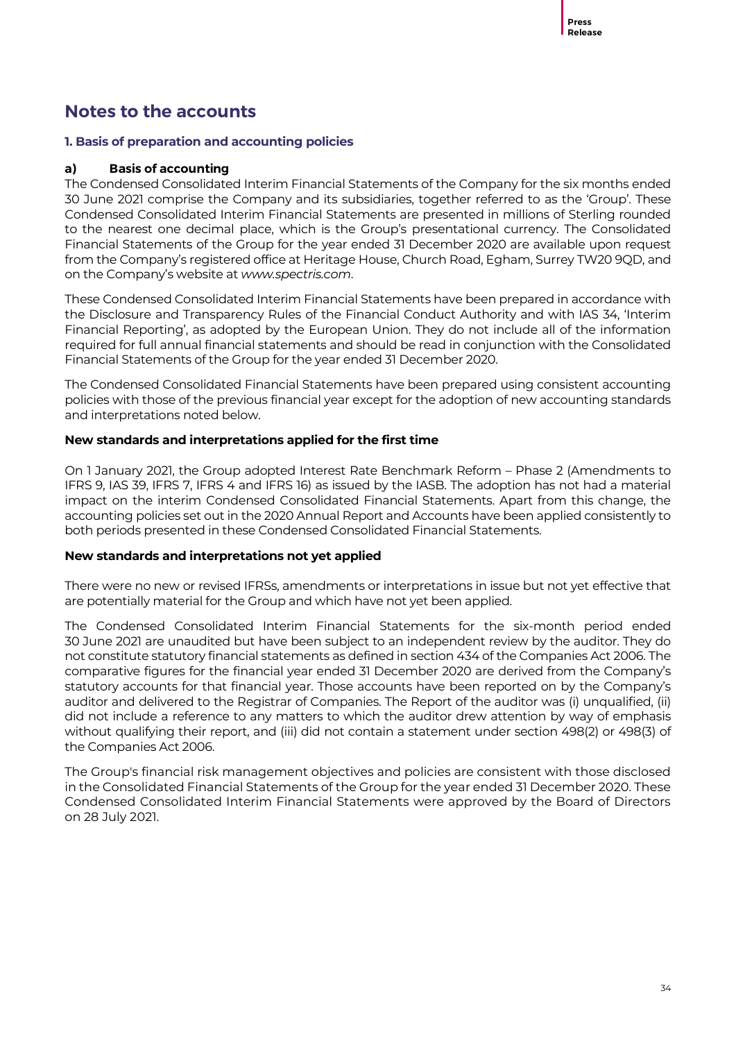# Notes to the accounts

## 1. Basis of preparation and accounting policies

### a) Basis of accounting

The Condensed Consolidated Interim Financial Statements of the Company for the six months ended 30 June 2021 comprise the Company and its subsidiaries, together referred to as the 'Group'. These Condensed Consolidated Interim Financial Statements are presented in millions of Sterling rounded to the nearest one decimal place, which is the Group's presentational currency. The Consolidated Financial Statements of the Group for the year ended 31 December 2020 are available upon request from the Company's registered office at Heritage House, Church Road, Egham, Surrey TW20 9QD, and on the Company's website at *www.spectris.com*.

These Condensed Consolidated Interim Financial Statements have been prepared in accordance with the Disclosure and Transparency Rules of the Financial Conduct Authority and with IAS 34, 'Interim Financial Reporting', as adopted by the European Union. They do not include all of the information required for full annual financial statements and should be read in conjunction with the Consolidated Financial Statements of the Group for the year ended 31 December 2020.

The Condensed Consolidated Financial Statements have been prepared using consistent accounting policies with those of the previous financial year except for the adoption of new accounting standards and interpretations noted below.

**New standards and interpretations applied for the first time**

On 1 January 2021, the Group adopted Interest Rate Benchmark Reform – Phase 2 (Amendments to IFRS 9, IAS 39, IFRS 7, IFRS 4 and IFRS 16) as issued by the IASB. The adoption has not had a material impact on the interim Condensed Consolidated Financial Statements. Apart from this change, the accounting policies set out in the 2020 Annual Report and Accounts have been applied consistently to both periods presented in these Condensed Consolidated Financial Statements.

**New standards and interpretations not yet applied**

There were no new or revised IFRSs, amendments or interpretations in issue but not yet effective that are potentially material for the Group and which have not yet been applied.

The Condensed Consolidated Interim Financial Statements for the six-month period ended 30 June 2021 are unaudited but have been subject to an independent review by the auditor. They do not constitute statutory financial statements as defined in section 434 of the Companies Act 2006. The comparative figures for the financial year ended 31 December 2020 are derived from the Company's statutory accounts for that financial year. Those accounts have been reported on by the Company's auditor and delivered to the Registrar of Companies. The Report of the auditor was (i) unqualified, (ii) did not include a reference to any matters to which the auditor drew attention by way of emphasis without qualifying their report, and (iii) did not contain a statement under section 498(2) or 498(3) of the Companies Act 2006.

The Group's financial risk management objectives and policies are consistent with those disclosed in the Consolidated Financial Statements of the Group for the year ended 31 December 2020. These Condensed Consolidated Interim Financial Statements were approved by the Board of Directors on 28 July 2021.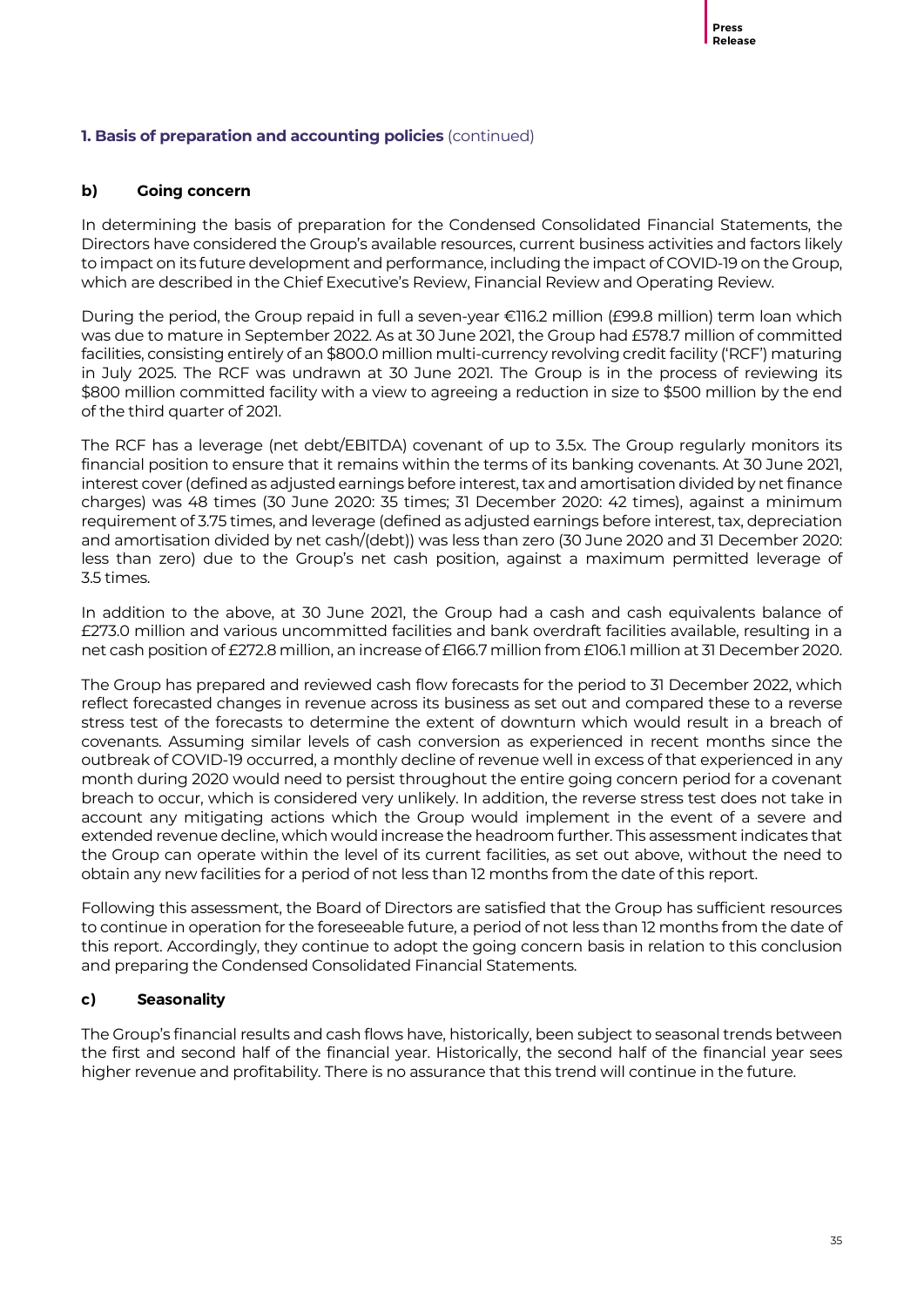### 1. Basis of preparation and accounting policies (continued)

#### b) Going concern

In determining the basis of preparation for the Condensed Consolidated Financial Statements, the Directors have considered the Group's available resources, current business activities and factors likely to impact on its future development and performance, including the impact of COVID-19 on the Group, which are described in the Chief Executive's Review, Financial Review and Operating Review.

During the period, the Group repaid in full a seven-year €116.2 million (£99.8 million) term loan which was due to mature in September 2022. As at 30 June 2021, the Group had £578.7 million of committed facilities, consisting entirely of an $800.0 million multi-currency revolving credit facility ('RCF') maturing in July 2025. The RCF was undrawn at 30 June 2021. The Group is in the process of reviewing its $800 million committed facility with a view to agreeing a reduction in size to $500 million by the end of the third quarter of 2021.

The RCF has a leverage (net debt/EBITDA) covenant of up to 3.5x. The Group regularly monitors its financial position to ensure that it remains within the terms of its banking covenants. At 30 June 2021, interest cover (defined as adjusted earnings before interest, tax and amortisation divided by net finance charges) was 48 times (30 June 2020: 35 times; 31 December 2020: 42 times), against a minimum requirement of 3.75 times, and leverage (defined as adjusted earnings before interest, tax, depreciation and amortisation divided by net cash/(debt)) was less than zero (30 June 2020 and 31 December 2020: less than zero) due to the Group's net cash position, against a maximum permitted leverage of 3.5 times.

In addition to the above, at 30 June 2021, the Group had a cash and cash equivalents balance of £273.0 million and various uncommitted facilities and bank overdraft facilities available, resulting in a net cash position of £272.8 million, an increase of £166.7 million from £106.1 million at 31 December 2020.

The Group has prepared and reviewed cash flow forecasts for the period to 31 December 2022, which reflect forecasted changes in revenue across its business as set out and compared these to a reverse stress test of the forecasts to determine the extent of downturn which would result in a breach of covenants. Assuming similar levels of cash conversion as experienced in recent months since the outbreak of COVID-19 occurred, a monthly decline of revenue well in excess of that experienced in any month during 2020 would need to persist throughout the entire going concern period for a covenant breach to occur, which is considered very unlikely. In addition, the reverse stress test does not take in account any mitigating actions which the Group would implement in the event of a severe and extended revenue decline, which would increase the headroom further. This assessment indicates that the Group can operate within the level of its current facilities, as set out above, without the need to obtain any new facilities for a period of not less than 12 months from the date of this report.

Following this assessment, the Board of Directors are satisfied that the Group has sufficient resources to continue in operation for the foreseeable future, a period of not less than 12 months from the date of this report. Accordingly, they continue to adopt the going concern basis in relation to this conclusion and preparing the Condensed Consolidated Financial Statements.

#### c) Seasonality

The Group's financial results and cash flows have, historically, been subject to seasonal trends between the first and second half of the financial year. Historically, the second half of the financial year sees higher revenue and profitability. There is no assurance that this trend will continue in the future.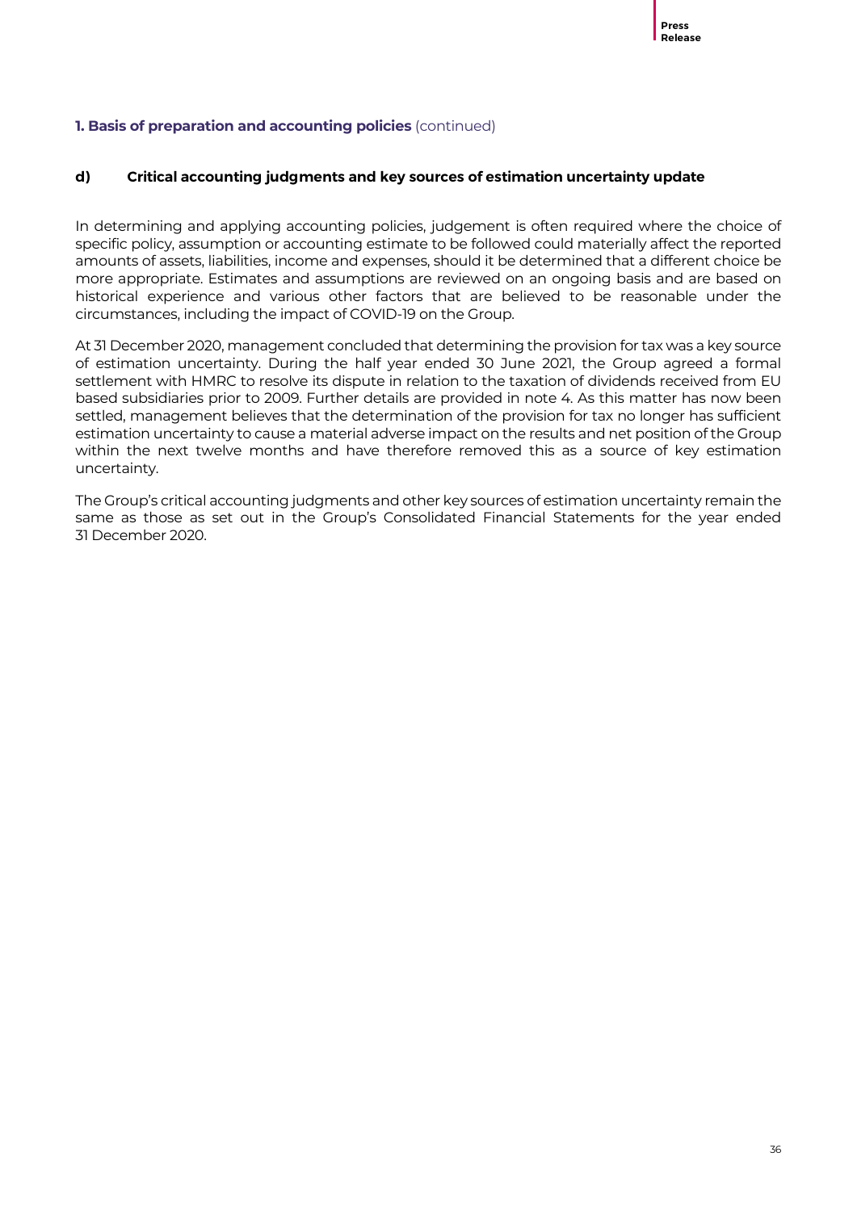### 1. Basis of preparation and accounting policies (continued)

#### d) Critical accounting judgments and key sources of estimation uncertainty update

In determining and applying accounting policies, judgement is often required where the choice of specific policy, assumption or accounting estimate to be followed could materially affect the reported amounts of assets, liabilities, income and expenses, should it be determined that a different choice be more appropriate. Estimates and assumptions are reviewed on an ongoing basis and are based on historical experience and various other factors that are believed to be reasonable under the circumstances, including the impact of COVID-19 on the Group.

At 31 December 2020, management concluded that determining the provision for tax was a key source of estimation uncertainty. During the half year ended 30 June 2021, the Group agreed a formal settlement with HMRC to resolve its dispute in relation to the taxation of dividends received from EU based subsidiaries prior to 2009. Further details are provided in note 4. As this matter has now been settled, management believes that the determination of the provision for tax no longer has sufficient estimation uncertainty to cause a material adverse impact on the results and net position of the Group within the next twelve months and have therefore removed this as a source of key estimation uncertainty.

The Group's critical accounting judgments and other key sources of estimation uncertainty remain the same as those as set out in the Group's Consolidated Financial Statements for the year ended 31 December 2020.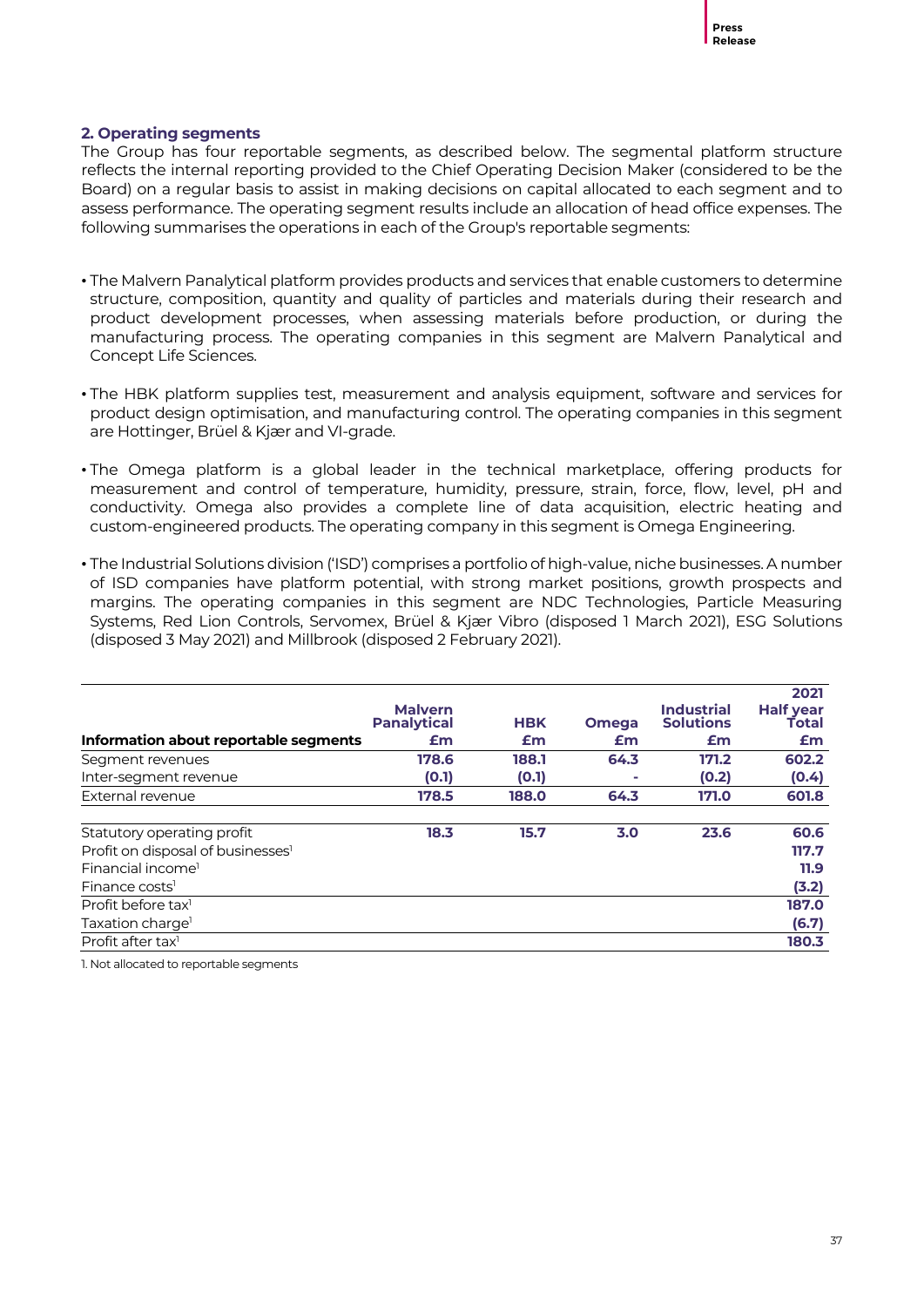## 2. Operating segments

The Group has four reportable segments, as described below. The segmental platform structure reflects the internal reporting provided to the Chief Operating Decision Maker (considered to be the Board) on a regular basis to assist in making decisions on capital allocated to each segment and to assess performance. The operating segment results include an allocation of head office expenses. The following summarises the operations in each of the Group's reportable segments:

- The Malvern Panalytical platform provides products and services that enable customers to determine structure, composition, quantity and quality of particles and materials during their research and product development processes, when assessing materials before production, or during the manufacturing process. The operating companies in this segment are Malvern Panalytical and Concept Life Sciences.
- The HBK platform supplies test, measurement and analysis equipment, software and services for product design optimisation, and manufacturing control. The operating companies in this segment are Hottinger, Brüel & Kjær and VI-grade.
- The Omega platform is a global leader in the technical marketplace, offering products for measurement and control of temperature, humidity, pressure, strain, force, flow, level, pH and conductivity. Omega also provides a complete line of data acquisition, electric heating and custom-engineered products. The operating company in this segment is Omega Engineering.
- The Industrial Solutions division ('ISD') comprises a portfolio of high-value, niche businesses. A number of ISD companies have platform potential, with strong market positions, growth prospects and margins. The operating companies in this segment are NDC Technologies, Particle Measuring Systems, Red Lion Controls, Servomex, Brüel & Kjær Vibro (disposed 1 March 2021), ESG Solutions (disposed 3 May 2021) and Millbrook (disposed 2 February 2021).

| Information about reportable segments | Malvern Panalytical £m | HBK £m | Omega £m | Industrial Solutions £m | 2021 Half year Total £m |
|---|---|---|---|---|---|
| Segment revenues | 178.6 | 188.1 | 64.3 | 171.2 | 602.2 |
| Inter-segment revenue | (0.1) | (0.1) | - | (0.2) | (0.4) |
| External revenue | 178.5 | 188.0 | 64.3 | 171.0 | 601.8 |
| | | | | | |
| Statutory operating profit | 18.3 | 15.7 | 3.0 | 23.6 | 60.6 |
| Profit on disposal of businesses[1] | | | | | 117.7 |
| Financial income[1] | | | | | 11.9 |
| Finance costs[1] | | | | | (3.2) |
| Profit before tax[1] | | | | | 187.0 |
| Taxation charge[1] | | | | | (6.7) |
| Profit after tax[1] | | | | | 180.3 |

1. Not allocated to reportable segments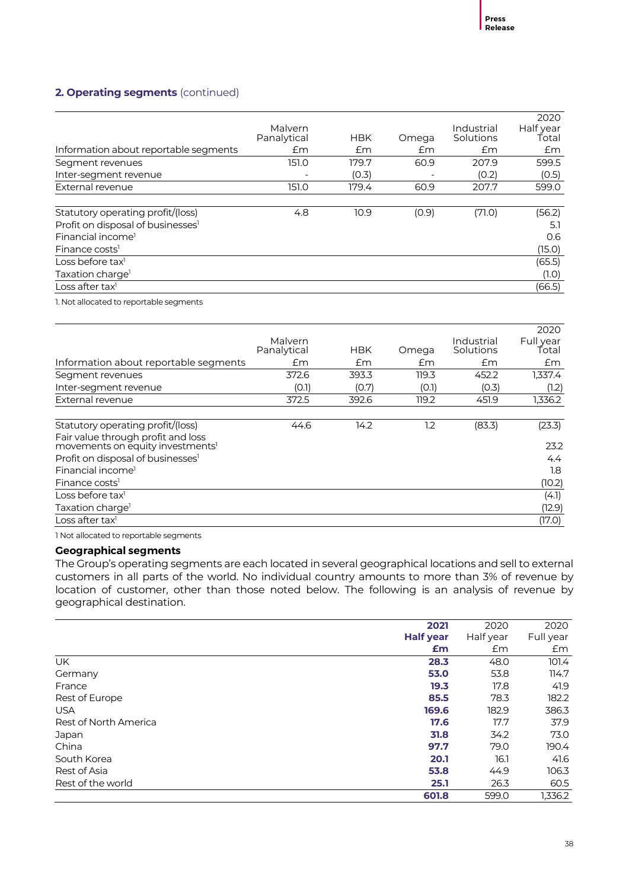## 2. Operating segments (continued)

| Information about reportable segments | Malvern Panalytical £m | HBK £m | Omega £m | Industrial Solutions £m | 2020 Half year Total £m |
|---|---|---|---|---|---|
| Segment revenues | 151.0 | 179.7 | 60.9 | 207.9 | 599.5 |
| Inter-segment revenue | - | (0.3) | - | (0.2) | (0.5) |
| External revenue | 151.0 | 179.4 | 60.9 | 207.7 | 599.0 |
| | | | | | |
| Statutory operating profit/(loss) | 4.8 | 10.9 | (0.9) | (71.0) | (56.2) |
| Profit on disposal of businesses[1] | | | | | 5.1 |
| Financial income[1] | | | | | 0.6 |
| Finance costs[1] | | | | | (15.0) |
| Loss before tax[1] | | | | | (65.5) |
| Taxation charge[1] | | | | | (1.0) |
| Loss after tax[1] | | | | | (66.5) |

1. Not allocated to reportable segments

| Information about reportable segments | Malvern Panalytical £m | HBK £m | Omega £m | Industrial Solutions £m | 2020 Full year Total £m |
|---|---|---|---|---|---|
| Segment revenues | 372.6 | 393.3 | 119.3 | 452.2 | 1,337.4 |
| Inter-segment revenue | (0.1) | (0.7) | (0.1) | (0.3) | (1.2) |
| External revenue | 372.5 | 392.6 | 119.2 | 451.9 | 1,336.2 |
| | | | | | |
| Statutory operating profit/(loss) | 44.6 | 14.2 | 1.2 | (83.3) | (23.3) |
| Fair value through profit and loss movements on equity investments[1] | | | | | 23.2 |
| Profit on disposal of businesses[1] | | | | | 4.4 |
| Financial income[1] | | | | | 1.8 |
| Finance costs[1] | | | | | (10.2) |
| Loss before tax[1] | | | | | (4.1) |
| Taxation charge[1] | | | | | (12.9) |
| Loss after tax[1] | | | | | (17.0) |

1 Not allocated to reportable segments

### Geographical segments

The Group's operating segments are each located in several geographical locations and sell to external customers in all parts of the world. No individual country amounts to more than 3% of revenue by location of customer, other than those noted below. The following is an analysis of revenue by geographical destination.

| | **2021 Half year £m** | 2020 Half year £m | 2020 Full year £m |
|---|---|---|---|
| UK | **28.3** | 48.0 | 101.4 |
| Germany | **53.0** | 53.8 | 114.7 |
| France | **19.3** | 17.8 | 41.9 |
| Rest of Europe | **85.5** | 78.3 | 182.2 |
| USA | **169.6** | 182.9 | 386.3 |
| Rest of North America | **17.6** | 17.7 | 37.9 |
| Japan | **31.8** | 34.2 | 73.0 |
| China | **97.7** | 79.0 | 190.4 |
| South Korea | **20.1** | 16.1 | 41.6 |
| Rest of Asia | **53.8** | 44.9 | 106.3 |
| Rest of the world | **25.1** | 26.3 | 60.5 |
| | **601.8** | 599.0 | 1,336.2 |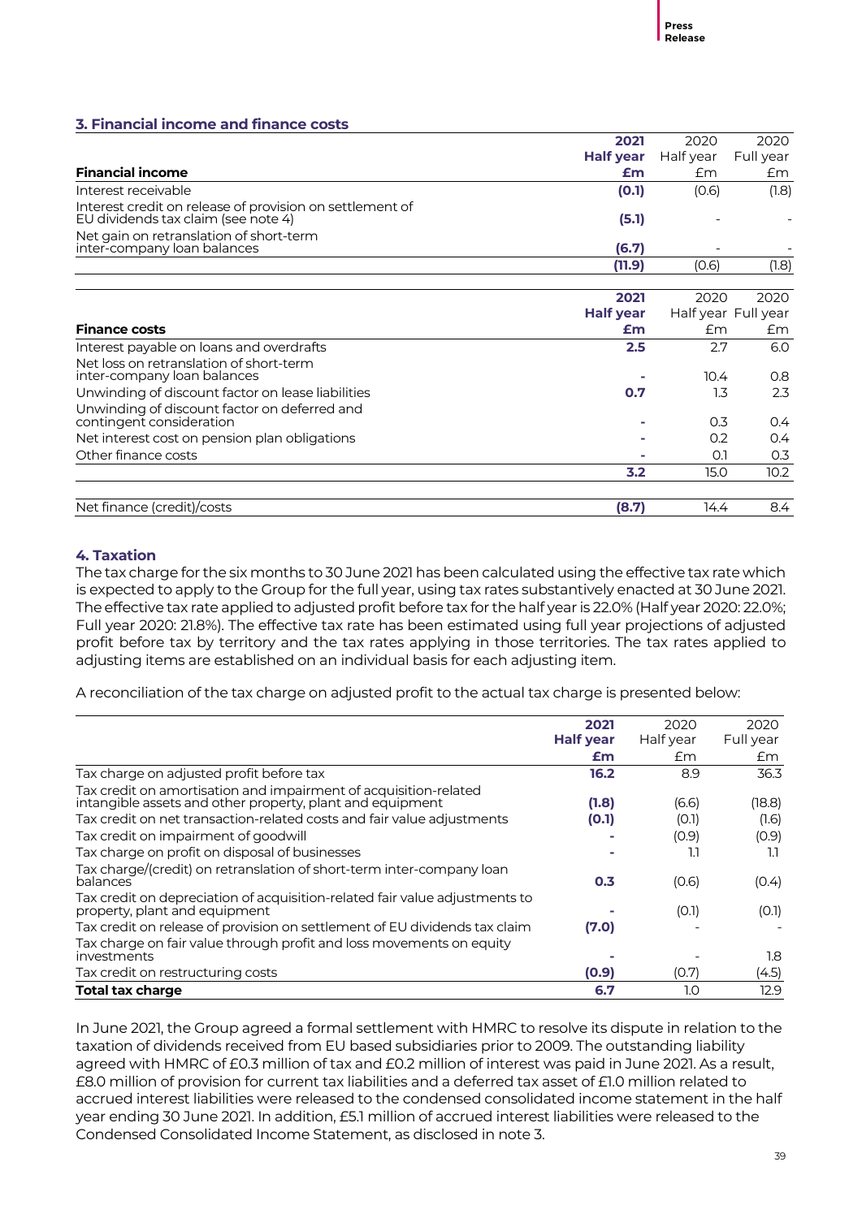## 3. Financial income and finance costs

| Financial income | 2021 Half year £m | 2020 Half year £m | 2020 Full year £m |
|---|---|---|---|
| Interest receivable | **(0.1)** | (0.6) | (1.8) |
| Interest credit on release of provision on settlement of EU dividends tax claim (see note 4) | **(5.1)** | - | - |
| Net gain on retranslation of short-term inter-company loan balances | **(6.7)** | - | - |
| | **(11.9)** | (0.6) | (1.8) |

| Finance costs | 2021 Half year £m | 2020 Half year £m | 2020 Full year £m |
|---|---|---|---|
| Interest payable on loans and overdrafts | **2.5** | 2.7 | 6.0 |
| Net loss on retranslation of short-term inter-company loan balances | **-** | 10.4 | 0.8 |
| Unwinding of discount factor on lease liabilities | **0.7** | 1.3 | 2.3 |
| Unwinding of discount factor on deferred and contingent consideration | **-** | 0.3 | 0.4 |
| Net interest cost on pension plan obligations | **-** | 0.2 | 0.4 |
| Other finance costs | **-** | 0.1 | 0.3 |
| | **3.2** | 15.0 | 10.2 |
| | | | |
| Net finance (credit)/costs | **(8.7)** | 14.4 | 8.4 |

## 4. Taxation

The tax charge for the six months to 30 June 2021 has been calculated using the effective tax rate which is expected to apply to the Group for the full year, using tax rates substantively enacted at 30 June 2021. The effective tax rate applied to adjusted profit before tax for the half year is 22.0% (Half year 2020: 22.0%; Full year 2020: 21.8%). The effective tax rate has been estimated using full year projections of adjusted profit before tax by territory and the tax rates applying in those territories. The tax rates applied to adjusting items are established on an individual basis for each adjusting item.

A reconciliation of the tax charge on adjusted profit to the actual tax charge is presented below:

| | 2021 Half year £m | 2020 Half year £m | 2020 Full year £m |
|---|---|---|---|
| Tax charge on adjusted profit before tax | **16.2** | 8.9 | 36.3 |
| Tax credit on amortisation and impairment of acquisition-related intangible assets and other property, plant and equipment | **(1.8)** | (6.6) | (18.8) |
| Tax credit on net transaction-related costs and fair value adjustments | **(0.1)** | (0.1) | (1.6) |
| Tax credit on impairment of goodwill | **-** | (0.9) | (0.9) |
| Tax charge on profit on disposal of businesses | **-** | 1.1 | 1.1 |
| Tax charge/(credit) on retranslation of short-term inter-company loan balances | **0.3** | (0.6) | (0.4) |
| Tax credit on depreciation of acquisition-related fair value adjustments to property, plant and equipment | **-** | (0.1) | (0.1) |
| Tax credit on release of provision on settlement of EU dividends tax claim | **(7.0)** | - | - |
| Tax charge on fair value through profit and loss movements on equity investments | **-** | - | 1.8 |
| Tax credit on restructuring costs | **(0.9)** | (0.7) | (4.5) |
| **Total tax charge** | **6.7** | 1.0 | 12.9 |

In June 2021, the Group agreed a formal settlement with HMRC to resolve its dispute in relation to the taxation of dividends received from EU based subsidiaries prior to 2009. The outstanding liability agreed with HMRC of £0.3 million of tax and £0.2 million of interest was paid in June 2021. As a result, £8.0 million of provision for current tax liabilities and a deferred tax asset of £1.0 million related to accrued interest liabilities were released to the condensed consolidated income statement in the half year ending 30 June 2021. In addition, £5.1 million of accrued interest liabilities were released to the Condensed Consolidated Income Statement, as disclosed in note 3.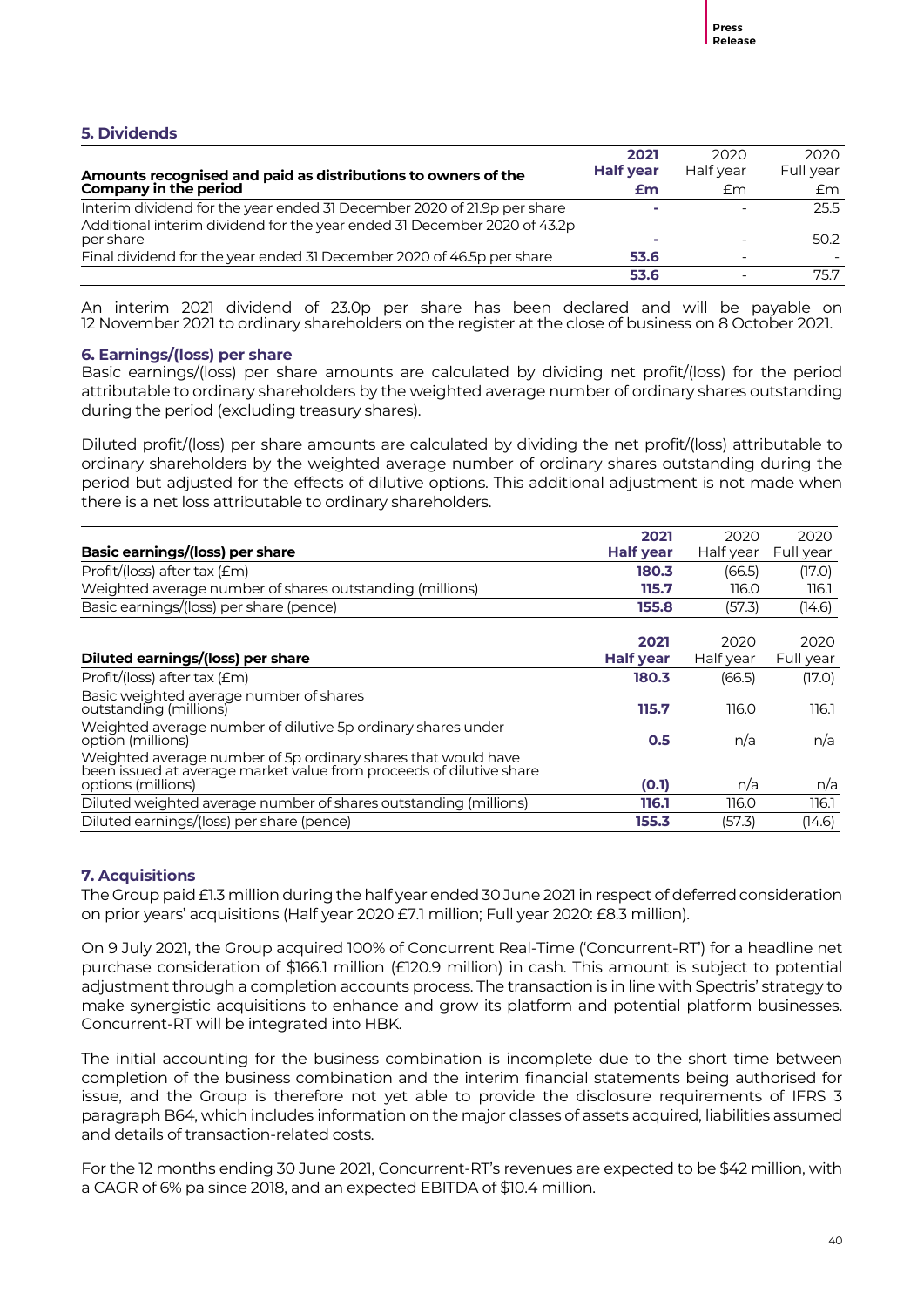## 5. Dividends

| Amounts recognised and paid as distributions to owners of the Company in the period | 2021 Half year £m | 2020 Half year £m | 2020 Full year £m |
|---|---|---|---|
| Interim dividend for the year ended 31 December 2020 of 21.9p per share | - | - | 25.5 |
| Additional interim dividend for the year ended 31 December 2020 of 43.2p per share | - | - | 50.2 |
| Final dividend for the year ended 31 December 2020 of 46.5p per share | 53.6 | - | - |
| | 53.6 | - | 75.7 |

An interim 2021 dividend of 23.0p per share has been declared and will be payable on 12 November 2021 to ordinary shareholders on the register at the close of business on 8 October 2021.

## 6. Earnings/(loss) per share

Basic earnings/(loss) per share amounts are calculated by dividing net profit/(loss) for the period attributable to ordinary shareholders by the weighted average number of ordinary shares outstanding during the period (excluding treasury shares).

Diluted profit/(loss) per share amounts are calculated by dividing the net profit/(loss) attributable to ordinary shareholders by the weighted average number of ordinary shares outstanding during the period but adjusted for the effects of dilutive options. This additional adjustment is not made when there is a net loss attributable to ordinary shareholders.

| Basic earnings/(loss) per share | 2021 Half year | 2020 Half year | 2020 Full year |
|---|---|---|---|
| Profit/(loss) after tax (£m) | 180.3 | (66.5) | (17.0) |
| Weighted average number of shares outstanding (millions) | 115.7 | 116.0 | 116.1 |
| Basic earnings/(loss) per share (pence) | 155.8 | (57.3) | (14.6) |

| Diluted earnings/(loss) per share | 2021 Half year | 2020 Half year | 2020 Full year |
|---|---|---|---|
| Profit/(loss) after tax (£m) | 180.3 | (66.5) | (17.0) |
| Basic weighted average number of shares outstanding (millions) | 115.7 | 116.0 | 116.1 |
| Weighted average number of dilutive 5p ordinary shares under option (millions) | 0.5 | n/a | n/a |
| Weighted average number of 5p ordinary shares that would have been issued at average market value from proceeds of dilutive share options (millions) | (0.1) | n/a | n/a |
| Diluted weighted average number of shares outstanding (millions) | 116.1 | 116.0 | 116.1 |
| Diluted earnings/(loss) per share (pence) | 155.3 | (57.3) | (14.6) |

## 7. Acquisitions

The Group paid £1.3 million during the half year ended 30 June 2021 in respect of deferred consideration on prior years' acquisitions (Half year 2020 £7.1 million; Full year 2020: £8.3 million).

On 9 July 2021, the Group acquired 100% of Concurrent Real-Time ('Concurrent-RT') for a headline net purchase consideration of $166.1 million (£120.9 million) in cash. This amount is subject to potential adjustment through a completion accounts process. The transaction is in line with Spectris' strategy to make synergistic acquisitions to enhance and grow its platform and potential platform businesses. Concurrent-RT will be integrated into HBK.

The initial accounting for the business combination is incomplete due to the short time between completion of the business combination and the interim financial statements being authorised for issue, and the Group is therefore not yet able to provide the disclosure requirements of IFRS 3 paragraph B64, which includes information on the major classes of assets acquired, liabilities assumed and details of transaction-related costs.

For the 12 months ending 30 June 2021, Concurrent-RT's revenues are expected to be $42 million, with a CAGR of 6% pa since 2018, and an expected EBITDA of $10.4 million.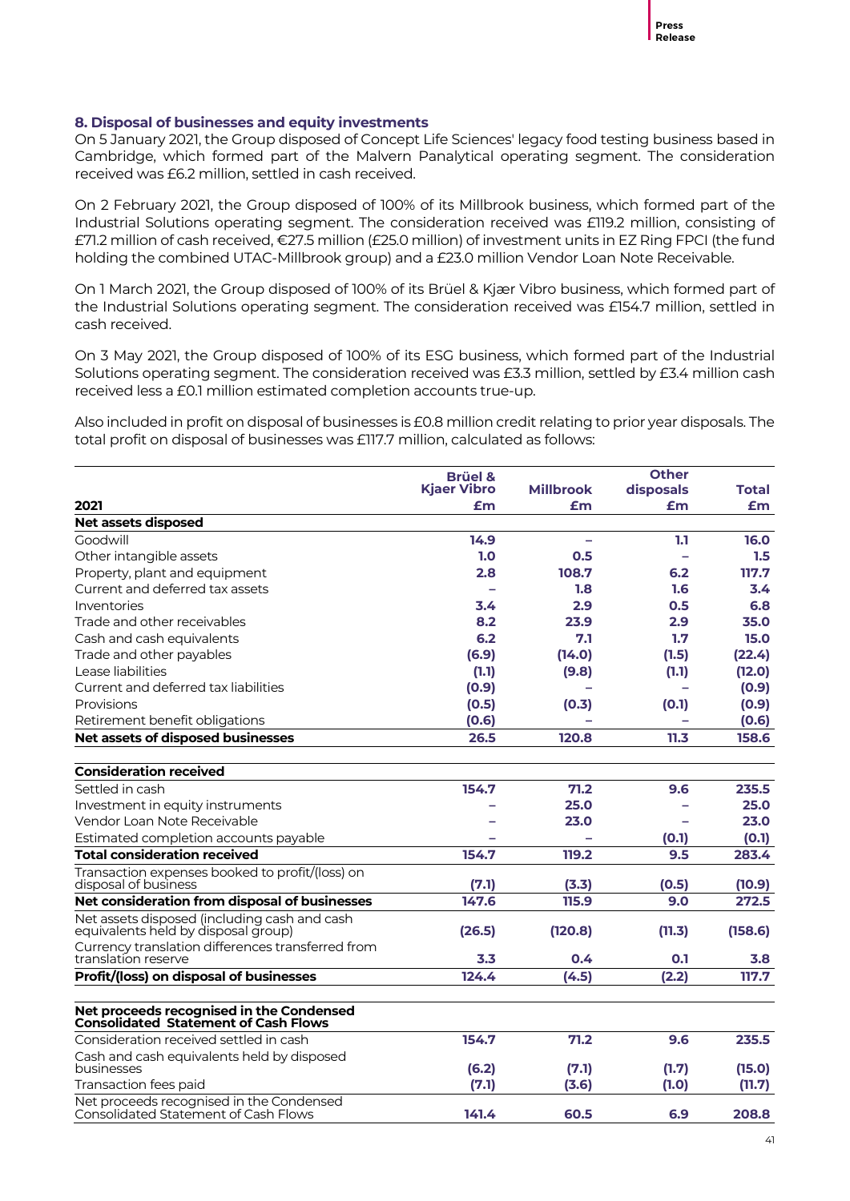### 8. Disposal of businesses and equity investments

On 5 January 2021, the Group disposed of Concept Life Sciences' legacy food testing business based in Cambridge, which formed part of the Malvern Panalytical operating segment. The consideration received was £6.2 million, settled in cash received.

On 2 February 2021, the Group disposed of 100% of its Millbrook business, which formed part of the Industrial Solutions operating segment. The consideration received was £119.2 million, consisting of £71.2 million of cash received, €27.5 million (£25.0 million) of investment units in EZ Ring FPCI (the fund holding the combined UTAC-Millbrook group) and a £23.0 million Vendor Loan Note Receivable.

On 1 March 2021, the Group disposed of 100% of its Brüel & Kjær Vibro business, which formed part of the Industrial Solutions operating segment. The consideration received was £154.7 million, settled in cash received.

On 3 May 2021, the Group disposed of 100% of its ESG business, which formed part of the Industrial Solutions operating segment. The consideration received was £3.3 million, settled by £3.4 million cash received less a £0.1 million estimated completion accounts true-up.

Also included in profit on disposal of businesses is £0.8 million credit relating to prior year disposals. The total profit on disposal of businesses was £117.7 million, calculated as follows:

| 2021 | Brüel & Kjaer Vibro £m | Millbrook £m | Other disposals £m | Total £m |
|---|---|---|---|---|
| **Net assets disposed** | | | | |
| Goodwill | **14.9** | **–** | **1.1** | **16.0** |
| Other intangible assets | **1.0** | **0.5** | **–** | **1.5** |
| Property, plant and equipment | **2.8** | **108.7** | **6.2** | **117.7** |
| Current and deferred tax assets | **–** | **1.8** | **1.6** | **3.4** |
| Inventories | **3.4** | **2.9** | **0.5** | **6.8** |
| Trade and other receivables | **8.2** | **23.9** | **2.9** | **35.0** |
| Cash and cash equivalents | **6.2** | **7.1** | **1.7** | **15.0** |
| Trade and other payables | **(6.9)** | **(14.0)** | **(1.5)** | **(22.4)** |
| Lease liabilities | **(1.1)** | **(9.8)** | **(1.1)** | **(12.0)** |
| Current and deferred tax liabilities | **(0.9)** | **–** | **–** | **(0.9)** |
| Provisions | **(0.5)** | **(0.3)** | **(0.1)** | **(0.9)** |
| Retirement benefit obligations | **(0.6)** | **–** | **–** | **(0.6)** |
| **Net assets of disposed businesses** | **26.5** | **120.8** | **11.3** | **158.6** |
| | | | | |
| **Consideration received** | | | | |
| Settled in cash | **154.7** | **71.2** | **9.6** | **235.5** |
| Investment in equity instruments | **–** | **25.0** | **–** | **25.0** |
| Vendor Loan Note Receivable | **–** | **23.0** | **–** | **23.0** |
| Estimated completion accounts payable | **–** | **–** | **(0.1)** | **(0.1)** |
| **Total consideration received** | **154.7** | **119.2** | **9.5** | **283.4** |
| Transaction expenses booked to profit/(loss) on disposal of business | **(7.1)** | **(3.3)** | **(0.5)** | **(10.9)** |
| **Net consideration from disposal of businesses** | **147.6** | **115.9** | **9.0** | **272.5** |
| Net assets disposed (including cash and cash equivalents held by disposal group) | **(26.5)** | **(120.8)** | **(11.3)** | **(158.6)** |
| Currency translation differences transferred from translation reserve | **3.3** | **0.4** | **0.1** | **3.8** |
| **Profit/(loss) on disposal of businesses** | **124.4** | **(4.5)** | **(2.2)** | **117.7** |
| | | | | |
| **Net proceeds recognised in the Condensed Consolidated Statement of Cash Flows** | | | | |
| Consideration received settled in cash | **154.7** | **71.2** | **9.6** | **235.5** |
| Cash and cash equivalents held by disposed businesses | **(6.2)** | **(7.1)** | **(1.7)** | **(15.0)** |
| Transaction fees paid | **(7.1)** | **(3.6)** | **(1.0)** | **(11.7)** |
| Net proceeds recognised in the Condensed Consolidated Statement of Cash Flows | **141.4** | **60.5** | **6.9** | **208.8** |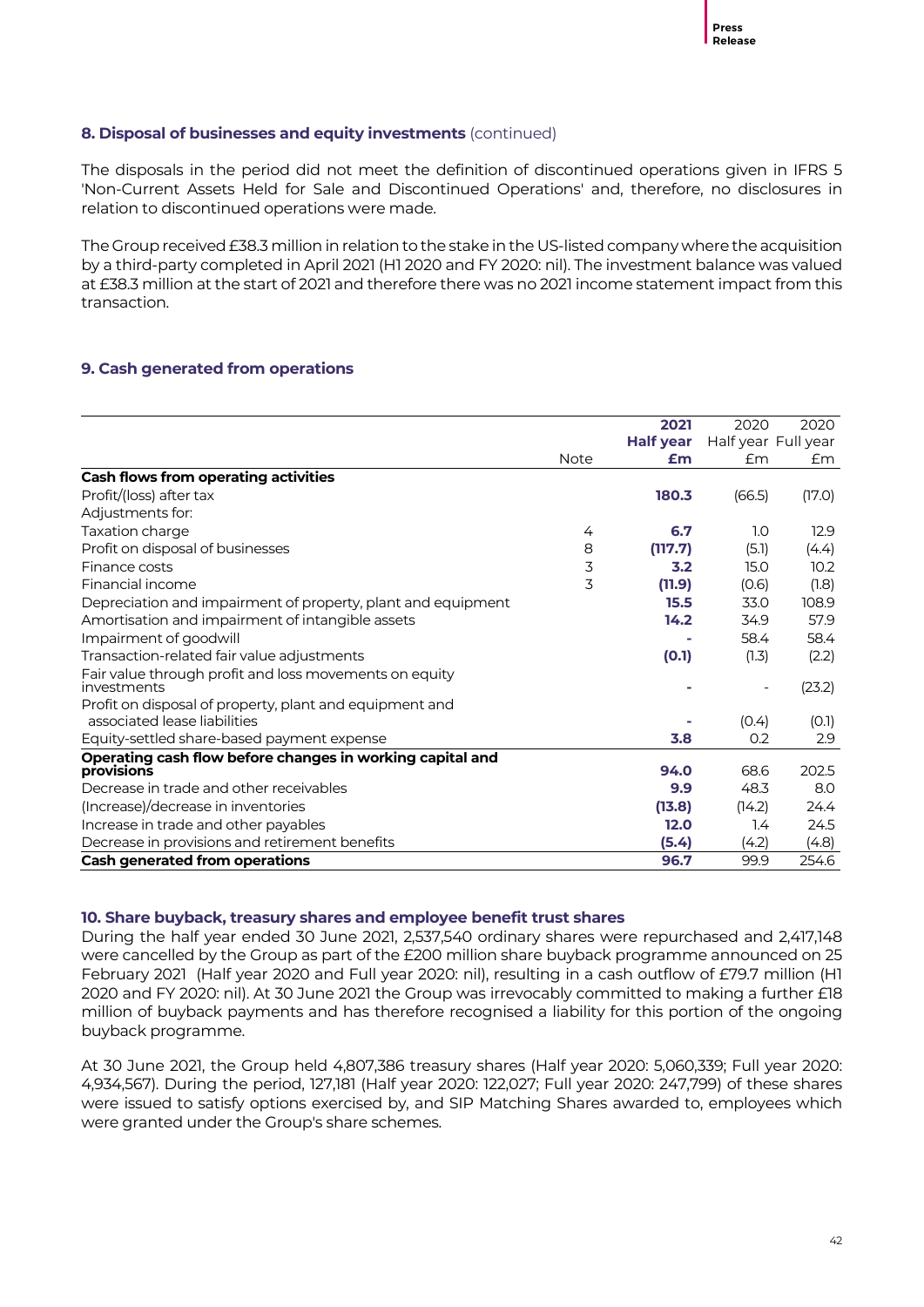### 8. Disposal of businesses and equity investments (continued)

The disposals in the period did not meet the definition of discontinued operations given in IFRS 5 'Non-Current Assets Held for Sale and Discontinued Operations' and, therefore, no disclosures in relation to discontinued operations were made.

The Group received £38.3 million in relation to the stake in the US-listed company where the acquisition by a third-party completed in April 2021 (H1 2020 and FY 2020: nil). The investment balance was valued at £38.3 million at the start of 2021 and therefore there was no 2021 income statement impact from this transaction.

### 9. Cash generated from operations

| | Note | **2021 Half year £m** | 2020 Half year £m | 2020 Full year £m |
|---|---|---|---|---|
| **Cash flows from operating activities** | | | | |
| Profit/(loss) after tax | | **180.3** | (66.5) | (17.0) |
| Adjustments for: | | | | |
| Taxation charge | 4 | **6.7** | 1.0 | 12.9 |
| Profit on disposal of businesses | 8 | **(117.7)** | (5.1) | (4.4) |
| Finance costs | 3 | **3.2** | 15.0 | 10.2 |
| Financial income | 3 | **(11.9)** | (0.6) | (1.8) |
| Depreciation and impairment of property, plant and equipment | | **15.5** | 33.0 | 108.9 |
| Amortisation and impairment of intangible assets | | **14.2** | 34.9 | 57.9 |
| Impairment of goodwill | | **-** | 58.4 | 58.4 |
| Transaction-related fair value adjustments | | **(0.1)** | (1.3) | (2.2) |
| Fair value through profit and loss movements on equity investments | | **-** | - | (23.2) |
| Profit on disposal of property, plant and equipment and associated lease liabilities | | **-** | (0.4) | (0.1) |
| Equity-settled share-based payment expense | | **3.8** | 0.2 | 2.9 |
| **Operating cash flow before changes in working capital and provisions** | | **94.0** | 68.6 | 202.5 |
| Decrease in trade and other receivables | | **9.9** | 48.3 | 8.0 |
| (Increase)/decrease in inventories | | **(13.8)** | (14.2) | 24.4 |
| Increase in trade and other payables | | **12.0** | 1.4 | 24.5 |
| Decrease in provisions and retirement benefits | | **(5.4)** | (4.2) | (4.8) |
| **Cash generated from operations** | | **96.7** | 99.9 | 254.6 |

### 10. Share buyback, treasury shares and employee benefit trust shares

During the half year ended 30 June 2021, 2,537,540 ordinary shares were repurchased and 2,417,148 were cancelled by the Group as part of the £200 million share buyback programme announced on 25 February 2021 (Half year 2020 and Full year 2020: nil), resulting in a cash outflow of £79.7 million (H1 2020 and FY 2020: nil). At 30 June 2021 the Group was irrevocably committed to making a further £18 million of buyback payments and has therefore recognised a liability for this portion of the ongoing buyback programme.

At 30 June 2021, the Group held 4,807,386 treasury shares (Half year 2020: 5,060,339; Full year 2020: 4,934,567). During the period, 127,181 (Half year 2020: 122,027; Full year 2020: 247,799) of these shares were issued to satisfy options exercised by, and SIP Matching Shares awarded to, employees which were granted under the Group's share schemes.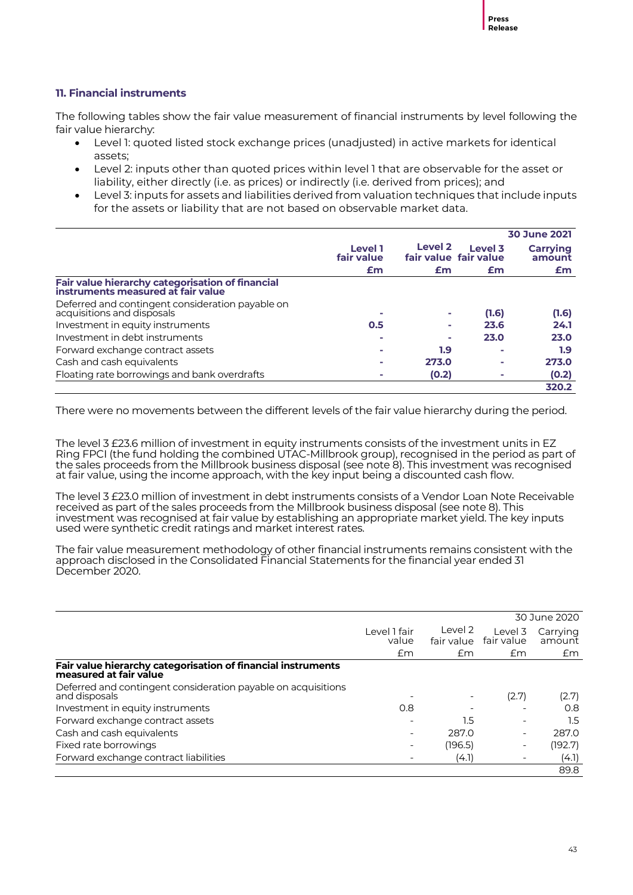### 11. Financial instruments

The following tables show the fair value measurement of financial instruments by level following the fair value hierarchy:

- Level 1: quoted listed stock exchange prices (unadjusted) in active markets for identical assets;
- Level 2: inputs other than quoted prices within level 1 that are observable for the asset or liability, either directly (i.e. as prices) or indirectly (i.e. derived from prices); and
- Level 3: inputs for assets and liabilities derived from valuation techniques that include inputs for the assets or liability that are not based on observable market data.

| | | | | **30 June 2021** |
|---|---|---|---|---|
| | **Level 1 fair value** | **Level 2 fair value** | **Level 3 fair value** | **Carrying amount** |
| | **£m** | **£m** | **£m** | **£m** |
| **Fair value hierarchy categorisation of financial instruments measured at fair value** | | | | |
| Deferred and contingent consideration payable on acquisitions and disposals | - | - | **(1.6)** | **(1.6)** |
| Investment in equity instruments | **0.5** | - | **23.6** | **24.1** |
| Investment in debt instruments | - | - | **23.0** | **23.0** |
| Forward exchange contract assets | - | **1.9** | - | **1.9** |
| Cash and cash equivalents | - | **273.0** | - | **273.0** |
| Floating rate borrowings and bank overdrafts | - | **(0.2)** | - | **(0.2)** |
| | | | | **320.2** |

There were no movements between the different levels of the fair value hierarchy during the period.

The level 3 £23.6 million of investment in equity instruments consists of the investment units in EZ Ring FPCI (the fund holding the combined UTAC-Millbrook group), recognised in the period as part of the sales proceeds from the Millbrook business disposal (see note 8). This investment was recognised at fair value, using the income approach, with the key input being a discounted cash flow.

The level 3 £23.0 million of investment in debt instruments consists of a Vendor Loan Note Receivable received as part of the sales proceeds from the Millbrook business disposal (see note 8). This investment was recognised at fair value by establishing an appropriate market yield. The key inputs used were synthetic credit ratings and market interest rates.

The fair value measurement methodology of other financial instruments remains consistent with the approach disclosed in the Consolidated Financial Statements for the financial year ended 31 December 2020.

| | | | | 30 June 2020 |
|---|---|---|---|---|
| | Level 1 fair value | Level 2 fair value | Level 3 fair value | Carrying amount |
| | £m | £m | £m | £m |
| **Fair value hierarchy categorisation of financial instruments measured at fair value** | | | | |
| Deferred and contingent consideration payable on acquisitions and disposals | - | - | (2.7) | (2.7) |
| Investment in equity instruments | 0.8 | - | - | 0.8 |
| Forward exchange contract assets | - | 1.5 | - | 1.5 |
| Cash and cash equivalents | - | 287.0 | - | 287.0 |
| Fixed rate borrowings | - | (196.5) | - | (192.7) |
| Forward exchange contract liabilities | - | (4.1) | - | (4.1) |
| | | | | 89.8 |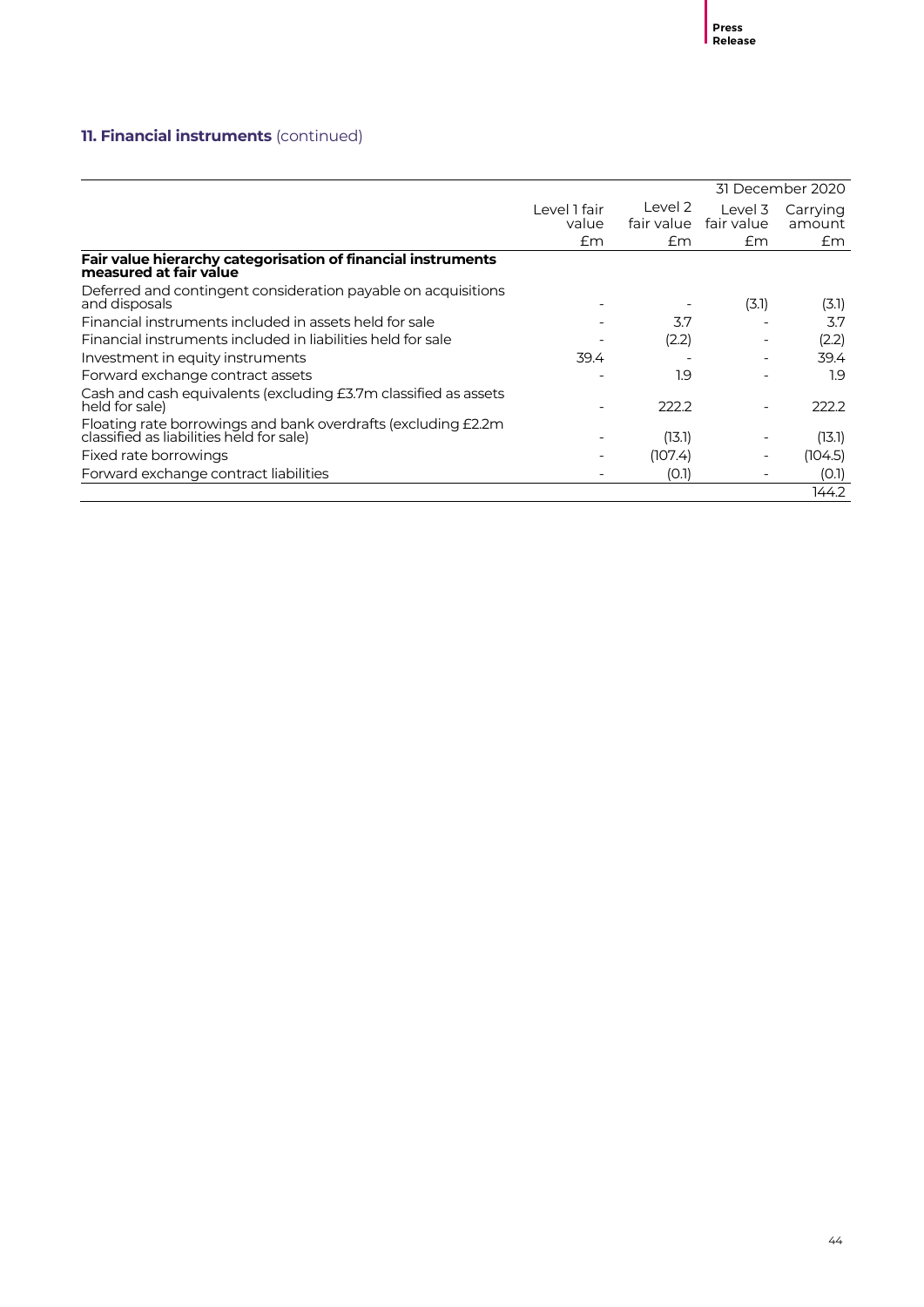## 11. Financial instruments (continued)

| | | | | 31 December 2020 |
|---|---|---|---|---|
| | Level 1 fair value | Level 2 fair value | Level 3 fair value | Carrying amount |
| | £m | £m | £m | £m |
| **Fair value hierarchy categorisation of financial instruments measured at fair value** | | | | |
| Deferred and contingent consideration payable on acquisitions and disposals | - | - | (3.1) | (3.1) |
| Financial instruments included in assets held for sale | - | 3.7 | - | 3.7 |
| Financial instruments included in liabilities held for sale | - | (2.2) | - | (2.2) |
| Investment in equity instruments | 39.4 | - | - | 39.4 |
| Forward exchange contract assets | - | 1.9 | - | 1.9 |
| Cash and cash equivalents (excluding £3.7m classified as assets held for sale) | - | 222.2 | - | 222.2 |
| Floating rate borrowings and bank overdrafts (excluding £2.2m classified as liabilities held for sale) | - | (13.1) | - | (13.1) |
| Fixed rate borrowings | - | (107.4) | - | (104.5) |
| Forward exchange contract liabilities | - | (0.1) | - | (0.1) |
| | | | | 144.2 |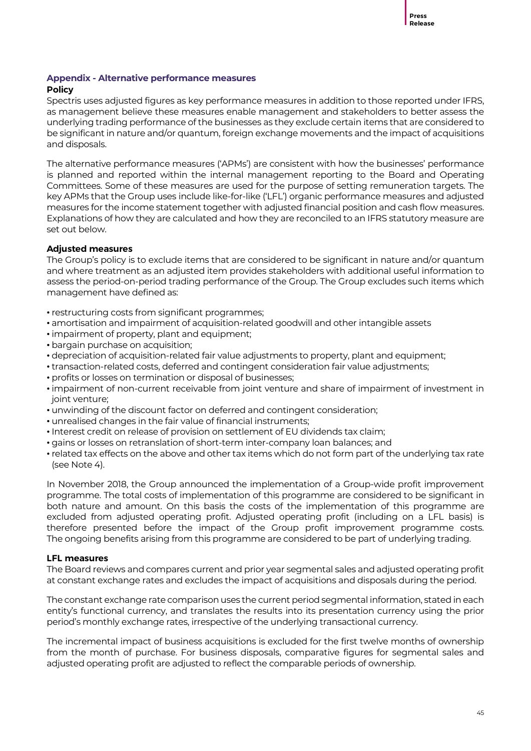## Appendix - Alternative performance measures

### Policy

Spectris uses adjusted figures as key performance measures in addition to those reported under IFRS, as management believe these measures enable management and stakeholders to better assess the underlying trading performance of the businesses as they exclude certain items that are considered to be significant in nature and/or quantum, foreign exchange movements and the impact of acquisitions and disposals.

The alternative performance measures ('APMs') are consistent with how the businesses' performance is planned and reported within the internal management reporting to the Board and Operating Committees. Some of these measures are used for the purpose of setting remuneration targets. The key APMs that the Group uses include like-for-like ('LFL') organic performance measures and adjusted measures for the income statement together with adjusted financial position and cash flow measures. Explanations of how they are calculated and how they are reconciled to an IFRS statutory measure are set out below.

### Adjusted measures

The Group's policy is to exclude items that are considered to be significant in nature and/or quantum and where treatment as an adjusted item provides stakeholders with additional useful information to assess the period-on-period trading performance of the Group. The Group excludes such items which management have defined as:

- restructuring costs from significant programmes;
- amortisation and impairment of acquisition-related goodwill and other intangible assets
- impairment of property, plant and equipment;
- bargain purchase on acquisition;
- depreciation of acquisition-related fair value adjustments to property, plant and equipment;
- transaction-related costs, deferred and contingent consideration fair value adjustments;
- profits or losses on termination or disposal of businesses;
- impairment of non-current receivable from joint venture and share of impairment of investment in joint venture;
- unwinding of the discount factor on deferred and contingent consideration;
- unrealised changes in the fair value of financial instruments;
- Interest credit on release of provision on settlement of EU dividends tax claim;
- gains or losses on retranslation of short-term inter-company loan balances; and
- related tax effects on the above and other tax items which do not form part of the underlying tax rate (see Note 4).

In November 2018, the Group announced the implementation of a Group-wide profit improvement programme. The total costs of implementation of this programme are considered to be significant in both nature and amount. On this basis the costs of the implementation of this programme are excluded from adjusted operating profit. Adjusted operating profit (including on a LFL basis) is therefore presented before the impact of the Group profit improvement programme costs. The ongoing benefits arising from this programme are considered to be part of underlying trading.

### LFL measures

The Board reviews and compares current and prior year segmental sales and adjusted operating profit at constant exchange rates and excludes the impact of acquisitions and disposals during the period.

The constant exchange rate comparison uses the current period segmental information, stated in each entity's functional currency, and translates the results into its presentation currency using the prior period's monthly exchange rates, irrespective of the underlying transactional currency.

The incremental impact of business acquisitions is excluded for the first twelve months of ownership from the month of purchase. For business disposals, comparative figures for segmental sales and adjusted operating profit are adjusted to reflect the comparable periods of ownership.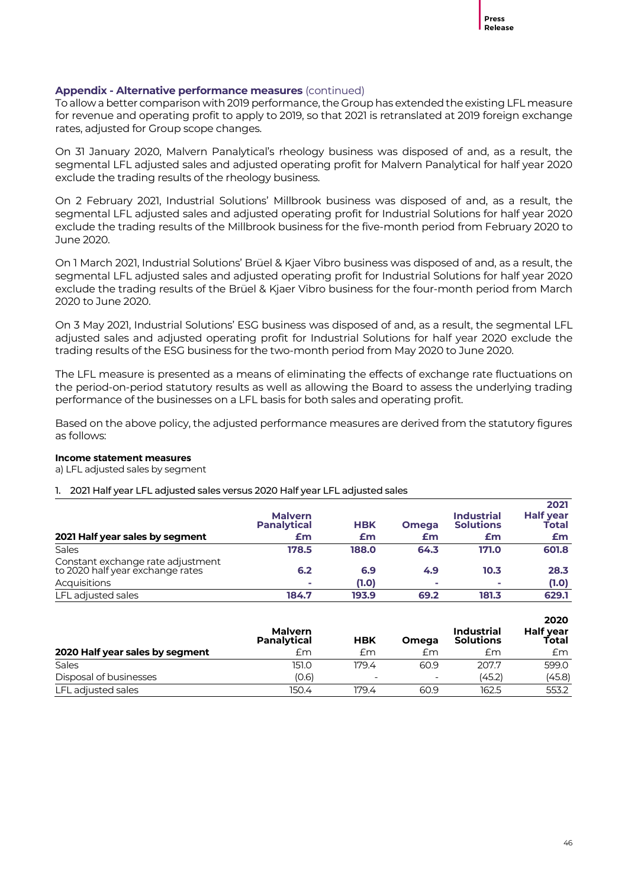### Appendix - Alternative performance measures (continued)

To allow a better comparison with 2019 performance, the Group has extended the existing LFL measure for revenue and operating profit to apply to 2019, so that 2021 is retranslated at 2019 foreign exchange rates, adjusted for Group scope changes.

On 31 January 2020, Malvern Panalytical's rheology business was disposed of and, as a result, the segmental LFL adjusted sales and adjusted operating profit for Malvern Panalytical for half year 2020 exclude the trading results of the rheology business.

On 2 February 2021, Industrial Solutions' Millbrook business was disposed of and, as a result, the segmental LFL adjusted sales and adjusted operating profit for Industrial Solutions for half year 2020 exclude the trading results of the Millbrook business for the five-month period from February 2020 to June 2020.

On 1 March 2021, Industrial Solutions' Brüel & Kjaer Vibro business was disposed of and, as a result, the segmental LFL adjusted sales and adjusted operating profit for Industrial Solutions for half year 2020 exclude the trading results of the Brüel & Kjaer Vibro business for the four-month period from March 2020 to June 2020.

On 3 May 2021, Industrial Solutions' ESG business was disposed of and, as a result, the segmental LFL adjusted sales and adjusted operating profit for Industrial Solutions for half year 2020 exclude the trading results of the ESG business for the two-month period from May 2020 to June 2020.

The LFL measure is presented as a means of eliminating the effects of exchange rate fluctuations on the period-on-period statutory results as well as allowing the Board to assess the underlying trading performance of the businesses on a LFL basis for both sales and operating profit.

Based on the above policy, the adjusted performance measures are derived from the statutory figures as follows:

**Income statement measures**

a) LFL adjusted sales by segment

1. 2021 Half year LFL adjusted sales versus 2020 Half year LFL adjusted sales

| 2021 Half year sales by segment | Malvern Panalytical £m | HBK £m | Omega £m | Industrial Solutions £m | 2021 Half year Total £m |
|---|---|---|---|---|---|
| Sales | **178.5** | **188.0** | **64.3** | **171.0** | **601.8** |
| Constant exchange rate adjustment to 2020 half year exchange rates | **6.2** | **6.9** | **4.9** | **10.3** | **28.3** |
| Acquisitions | **-** | **(1.0)** | **-** | **-** | **(1.0)** |
| LFL adjusted sales | **184.7** | **193.9** | **69.2** | **181.3** | **629.1** |

| 2020 Half year sales by segment | Malvern Panalytical £m | HBK £m | Omega £m | Industrial Solutions £m | 2020 Half year Total £m |
|---|---|---|---|---|---|
| Sales | 151.0 | 179.4 | 60.9 | 207.7 | 599.0 |
| Disposal of businesses | (0.6) | - | - | (45.2) | (45.8) |
| LFL adjusted sales | 150.4 | 179.4 | 60.9 | 162.5 | 553.2 |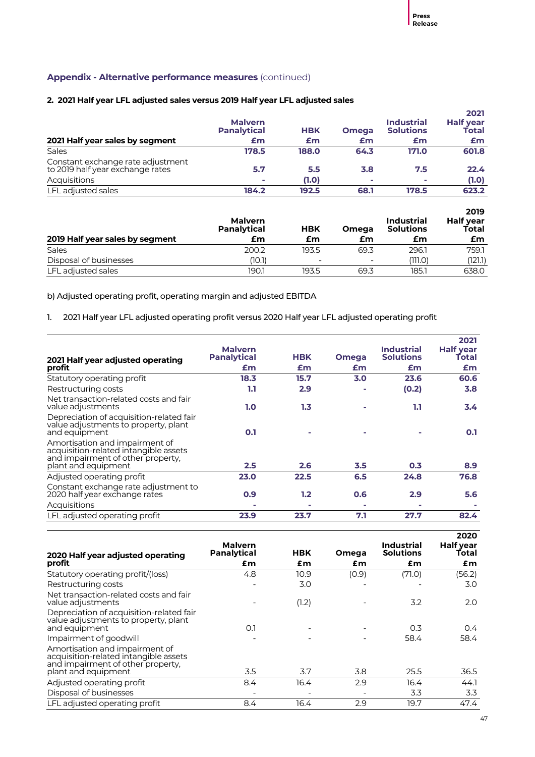## Appendix - Alternative performance measures (continued)

### 2. 2021 Half year LFL adjusted sales versus 2019 Half year LFL adjusted sales

| 2021 Half year sales by segment | Malvern Panalytical £m | HBK £m | Omega £m | Industrial Solutions £m | 2021 Half year Total £m |
|---|---|---|---|---|---|
| Sales | **178.5** | **188.0** | **64.3** | **171.0** | **601.8** |
| Constant exchange rate adjustment to 2019 half year exchange rates | **5.7** | **5.5** | **3.8** | **7.5** | **22.4** |
| Acquisitions | **-** | **(1.0)** | **-** | **-** | **(1.0)** |
| LFL adjusted sales | **184.2** | **192.5** | **68.1** | **178.5** | **623.2** |

| 2019 Half year sales by segment | Malvern Panalytical £m | HBK £m | Omega £m | Industrial Solutions £m | 2019 Half year Total £m |
|---|---|---|---|---|---|
| Sales | 200.2 | 193.5 | 69.3 | 296.1 | 759.1 |
| Disposal of businesses | (10.1) | - | - | (111.0) | (121.1) |
| LFL adjusted sales | 190.1 | 193.5 | 69.3 | 185.1 | 638.0 |

b) Adjusted operating profit, operating margin and adjusted EBITDA

1. 2021 Half year LFL adjusted operating profit versus 2020 Half year LFL adjusted operating profit

| 2021 Half year adjusted operating profit | Malvern Panalytical £m | HBK £m | Omega £m | Industrial Solutions £m | 2021 Half year Total £m |
|---|---|---|---|---|---|
| Statutory operating profit | **18.3** | **15.7** | **3.0** | **23.6** | **60.6** |
| Restructuring costs | **1.1** | **2.9** | **-** | **(0.2)** | **3.8** |
| Net transaction-related costs and fair value adjustments | **1.0** | **1.3** | **-** | **1.1** | **3.4** |
| Depreciation of acquisition-related fair value adjustments to property, plant and equipment | **0.1** | **-** | **-** | **-** | **0.1** |
| Amortisation and impairment of acquisition-related intangible assets and impairment of other property, plant and equipment | **2.5** | **2.6** | **3.5** | **0.3** | **8.9** |
| Adjusted operating profit | **23.0** | **22.5** | **6.5** | **24.8** | **76.8** |
| Constant exchange rate adjustment to 2020 half year exchange rates | **0.9** | **1.2** | **0.6** | **2.9** | **5.6** |
| Acquisitions | **-** | **-** | **-** | **-** | **-** |
| LFL adjusted operating profit | **23.9** | **23.7** | **7.1** | **27.7** | **82.4** |

| 2020 Half year adjusted operating profit | Malvern Panalytical £m | HBK £m | Omega £m | Industrial Solutions £m | 2020 Half year Total £m |
|---|---|---|---|---|---|
| Statutory operating profit/(loss) | 4.8 | 10.9 | (0.9) | (71.0) | (56.2) |
| Restructuring costs | - | 3.0 | - | - | 3.0 |
| Net transaction-related costs and fair value adjustments | - | (1.2) | - | 3.2 | 2.0 |
| Depreciation of acquisition-related fair value adjustments to property, plant and equipment | 0.1 | - | - | 0.3 | 0.4 |
| Impairment of goodwill | - | - | - | 58.4 | 58.4 |
| Amortisation and impairment of acquisition-related intangible assets and impairment of other property, plant and equipment | 3.5 | 3.7 | 3.8 | 25.5 | 36.5 |
| Adjusted operating profit | 8.4 | 16.4 | 2.9 | 16.4 | 44.1 |
| Disposal of businesses | - | - | - | 3.3 | 3.3 |
| LFL adjusted operating profit | 8.4 | 16.4 | 2.9 | 19.7 | 47.4 |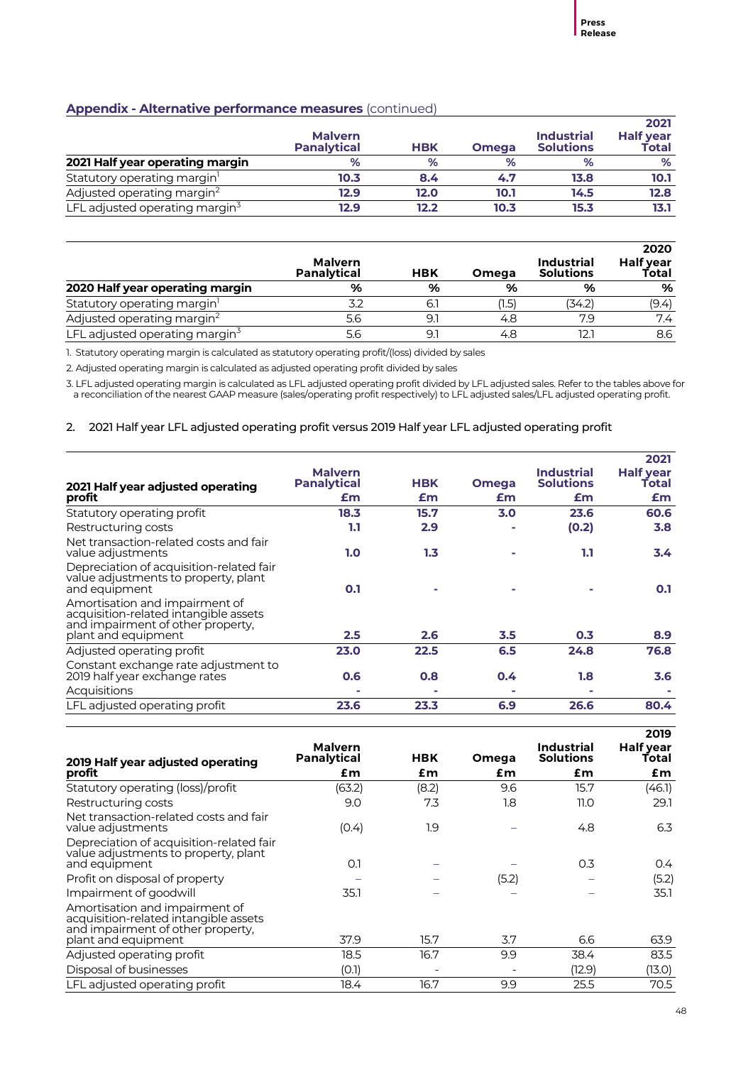## Appendix - Alternative performance measures (continued)

| 2021 Half year operating margin | Malvern Panalytical % | HBK % | Omega % | Industrial Solutions % | 2021 Half year Total % |
|---|---|---|---|---|---|
| Statutory operating margin[1] | **10.3** | **8.4** | **4.7** | **13.8** | **10.1** |
| Adjusted operating margin[2] | **12.9** | **12.0** | **10.1** | **14.5** | **12.8** |
| LFL adjusted operating margin[3] | **12.9** | **12.2** | **10.3** | **15.3** | **13.1** |

| 2020 Half year operating margin | Malvern Panalytical % | HBK % | Omega % | Industrial Solutions % | 2020 Half year Total % |
|---|---|---|---|---|---|
| Statutory operating margin[1] | 3.2 | 6.1 | (1.5) | (34.2) | (9.4) |
| Adjusted operating margin[2] | 5.6 | 9.1 | 4.8 | 7.9 | 7.4 |
| LFL adjusted operating margin[3] | 5.6 | 9.1 | 4.8 | 12.1 | 8.6 |

1. Statutory operating margin is calculated as statutory operating profit/(loss) divided by sales

2. Adjusted operating margin is calculated as adjusted operating profit divided by sales

3. LFL adjusted operating margin is calculated as LFL adjusted operating profit divided by LFL adjusted sales. Refer to the tables above for a reconciliation of the nearest GAAP measure (sales/operating profit respectively) to LFL adjusted sales/LFL adjusted operating profit.

2. 2021 Half year LFL adjusted operating profit versus 2019 Half year LFL adjusted operating profit

| 2021 Half year adjusted operating profit | Malvern Panalytical £m | HBK £m | Omega £m | Industrial Solutions £m | 2021 Half year Total £m |
|---|---|---|---|---|---|
| Statutory operating profit | **18.3** | **15.7** | **3.0** | **23.6** | **60.6** |
| Restructuring costs | **1.1** | **2.9** | **-** | **(0.2)** | **3.8** |
| Net transaction-related costs and fair value adjustments | **1.0** | **1.3** | **-** | **1.1** | **3.4** |
| Depreciation of acquisition-related fair value adjustments to property, plant and equipment | **0.1** | **-** | **-** | **-** | **0.1** |
| Amortisation and impairment of acquisition-related intangible assets and impairment of other property, plant and equipment | **2.5** | **2.6** | **3.5** | **0.3** | **8.9** |
| Adjusted operating profit | **23.0** | **22.5** | **6.5** | **24.8** | **76.8** |
| Constant exchange rate adjustment to 2019 half year exchange rates | **0.6** | **0.8** | **0.4** | **1.8** | **3.6** |
| Acquisitions | **-** | **-** | **-** | **-** | **-** |
| LFL adjusted operating profit | **23.6** | **23.3** | **6.9** | **26.6** | **80.4** |

| 2019 Half year adjusted operating profit | Malvern Panalytical £m | HBK £m | Omega £m | Industrial Solutions £m | 2019 Half year Total £m |
|---|---|---|---|---|---|
| Statutory operating (loss)/profit | (63.2) | (8.2) | 9.6 | 15.7 | (46.1) |
| Restructuring costs | 9.0 | 7.3 | 1.8 | 11.0 | 29.1 |
| Net transaction-related costs and fair value adjustments | (0.4) | 1.9 | – | 4.8 | 6.3 |
| Depreciation of acquisition-related fair value adjustments to property, plant and equipment | 0.1 | – | – | 0.3 | 0.4 |
| Profit on disposal of property | – | – | (5.2) | – | (5.2) |
| Impairment of goodwill | 35.1 | – | – | – | 35.1 |
| Amortisation and impairment of acquisition-related intangible assets and impairment of other property, plant and equipment | 37.9 | 15.7 | 3.7 | 6.6 | 63.9 |
| Adjusted operating profit | 18.5 | 16.7 | 9.9 | 38.4 | 83.5 |
| Disposal of businesses | (0.1) | - | - | (12.9) | (13.0) |
| LFL adjusted operating profit | 18.4 | 16.7 | 9.9 | 25.5 | 70.5 |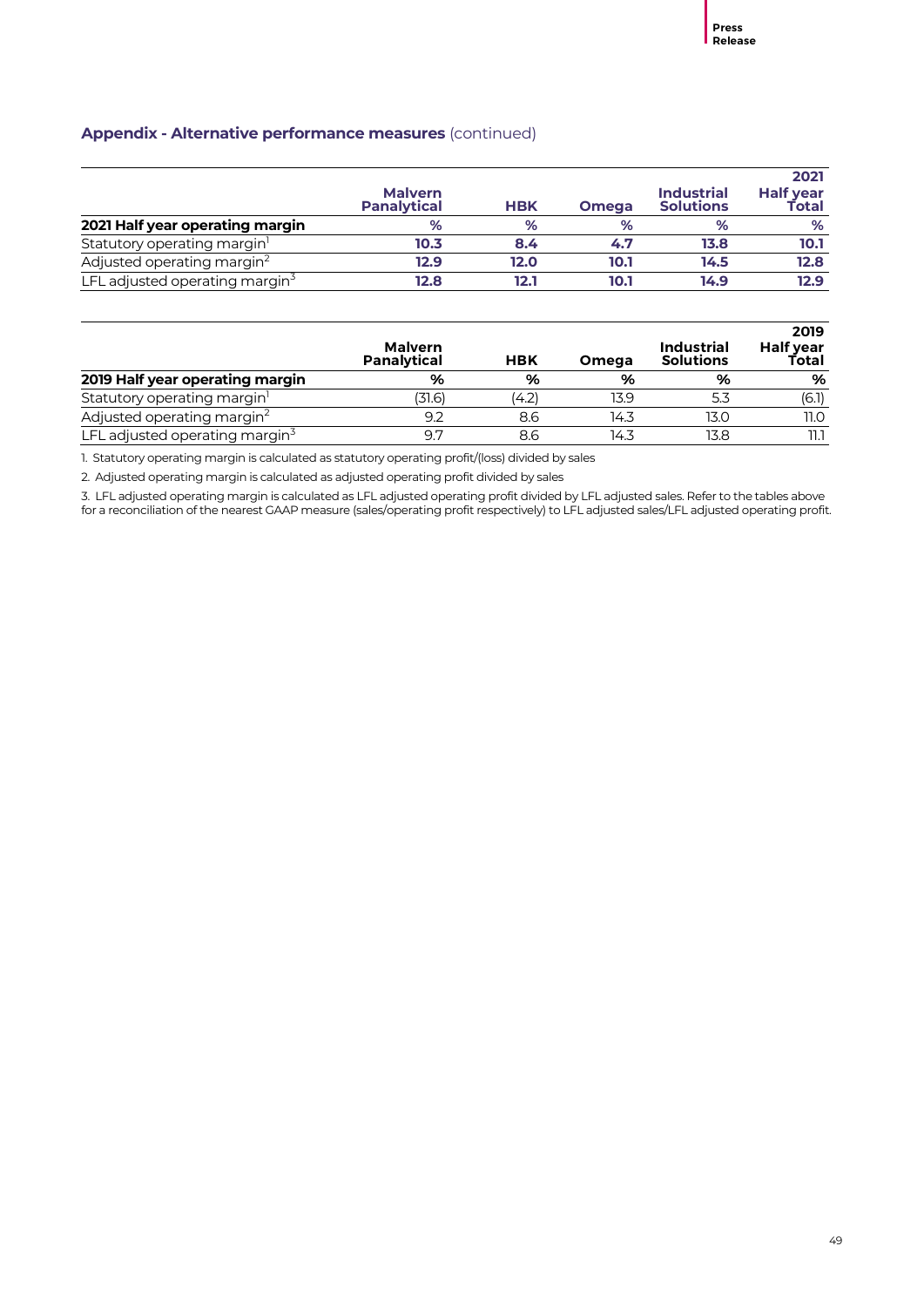## **Appendix - Alternative performance measures** (continued)

| 2021 Half year operating margin | Malvern Panalytical | HBK | Omega | Industrial Solutions | 2021 Half year Total |
|---|---|---|---|---|---|
| | % | % | % | % | % |
| Statutory operating margin[1] | **10.3** | **8.4** | **4.7** | **13.8** | **10.1** |
| Adjusted operating margin[2] | **12.9** | **12.0** | **10.1** | **14.5** | **12.8** |
| LFL adjusted operating margin[3] | **12.8** | **12.1** | **10.1** | **14.9** | **12.9** |

| 2019 Half year operating margin | Malvern Panalytical | HBK | Omega | Industrial Solutions | 2019 Half year Total |
|---|---|---|---|---|---|
| | % | % | % | % | % |
| Statutory operating margin[1] | (31.6) | (4.2) | 13.9 | 5.3 | (6.1) |
| Adjusted operating margin[2] | 9.2 | 8.6 | 14.3 | 13.0 | 11.0 |
| LFL adjusted operating margin[3] | 9.7 | 8.6 | 14.3 | 13.8 | 11.1 |

1. Statutory operating margin is calculated as statutory operating profit/(loss) divided by sales

2. Adjusted operating margin is calculated as adjusted operating profit divided by sales

3. LFL adjusted operating margin is calculated as LFL adjusted operating profit divided by LFL adjusted sales. Refer to the tables above for a reconciliation of the nearest GAAP measure (sales/operating profit respectively) to LFL adjusted sales/LFL adjusted operating profit.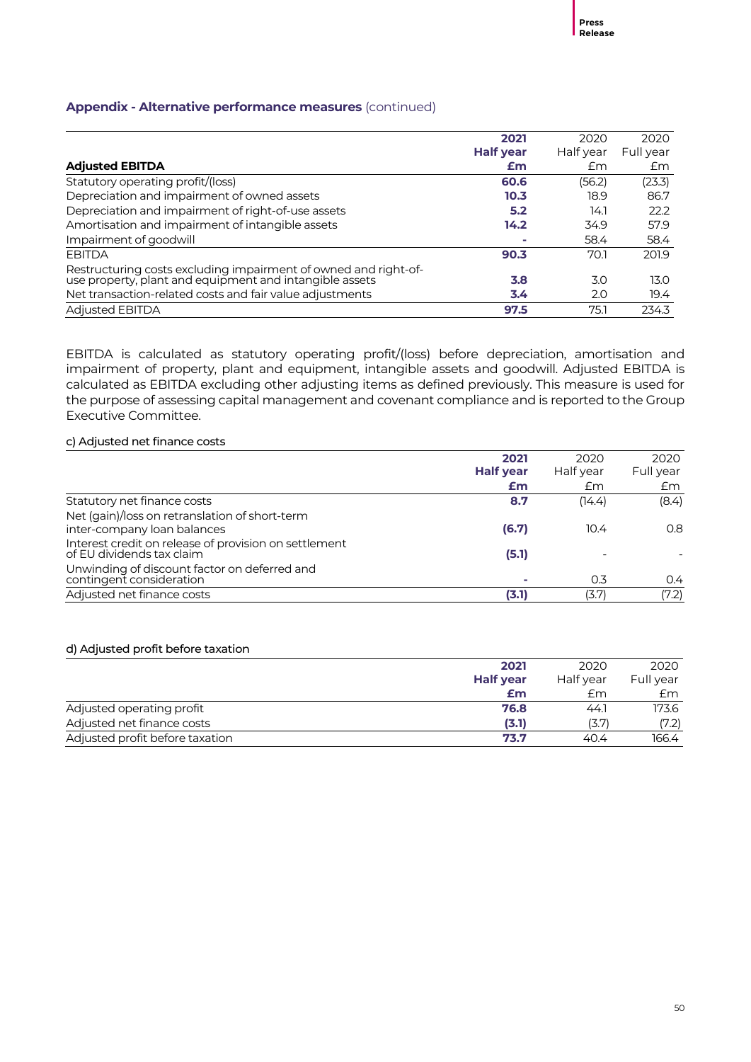## Appendix - Alternative performance measures (continued)

| Adjusted EBITDA | 2021 Half year £m | 2020 Half year £m | 2020 Full year £m |
|---|---|---|---|
| Statutory operating profit/(loss) | **60.6** | (56.2) | (23.3) |
| Depreciation and impairment of owned assets | **10.3** | 18.9 | 86.7 |
| Depreciation and impairment of right-of-use assets | **5.2** | 14.1 | 22.2 |
| Amortisation and impairment of intangible assets | **14.2** | 34.9 | 57.9 |
| Impairment of goodwill | **-** | 58.4 | 58.4 |
| EBITDA | **90.3** | 70.1 | 201.9 |
| Restructuring costs excluding impairment of owned and right-of-use property, plant and equipment and intangible assets | **3.8** | 3.0 | 13.0 |
| Net transaction-related costs and fair value adjustments | **3.4** | 2.0 | 19.4 |
| Adjusted EBITDA | **97.5** | 75.1 | 234.3 |

EBITDA is calculated as statutory operating profit/(loss) before depreciation, amortisation and impairment of property, plant and equipment, intangible assets and goodwill. Adjusted EBITDA is calculated as EBITDA excluding other adjusting items as defined previously. This measure is used for the purpose of assessing capital management and covenant compliance and is reported to the Group Executive Committee.

### c) Adjusted net finance costs

| | 2021 Half year £m | 2020 Half year £m | 2020 Full year £m |
|---|---|---|---|
| Statutory net finance costs | **8.7** | (14.4) | (8.4) |
| Net (gain)/loss on retranslation of short-term inter-company loan balances | **(6.7)** | 10.4 | 0.8 |
| Interest credit on release of provision on settlement of EU dividends tax claim | **(5.1)** | - | - |
| Unwinding of discount factor on deferred and contingent consideration | **-** | 0.3 | 0.4 |
| Adjusted net finance costs | **(3.1)** | (3.7) | (7.2) |

### d) Adjusted profit before taxation

| | 2021 Half year £m | 2020 Half year £m | 2020 Full year £m |
|---|---|---|---|
| Adjusted operating profit | **76.8** | 44.1 | 173.6 |
| Adjusted net finance costs | **(3.1)** | (3.7) | (7.2) |
| Adjusted profit before taxation | **73.7** | 40.4 | 166.4 |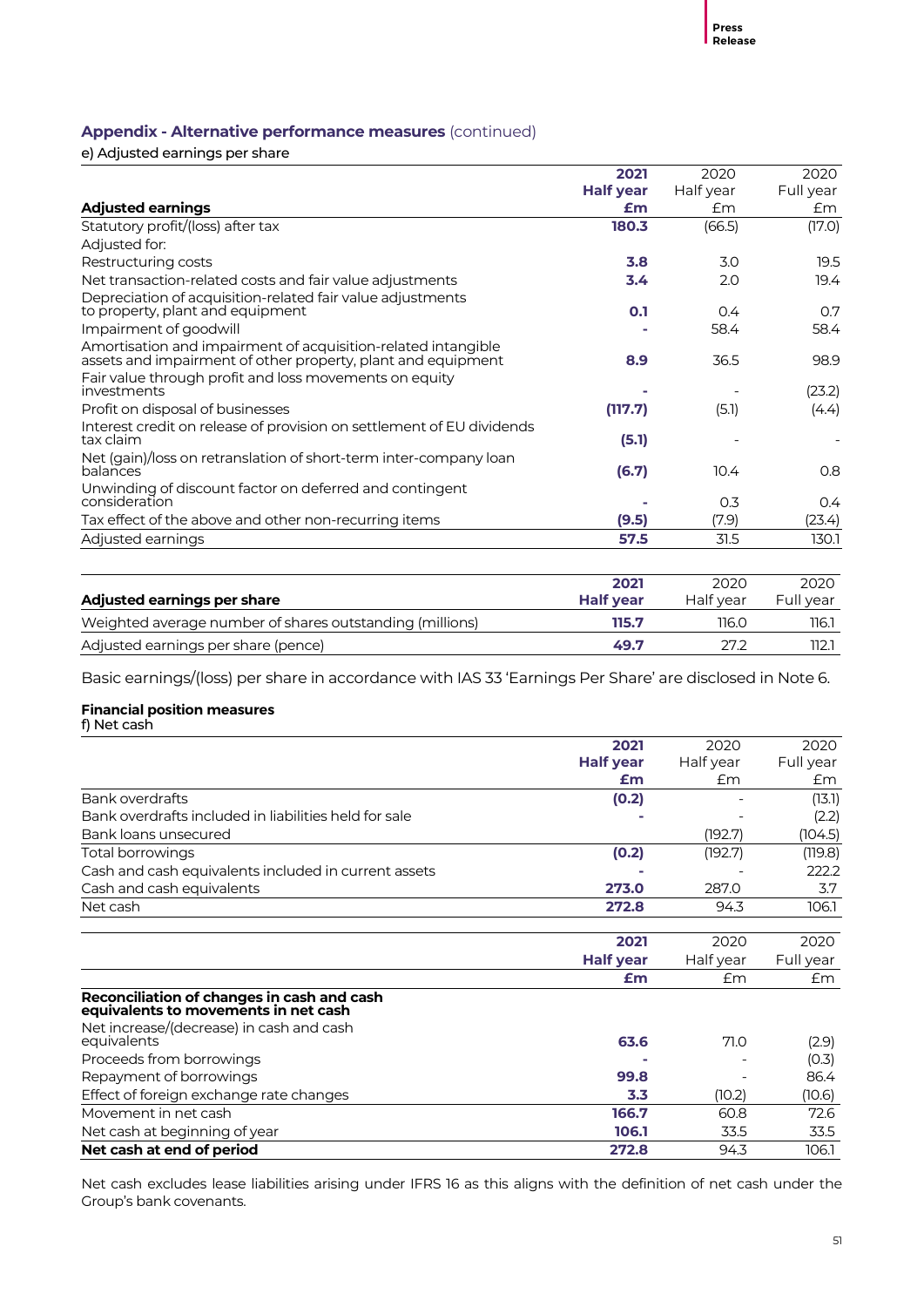## Appendix - Alternative performance measures (continued)

e) Adjusted earnings per share

| Adjusted earnings | 2021 Half year £m | 2020 Half year £m | 2020 Full year £m |
|---|---|---|---|
| Statutory profit/(loss) after tax | **180.3** | (66.5) | (17.0) |
| Adjusted for: | | | |
| Restructuring costs | **3.8** | 3.0 | 19.5 |
| Net transaction-related costs and fair value adjustments | **3.4** | 2.0 | 19.4 |
| Depreciation of acquisition-related fair value adjustments to property, plant and equipment | **0.1** | 0.4 | 0.7 |
| Impairment of goodwill | **-** | 58.4 | 58.4 |
| Amortisation and impairment of acquisition-related intangible assets and impairment of other property, plant and equipment | **8.9** | 36.5 | 98.9 |
| Fair value through profit and loss movements on equity investments | **-** | - | (23.2) |
| Profit on disposal of businesses | **(117.7)** | (5.1) | (4.4) |
| Interest credit on release of provision on settlement of EU dividends tax claim | **(5.1)** | - | - |
| Net (gain)/loss on retranslation of short-term inter-company loan balances | **(6.7)** | 10.4 | 0.8 |
| Unwinding of discount factor on deferred and contingent consideration | **-** | 0.3 | 0.4 |
| Tax effect of the above and other non-recurring items | **(9.5)** | (7.9) | (23.4) |
| Adjusted earnings | **57.5** | 31.5 | 130.1 |

| Adjusted earnings per share | 2021 Half year | 2020 Half year | 2020 Full year |
|---|---|---|---|
| Weighted average number of shares outstanding (millions) | **115.7** | 116.0 | 116.1 |
| Adjusted earnings per share (pence) | **49.7** | 27.2 | 112.1 |

Basic earnings/(loss) per share in accordance with IAS 33 'Earnings Per Share' are disclosed in Note 6.

### Financial position measures

f) Net cash

| | 2021 Half year £m | 2020 Half year £m | 2020 Full year £m |
|---|---|---|---|
| Bank overdrafts | **(0.2)** | - | (13.1) |
| Bank overdrafts included in liabilities held for sale | **-** | - | (2.2) |
| Bank loans unsecured | | (192.7) | (104.5) |
| Total borrowings | **(0.2)** | (192.7) | (119.8) |
| Cash and cash equivalents included in current assets | **-** | - | 222.2 |
| Cash and cash equivalents | **273.0** | 287.0 | 3.7 |
| Net cash | **272.8** | 94.3 | 106.1 |

| | 2021 Half year £m | 2020 Half year £m | 2020 Full year £m |
|---|---|---|---|
| **Reconciliation of changes in cash and cash equivalents to movements in net cash** | | | |
| Net increase/(decrease) in cash and cash equivalents | **63.6** | 71.0 | (2.9) |
| Proceeds from borrowings | **-** | - | (0.3) |
| Repayment of borrowings | **99.8** | - | 86.4 |
| Effect of foreign exchange rate changes | **3.3** | (10.2) | (10.6) |
| Movement in net cash | **166.7** | 60.8 | 72.6 |
| Net cash at beginning of year | **106.1** | 33.5 | 33.5 |
| **Net cash at end of period** | **272.8** | **94.3** | **106.1** |

Net cash excludes lease liabilities arising under IFRS 16 as this aligns with the definition of net cash under the Group's bank covenants.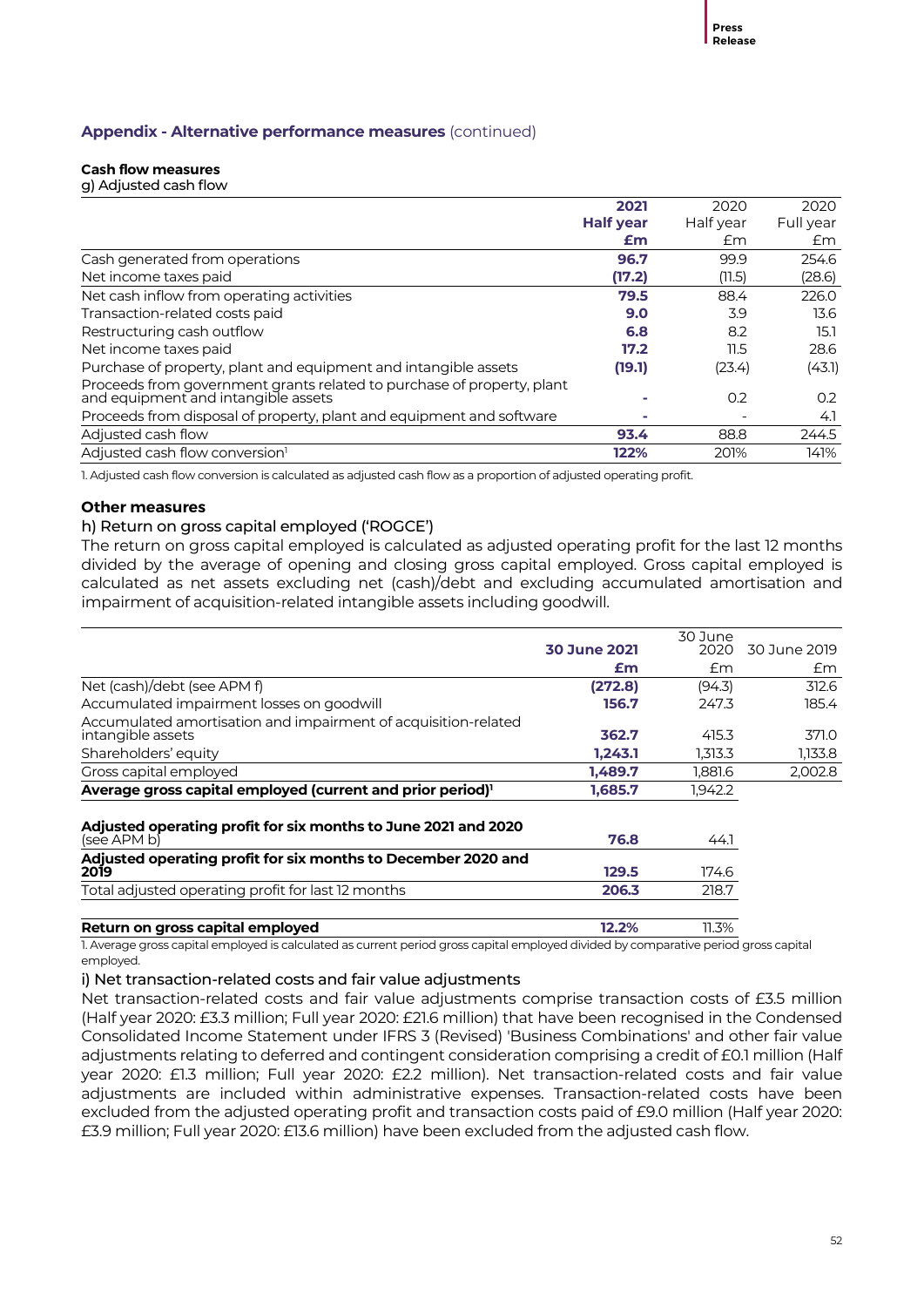## Appendix - Alternative performance measures (continued)

### Cash flow measures

g) Adjusted cash flow

| | 2021 Half year £m | 2020 Half year £m | 2020 Full year £m |
|---|---|---|---|
| Cash generated from operations | **96.7** | 99.9 | 254.6 |
| Net income taxes paid | **(17.2)** | (11.5) | (28.6) |
| Net cash inflow from operating activities | **79.5** | 88.4 | 226.0 |
| Transaction-related costs paid | **9.0** | 3.9 | 13.6 |
| Restructuring cash outflow | **6.8** | 8.2 | 15.1 |
| Net income taxes paid | **17.2** | 11.5 | 28.6 |
| Purchase of property, plant and equipment and intangible assets | **(19.1)** | (23.4) | (43.1) |
| Proceeds from government grants related to purchase of property, plant and equipment and intangible assets | **-** | 0.2 | 0.2 |
| Proceeds from disposal of property, plant and equipment and software | **-** | - | 4.1 |
| Adjusted cash flow | **93.4** | 88.8 | 244.5 |
| Adjusted cash flow conversion[1] | **122%** | 201% | 141% |

1. Adjusted cash flow conversion is calculated as adjusted cash flow as a proportion of adjusted operating profit.

### Other measures

h) Return on gross capital employed ('ROGCE')

The return on gross capital employed is calculated as adjusted operating profit for the last 12 months divided by the average of opening and closing gross capital employed. Gross capital employed is calculated as net assets excluding net (cash)/debt and excluding accumulated amortisation and impairment of acquisition-related intangible assets including goodwill.

| | 30 June 2021 £m | 30 June 2020 £m | 30 June 2019 £m |
|---|---|---|---|
| Net (cash)/debt (see APM f) | **(272.8)** | (94.3) | 312.6 |
| Accumulated impairment losses on goodwill | **156.7** | 247.3 | 185.4 |
| Accumulated amortisation and impairment of acquisition-related intangible assets | **362.7** | 415.3 | 371.0 |
| Shareholders' equity | **1,243.1** | 1,313.3 | 1,133.8 |
| Gross capital employed | **1,489.7** | 1,881.6 | 2,002.8 |
| **Average gross capital employed (current and prior period)[1]** | **1,685.7** | 1,942.2 | |
| | | | |
| **Adjusted operating profit for six months to June 2021 and 2020** (see APM b) | **76.8** | 44.1 | |
| **Adjusted operating profit for six months to December 2020 and 2019** | **129.5** | 174.6 | |
| Total adjusted operating profit for last 12 months | **206.3** | 218.7 | |
| | | | |
| **Return on gross capital employed** | **12.2%** | 11.3% | |

1. Average gross capital employed is calculated as current period gross capital employed divided by comparative period gross capital employed.

i) Net transaction-related costs and fair value adjustments

Net transaction-related costs and fair value adjustments comprise transaction costs of £3.5 million (Half year 2020: £3.3 million; Full year 2020: £21.6 million) that have been recognised in the Condensed Consolidated Income Statement under IFRS 3 (Revised) 'Business Combinations' and other fair value adjustments relating to deferred and contingent consideration comprising a credit of £0.1 million (Half year 2020: £1.3 million; Full year 2020: £2.2 million). Net transaction-related costs and fair value adjustments are included within administrative expenses. Transaction-related costs have been excluded from the adjusted operating profit and transaction costs paid of £9.0 million (Half year 2020: £3.9 million; Full year 2020: £13.6 million) have been excluded from the adjusted cash flow.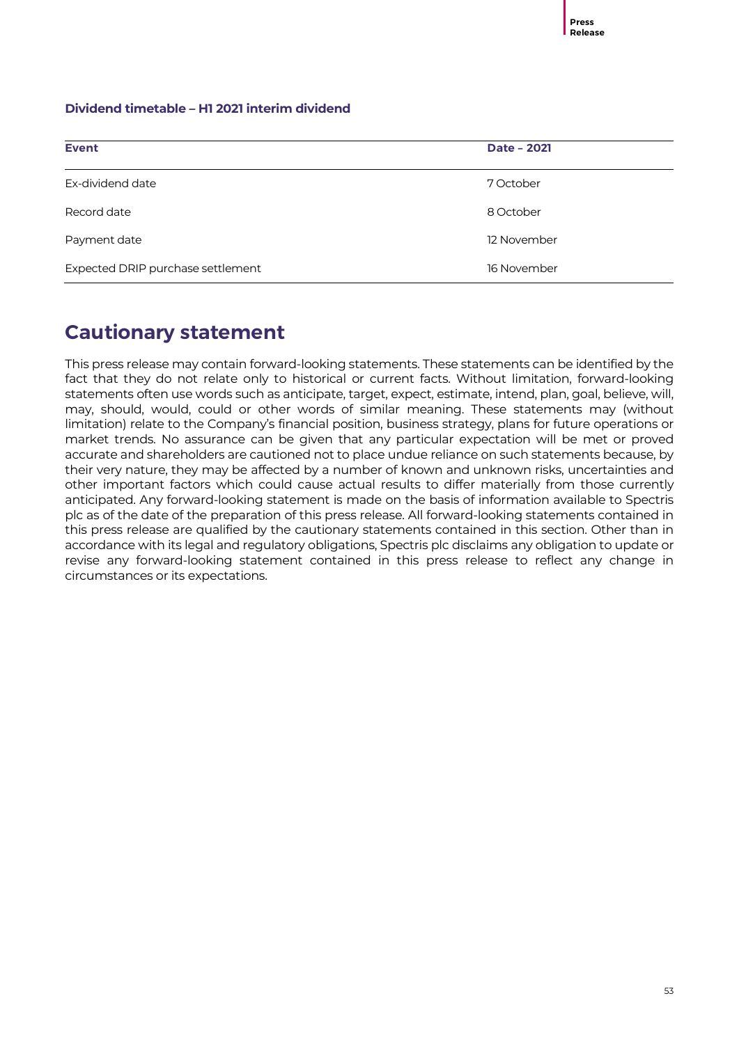### Dividend timetable – H1 2021 interim dividend

| Event | Date – 2021 |
|---|---|
| Ex-dividend date | 7 October |
| Record date | 8 October |
| Payment date | 12 November |
| Expected DRIP purchase settlement | 16 November |

## Cautionary statement

This press release may contain forward-looking statements. These statements can be identified by the fact that they do not relate only to historical or current facts. Without limitation, forward-looking statements often use words such as anticipate, target, expect, estimate, intend, plan, goal, believe, will, may, should, would, could or other words of similar meaning. These statements may (without limitation) relate to the Company's financial position, business strategy, plans for future operations or market trends. No assurance can be given that any particular expectation will be met or proved accurate and shareholders are cautioned not to place undue reliance on such statements because, by their very nature, they may be affected by a number of known and unknown risks, uncertainties and other important factors which could cause actual results to differ materially from those currently anticipated. Any forward-looking statement is made on the basis of information available to Spectris plc as of the date of the preparation of this press release. All forward-looking statements contained in this press release are qualified by the cautionary statements contained in this section. Other than in accordance with its legal and regulatory obligations, Spectris plc disclaims any obligation to update or revise any forward-looking statement contained in this press release to reflect any change in circumstances or its expectations.